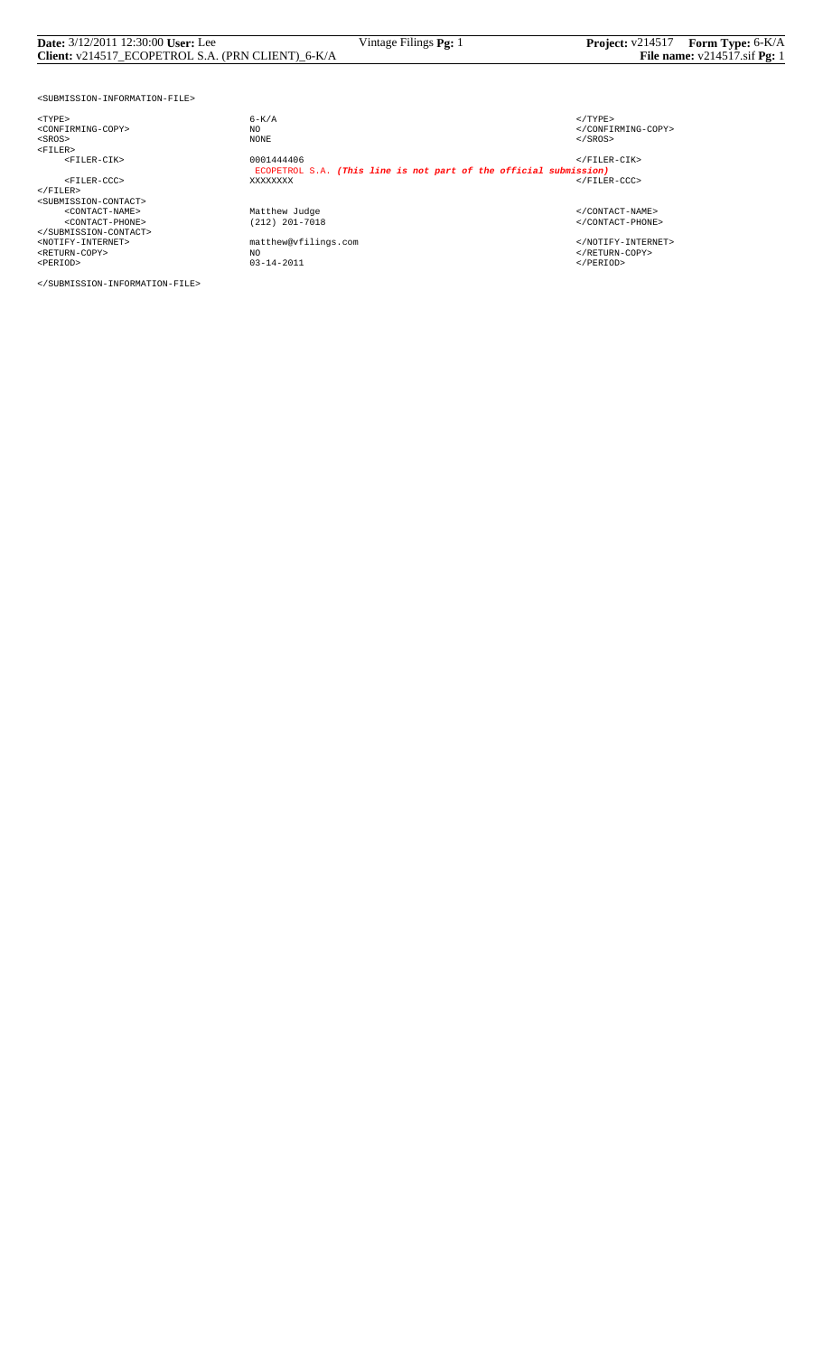```
<SUBMISSION-INFORMATION-FILE>

<TYPE>                          6-K/A                                          </TYPE>
<CONFIRMING-COPY>               NO                                             </CONFIRMING-COPY>
<SROS>                          NONE                                           </SROS>
<FILER>
     <FILER-CIK>                0001444406                                     </FILER-CIK>
                                ECOPETROL S.A. (This line is not part of the official submission)
     <FILER-CCC>                XXXXXXXX                                       </FILER-CCC>
</FILER>
<SUBMISSION-CONTACT>
     <CONTACT-NAME>             Matthew Judge                                  </CONTACT-NAME>
     <CONTACT-PHONE>            (212) 201-7018                                 </CONTACT-PHONE>
</SUBMISSION-CONTACT>
<NOTIFY-INTERNET>               matthew@vfilings.com                           </NOTIFY-INTERNET>
<RETURN-COPY>                   NO                                             </RETURN-COPY>
<PERIOD>                        03-14-2011                                     </PERIOD>

</SUBMISSION-INFORMATION-FILE>
```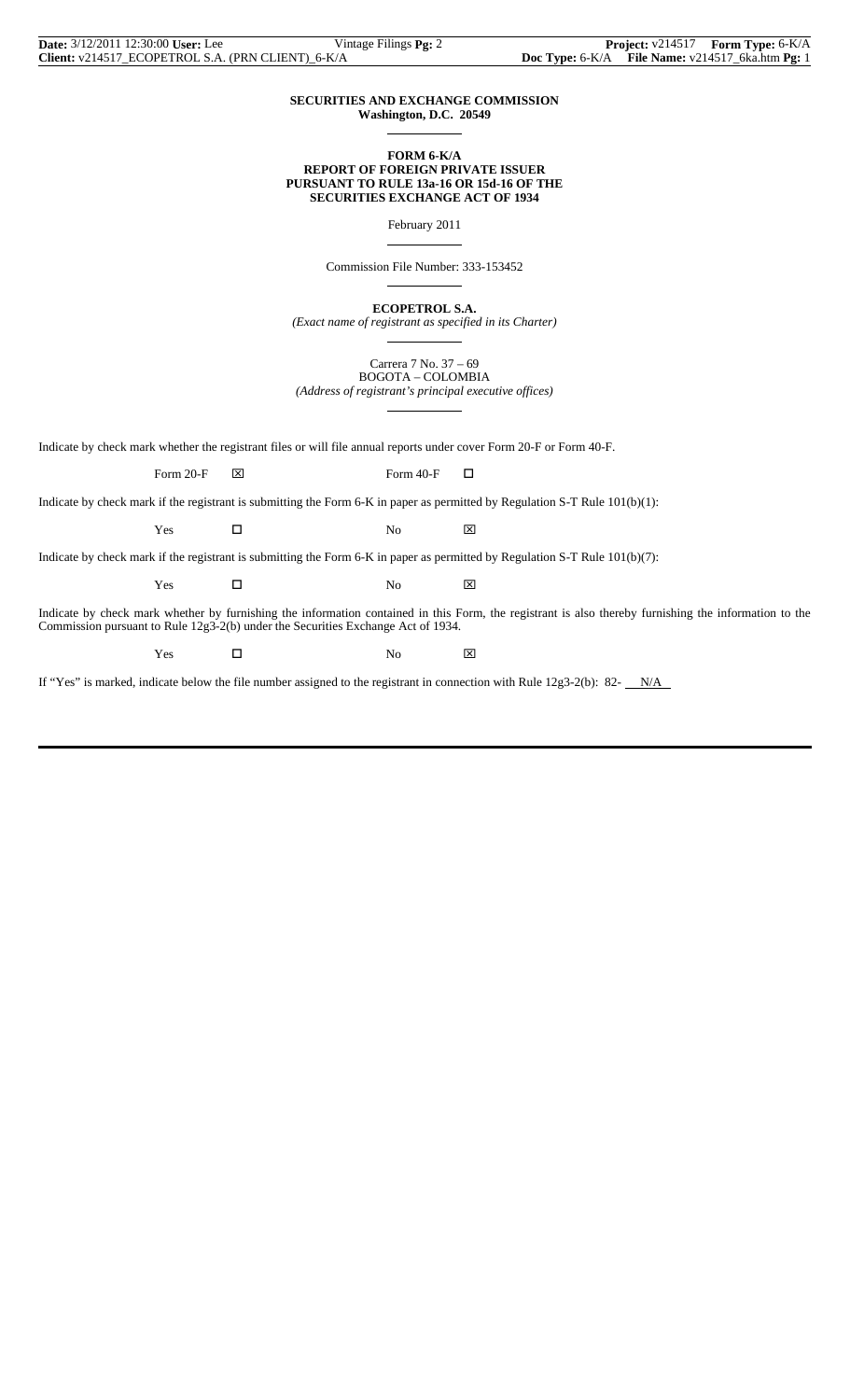**SECURITIES AND EXCHANGE COMMISSION**
**Washington, D.C. 20549**

**FORM 6-K/A**
**REPORT OF FOREIGN PRIVATE ISSUER**
**PURSUANT TO RULE 13a-16 OR 15d-16 OF THE**
**SECURITIES EXCHANGE ACT OF 1934**

February 2011

Commission File Number: 333-153452

**ECOPETROL S.A.**
*(Exact name of registrant as specified in its Charter)*

Carrera 7 No. 37 – 69
BOGOTA – COLOMBIA
*(Address of registrant's principal executive offices)*

Indicate by check mark whether the registrant files or will file annual reports under cover Form 20-F or Form 40-F.

Form 20-F ☒ Form 40-F ☐

Indicate by check mark if the registrant is submitting the Form 6-K in paper as permitted by Regulation S-T Rule 101(b)(1):

Yes ☐ No ☒

Indicate by check mark if the registrant is submitting the Form 6-K in paper as permitted by Regulation S-T Rule 101(b)(7):

Yes ☐ No ☒

Indicate by check mark whether by furnishing the information contained in this Form, the registrant is also thereby furnishing the information to the Commission pursuant to Rule 12g3-2(b) under the Securities Exchange Act of 1934.

Yes ☐ No ☒

If "Yes" is marked, indicate below the file number assigned to the registrant in connection with Rule 12g3-2(b): 82- N/A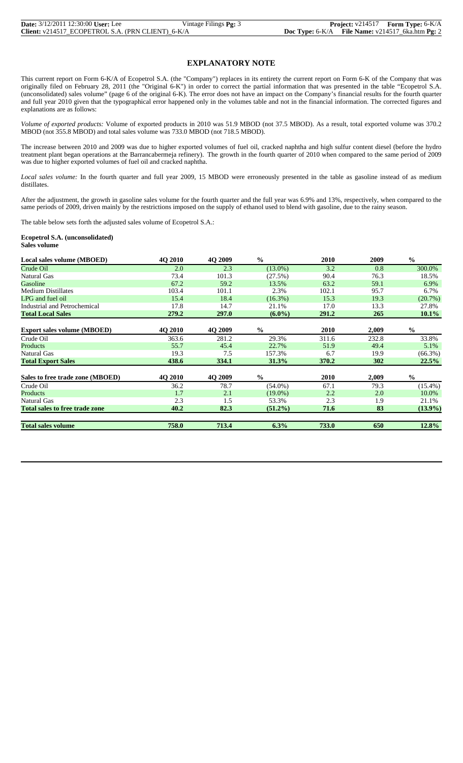## EXPLANATORY NOTE

This current report on Form 6-K/A of Ecopetrol S.A. (the "Company") replaces in its entirety the current report on Form 6-K of the Company that was originally filed on February 28, 2011 (the "Original 6-K") in order to correct the partial information that was presented in the table "Ecopetrol S.A. (unconsolidated) sales volume" (page 6 of the original 6-K). The error does not have an impact on the Company's financial results for the fourth quarter and full year 2010 given that the typographical error happened only in the volumes table and not in the financial information. The corrected figures and explanations are as follows:

*Volume of exported products:* Volume of exported products in 2010 was 51.9 MBOD (not 37.5 MBOD). As a result, total exported volume was 370.2 MBOD (not 355.8 MBOD) and total sales volume was 733.0 MBOD (not 718.5 MBOD).

The increase between 2010 and 2009 was due to higher exported volumes of fuel oil, cracked naphtha and high sulfur content diesel (before the hydro treatment plant began operations at the Barrancabermeja refinery). The growth in the fourth quarter of 2010 when compared to the same period of 2009 was due to higher exported volumes of fuel oil and cracked naphtha.

*Local sales volume:* In the fourth quarter and full year 2009, 15 MBOD were erroneously presented in the table as gasoline instead of as medium distillates.

After the adjustment, the growth in gasoline sales volume for the fourth quarter and the full year was 6.9% and 13%, respectively, when compared to the same periods of 2009, driven mainly by the restrictions imposed on the supply of ethanol used to blend with gasoline, due to the rainy season.

The table below sets forth the adjusted sales volume of Ecopetrol S.A.:

**Ecopetrol S.A. (unconsolidated)**
**Sales volume**

| Local sales volume (MBOED) | 4Q 2010 | 4Q 2009 | % | 2010 | 2009 | % |
|---|---|---|---|---|---|---|
| Crude Oil | 2.0 | 2.3 | (13.0%) | 3.2 | 0.8 | 300.0% |
| Natural Gas | 73.4 | 101.3 | (27.5%) | 90.4 | 76.3 | 18.5% |
| Gasoline | 67.2 | 59.2 | 13.5% | 63.2 | 59.1 | 6.9% |
| Medium Distillates | 103.4 | 101.1 | 2.3% | 102.1 | 95.7 | 6.7% |
| LPG and fuel oil | 15.4 | 18.4 | (16.3%) | 15.3 | 19.3 | (20.7%) |
| Industrial and Petrochemical | 17.8 | 14.7 | 21.1% | 17.0 | 13.3 | 27.8% |
| **Total Local Sales** | **279.2** | **297.0** | **(6.0%)** | **291.2** | **265** | **10.1%** |
| **Export sales volume (MBOED)** | **4Q 2010** | **4Q 2009** | **%** | **2010** | **2,009** | **%** |
| Crude Oil | 363.6 | 281.2 | 29.3% | 311.6 | 232.8 | 33.8% |
| Products | 55.7 | 45.4 | 22.7% | 51.9 | 49.4 | 5.1% |
| Natural Gas | 19.3 | 7.5 | 157.3% | 6.7 | 19.9 | (66.3%) |
| **Total Export Sales** | **438.6** | **334.1** | **31.3%** | **370.2** | **302** | **22.5%** |
| **Sales to free trade zone (MBOED)** | **4Q 2010** | **4Q 2009** | **%** | **2010** | **2,009** | **%** |
| Crude Oil | 36.2 | 78.7 | (54.0%) | 67.1 | 79.3 | (15.4%) |
| Products | 1.7 | 2.1 | (19.0%) | 2.2 | 2.0 | 10.0% |
| Natural Gas | 2.3 | 1.5 | 53.3% | 2.3 | 1.9 | 21.1% |
| **Total sales to free trade zone** | **40.2** | **82.3** | **(51.2%)** | **71.6** | **83** | **(13.9%)** |
| **Total sales volume** | **758.0** | **713.4** | **6.3%** | **733.0** | **650** | **12.8%** |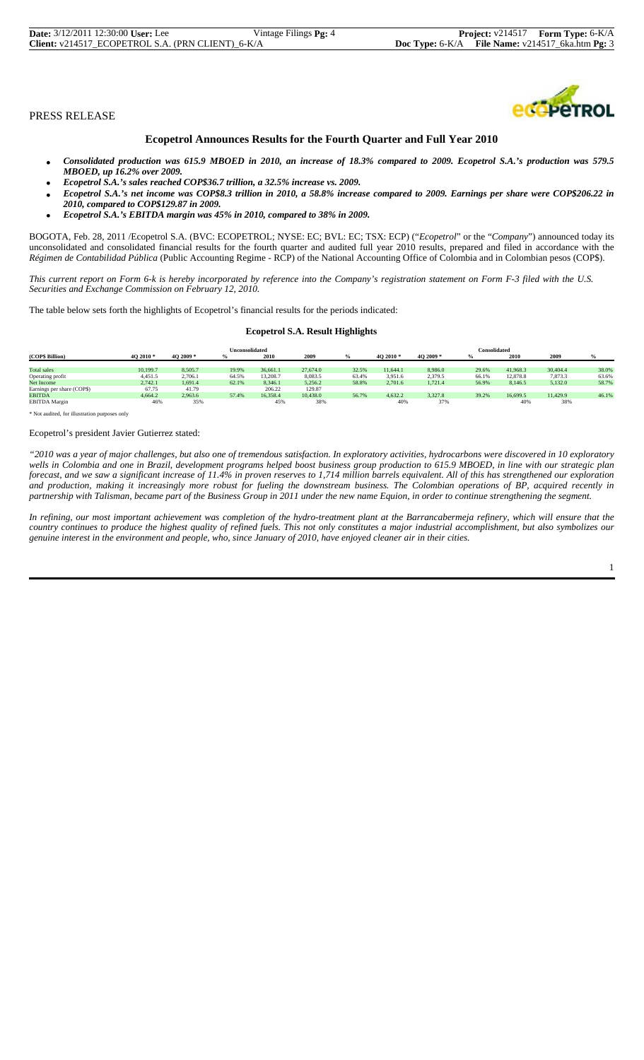PRESS RELEASE

# Ecopetrol Announces Results for the Fourth Quarter and Full Year 2010

- ***Consolidated production was 615.9 MBOED in 2010, an increase of 18.3% compared to 2009. Ecopetrol S.A.'s production was 579.5 MBOED, up 16.2% over 2009.***
- ***Ecopetrol S.A.'s sales reached COP$36.7 trillion, a 32.5% increase vs. 2009.***
- ***Ecopetrol S.A.'s net income was COP$8.3 trillion in 2010, a 58.8% increase compared to 2009. Earnings per share were COP$206.22 in 2010, compared to COP$129.87 in 2009.***
- ***Ecopetrol S.A.'s EBITDA margin was 45% in 2010, compared to 38% in 2009.***

BOGOTA, Feb. 28, 2011 /Ecopetrol S.A. (BVC: ECOPETROL; NYSE: EC; BVL: EC; TSX: ECP) ("*Ecopetrol*" or the "*Company*") announced today its unconsolidated and consolidated financial results for the fourth quarter and audited full year 2010 results, prepared and filed in accordance with the *Régimen de Contabilidad Pública* (Public Accounting Regime - RCP) of the National Accounting Office of Colombia and in Colombian pesos (COP$).

*This current report on Form 6-k is hereby incorporated by reference into the Company's registration statement on Form F-3 filed with the U.S. Securities and Exchange Commission on February 12, 2010.*

The table below sets forth the highlights of Ecopetrol's financial results for the periods indicated:

### Ecopetrol S.A. Result Highlights

| | Unconsolidated | | | | | | Consolidated | | | | | |
|---|---|---|---|---|---|---|---|---|---|---|---|---|
| (COP$ Billion) | 4Q 2010 * | 4Q 2009 * | % | 2010 | 2009 | % | 4Q 2010 * | 4Q 2009 * | % | 2010 | 2009 | % |
| Total sales | 10,199.7 | 8,505.7 | 19.9% | 36,661.1 | 27,674.0 | 32.5% | 11,644.1 | 8,986.0 | 29.6% | 41,968.3 | 30,404.4 | 38.0% |
| Operating profit | 4,451.5 | 2,706.1 | 64.5% | 13,208.7 | 8,083.5 | 63.4% | 3,951.6 | 2,379.5 | 66.1% | 12,878.8 | 7,873.3 | 63.6% |
| Net Income | 2,742.1 | 1,691.4 | 62.1% | 8,346.1 | 5,256.2 | 58.8% | 2,701.6 | 1,721.4 | 56.9% | 8,146.5 | 5,132.0 | 58.7% |
| Earnings per share (COP$) | 67.75 | 41.79 | | 206.22 | 129.87 | | | | | | | |
| EBITDA | 4,664.2 | 2,963.6 | 57.4% | 16,358.4 | 10,438.0 | 56.7% | 4,632.2 | 3,327.8 | 39.2% | 16,699.5 | 11,429.9 | 46.1% |
| EBITDA Margin | 46% | 35% | | 45% | 38% | | 40% | 37% | | 40% | 38% | |

\* Not audited, for illustration purposes only

Ecopetrol's president Javier Gutierrez stated:

*"2010 was a year of major challenges, but also one of tremendous satisfaction. In exploratory activities, hydrocarbons were discovered in 10 exploratory wells in Colombia and one in Brazil, development programs helped boost business group production to 615.9 MBOED, in line with our strategic plan forecast, and we saw a significant increase of 11.4% in proven reserves to 1,714 million barrels equivalent. All of this has strengthened our exploration and production, making it increasingly more robust for fueling the downstream business. The Colombian operations of BP, acquired recently in partnership with Talisman, became part of the Business Group in 2011 under the new name Equion, in order to continue strengthening the segment.*

*In refining, our most important achievement was completion of the hydro-treatment plant at the Barrancabermeja refinery, which will ensure that the country continues to produce the highest quality of refined fuels. This not only constitutes a major industrial accomplishment, but also symbolizes our genuine interest in the environment and people, who, since January of 2010, have enjoyed cleaner air in their cities.*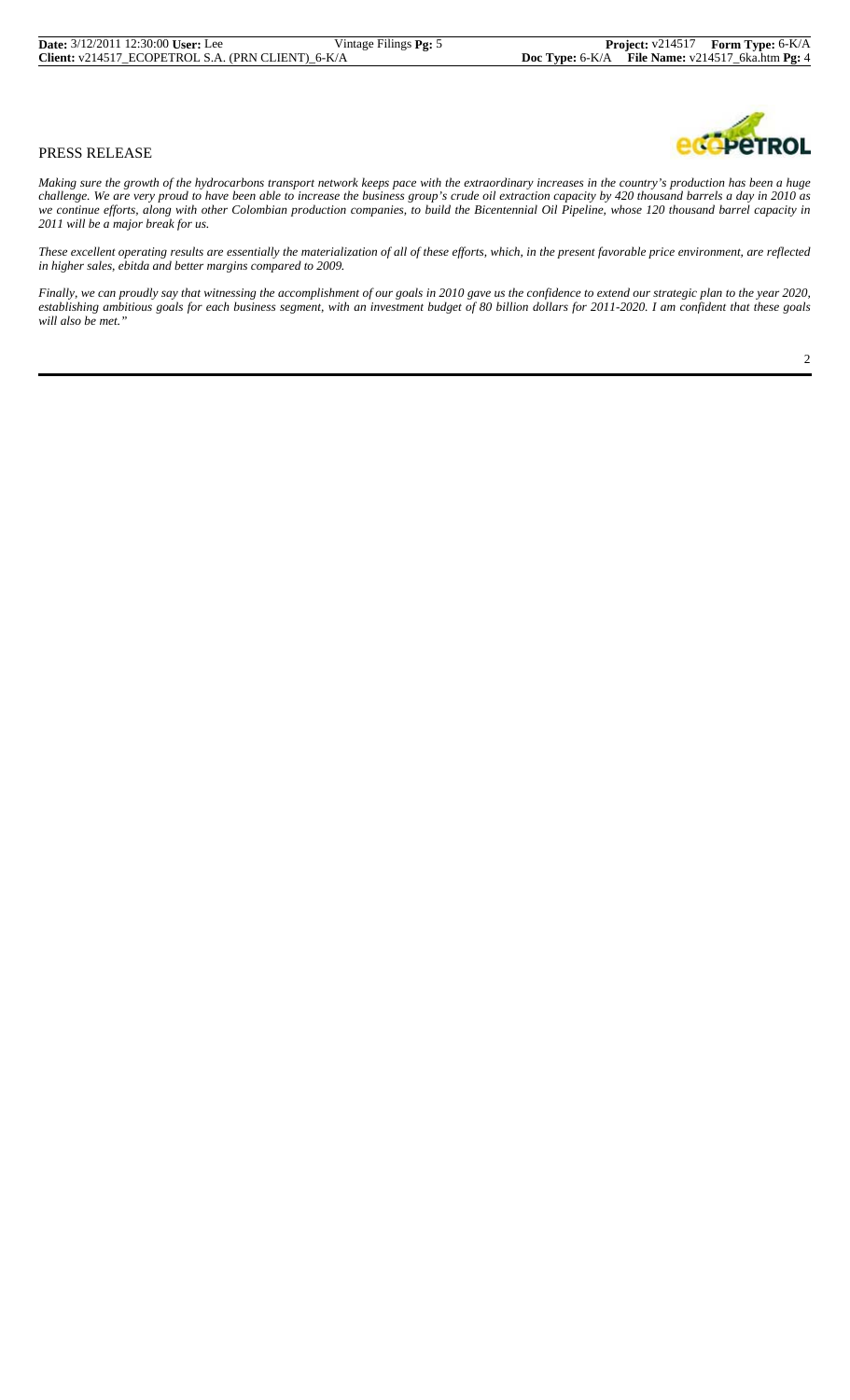PRESS RELEASE

*Making sure the growth of the hydrocarbons transport network keeps pace with the extraordinary increases in the country's production has been a huge challenge. We are very proud to have been able to increase the business group's crude oil extraction capacity by 420 thousand barrels a day in 2010 as we continue efforts, along with other Colombian production companies, to build the Bicentennial Oil Pipeline, whose 120 thousand barrel capacity in 2011 will be a major break for us.*

*These excellent operating results are essentially the materialization of all of these efforts, which, in the present favorable price environment, are reflected in higher sales, ebitda and better margins compared to 2009.*

*Finally, we can proudly say that witnessing the accomplishment of our goals in 2010 gave us the confidence to extend our strategic plan to the year 2020, establishing ambitious goals for each business segment, with an investment budget of 80 billion dollars for 2011-2020. I am confident that these goals will also be met."*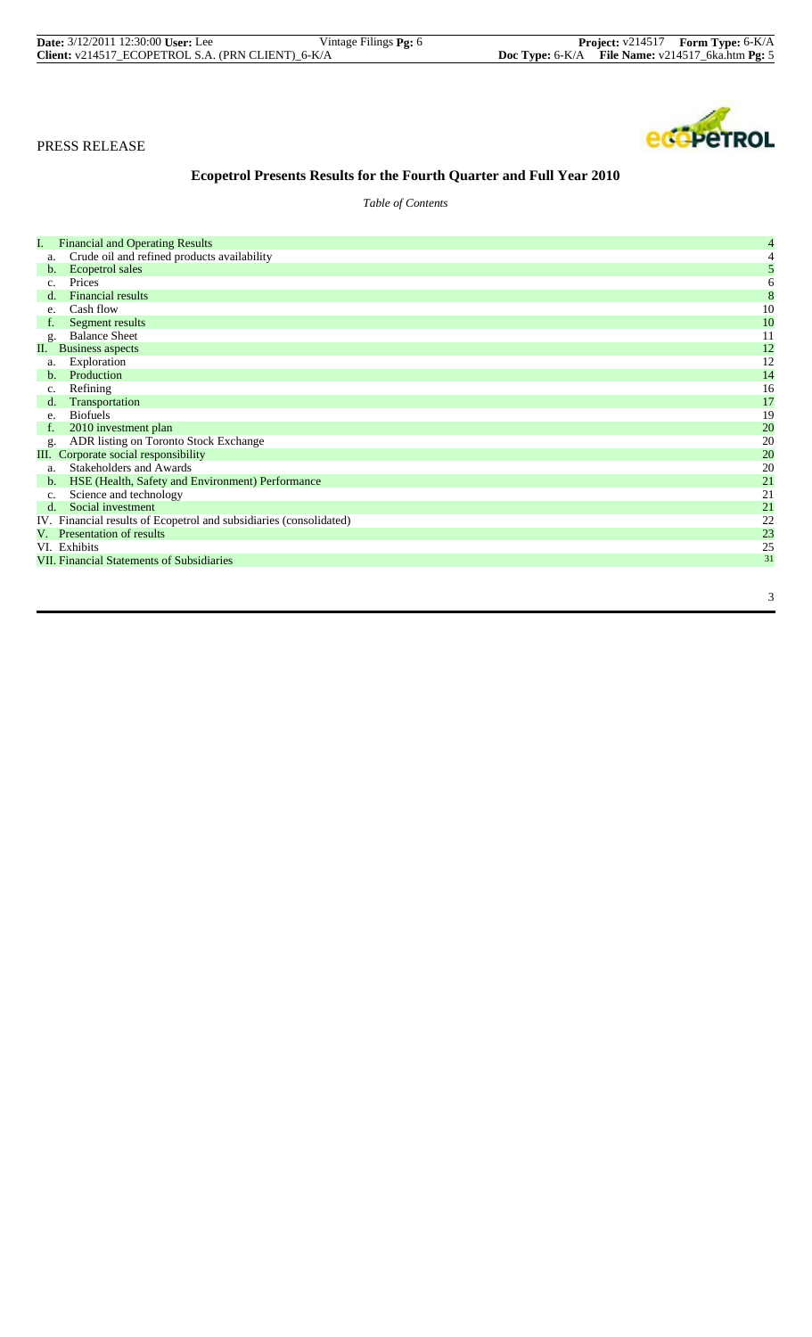PRESS RELEASE

# Ecopetrol Presents Results for the Fourth Quarter and Full Year 2010

*Table of Contents*

| | |
|---|---|
| I. Financial and Operating Results | 4 |
| a. Crude oil and refined products availability | 4 |
| b. Ecopetrol sales | 5 |
| c. Prices | 6 |
| d. Financial results | 8 |
| e. Cash flow | 10 |
| f. Segment results | 10 |
| g. Balance Sheet | 11 |
| II. Business aspects | 12 |
| a. Exploration | 12 |
| b. Production | 14 |
| c. Refining | 16 |
| d. Transportation | 17 |
| e. Biofuels | 19 |
| f. 2010 investment plan | 20 |
| g. ADR listing on Toronto Stock Exchange | 20 |
| III. Corporate social responsibility | 20 |
| a. Stakeholders and Awards | 20 |
| b. HSE (Health, Safety and Environment) Performance | 21 |
| c. Science and technology | 21 |
| d. Social investment | 21 |
| IV. Financial results of Ecopetrol and subsidiaries (consolidated) | 22 |
| V. Presentation of results | 23 |
| VI. Exhibits | 25 |
| VII. Financial Statements of Subsidiaries | 31 |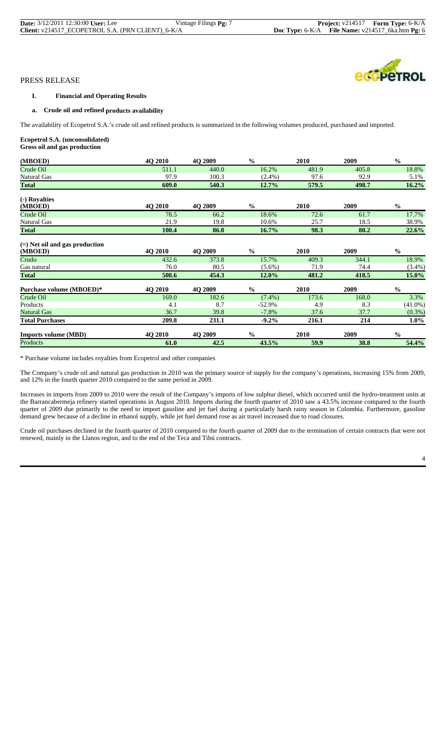PRESS RELEASE

## I. Financial and Operating Results

### a. Crude oil and refined products availability

The availability of Ecopetrol S.A.'s crude oil and refined products is summarized in the following volumes produced, purchased and imported.

**Ecopetrol S.A. (unconsolidated)**
**Gross oil and gas production**

| (MBOED) | 4Q 2010 | 4Q 2009 | % | 2010 | 2009 | % |
|---|---|---|---|---|---|---|
| Crude Oil | 511.1 | 440.0 | 16.2% | 481.9 | 405.8 | 18.8% |
| Natural Gas | 97.9 | 100.3 | (2.4%) | 97.6 | 92.9 | 5.1% |
| **Total** | **609.0** | **540.3** | **12.7%** | **579.5** | **498.7** | **16.2%** |

| (-) Royalties (MBOED) | 4Q 2010 | 4Q 2009 | % | 2010 | 2009 | % |
|---|---|---|---|---|---|---|
| Crude Oil | 78.5 | 66.2 | 18.6% | 72.6 | 61.7 | 17.7% |
| Natural Gas | 21.9 | 19.8 | 10.6% | 25.7 | 18.5 | 38.9% |
| **Total** | **100.4** | **86.0** | **16.7%** | **98.3** | **80.2** | **22.6%** |

| (=) Net oil and gas production (MBOED) | 4Q 2010 | 4Q 2009 | % | 2010 | 2009 | % |
|---|---|---|---|---|---|---|
| Crudo | 432.6 | 373.8 | 15.7% | 409.3 | 344.1 | 18.9% |
| Gas natural | 76.0 | 80.5 | (5.6%) | 71.9 | 74.4 | (3.4%) |
| **Total** | **508.6** | **454.3** | **12.0%** | **481.2** | **418.5** | **15.0%** |

| Purchase volume (MBOED)* | 4Q 2010 | 4Q 2009 | % | 2010 | 2009 | % |
|---|---|---|---|---|---|---|
| Crude Oil | 169.0 | 182.6 | (7.4%) | 173.6 | 168.0 | 3.3% |
| Products | 4.1 | 8.7 | -52.9% | 4.9 | 8.3 | (41.0%) |
| Natural Gas | 36.7 | 39.8 | -7.8% | 37.6 | 37.7 | (0.3%) |
| **Total Purchases** | **209.8** | **231.1** | **-9.2%** | **216.1** | **214** | **1.0%** |

| Imports volume (MBD) | 4Q 2010 | 4Q 2009 | % | 2010 | 2009 | % |
|---|---|---|---|---|---|---|
| Products | **61.0** | **42.5** | **43.5%** | **59.9** | **38.8** | **54.4%** |

\* Purchase volume includes royalties from Ecopetrol and other companies

The Company's crude oil and natural gas production in 2010 was the primary source of supply for the company's operations, increasing 15% from 2009, and 12% in the fourth quarter 2010 compared to the same period in 2009.

Increases in imports from 2009 to 2010 were the result of the Company's imports of low sulphur diesel, which occurred until the hydro-treatment units at the Barrancabermeja refinery started operations in August 2010. Imports during the fourth quarter of 2010 saw a 43.5% increase compared to the fourth quarter of 2009 due primarily to the need to import gasoline and jet fuel during a particularly harsh rainy season in Colombia. Furthermore, gasoline demand grew because of a decline in ethanol supply, while jet fuel demand rose as air travel increased due to road closures.

Crude oil purchases declined in the fourth quarter of 2010 compared to the fourth quarter of 2009 due to the termination of certain contracts that were not renewed, mainly in the Llanos region, and to the end of the Teca and Tibú contracts.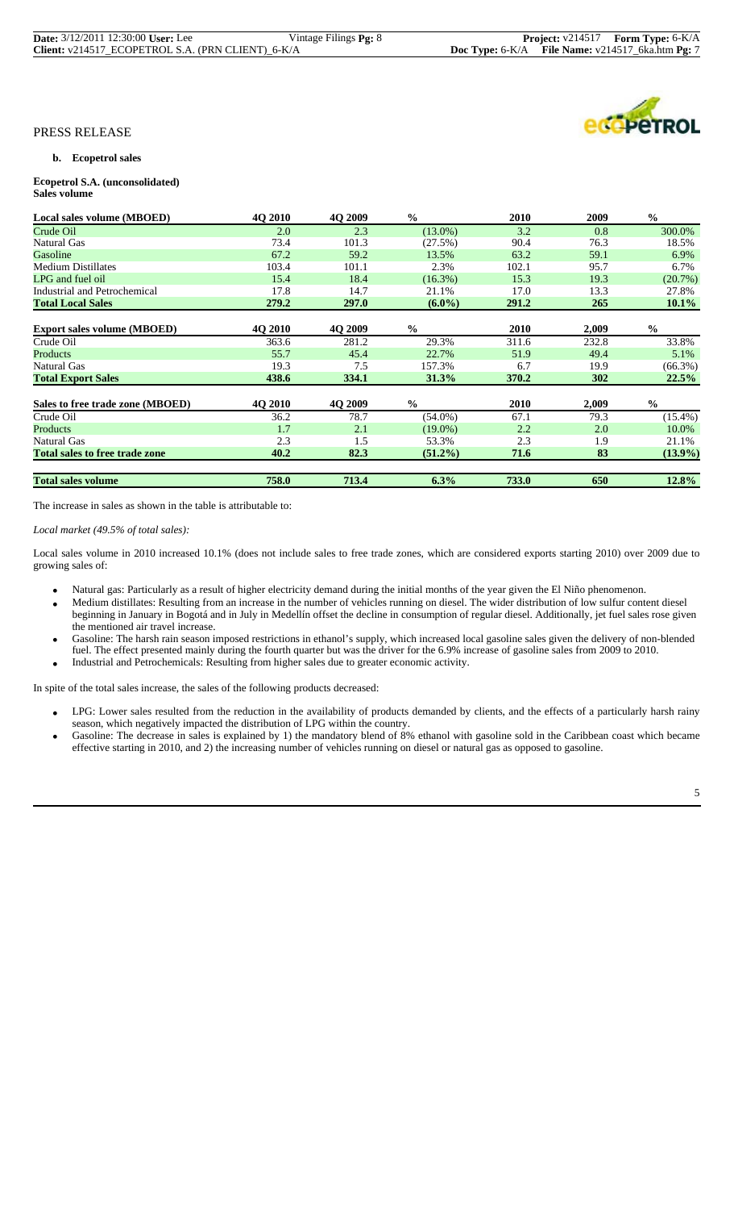PRESS RELEASE

**b. Ecopetrol sales**

**Ecopetrol S.A. (unconsolidated)**
**Sales volume**

| Local sales volume (MBOED) | 4Q 2010 | 4Q 2009 | % | 2010 | 2009 | % |
|---|---|---|---|---|---|---|
| Crude Oil | 2.0 | 2.3 | (13.0%) | 3.2 | 0.8 | 300.0% |
| Natural Gas | 73.4 | 101.3 | (27.5%) | 90.4 | 76.3 | 18.5% |
| Gasoline | 67.2 | 59.2 | 13.5% | 63.2 | 59.1 | 6.9% |
| Medium Distillates | 103.4 | 101.1 | 2.3% | 102.1 | 95.7 | 6.7% |
| LPG and fuel oil | 15.4 | 18.4 | (16.3%) | 15.3 | 19.3 | (20.7%) |
| Industrial and Petrochemical | 17.8 | 14.7 | 21.1% | 17.0 | 13.3 | 27.8% |
| **Total Local Sales** | **279.2** | **297.0** | **(6.0%)** | **291.2** | **265** | **10.1%** |
| **Export sales volume (MBOED)** | **4Q 2010** | **4Q 2009** | **%** | **2010** | **2,009** | **%** |
| Crude Oil | 363.6 | 281.2 | 29.3% | 311.6 | 232.8 | 33.8% |
| Products | 55.7 | 45.4 | 22.7% | 51.9 | 49.4 | 5.1% |
| Natural Gas | 19.3 | 7.5 | 157.3% | 6.7 | 19.9 | (66.3%) |
| **Total Export Sales** | **438.6** | **334.1** | **31.3%** | **370.2** | **302** | **22.5%** |
| **Sales to free trade zone (MBOED)** | **4Q 2010** | **4Q 2009** | **%** | **2010** | **2,009** | **%** |
| Crude Oil | 36.2 | 78.7 | (54.0%) | 67.1 | 79.3 | (15.4%) |
| Products | 1.7 | 2.1 | (19.0%) | 2.2 | 2.0 | 10.0% |
| Natural Gas | 2.3 | 1.5 | 53.3% | 2.3 | 1.9 | 21.1% |
| **Total sales to free trade zone** | **40.2** | **82.3** | **(51.2%)** | **71.6** | **83** | **(13.9%)** |
| **Total sales volume** | **758.0** | **713.4** | **6.3%** | **733.0** | **650** | **12.8%** |

The increase in sales as shown in the table is attributable to:

*Local market (49.5% of total sales):*

Local sales volume in 2010 increased 10.1% (does not include sales to free trade zones, which are considered exports starting 2010) over 2009 due to growing sales of:

- Natural gas: Particularly as a result of higher electricity demand during the initial months of the year given the El Niño phenomenon.
- Medium distillates: Resulting from an increase in the number of vehicles running on diesel. The wider distribution of low sulfur content diesel beginning in January in Bogotá and in July in Medellín offset the decline in consumption of regular diesel. Additionally, jet fuel sales rose given the mentioned air travel increase.
- Gasoline: The harsh rain season imposed restrictions in ethanol's supply, which increased local gasoline sales given the delivery of non-blended fuel. The effect presented mainly during the fourth quarter but was the driver for the 6.9% increase of gasoline sales from 2009 to 2010.
- Industrial and Petrochemicals: Resulting from higher sales due to greater economic activity.

In spite of the total sales increase, the sales of the following products decreased:

- LPG: Lower sales resulted from the reduction in the availability of products demanded by clients, and the effects of a particularly harsh rainy season, which negatively impacted the distribution of LPG within the country.
- Gasoline: The decrease in sales is explained by 1) the mandatory blend of 8% ethanol with gasoline sold in the Caribbean coast which became effective starting in 2010, and 2) the increasing number of vehicles running on diesel or natural gas as opposed to gasoline.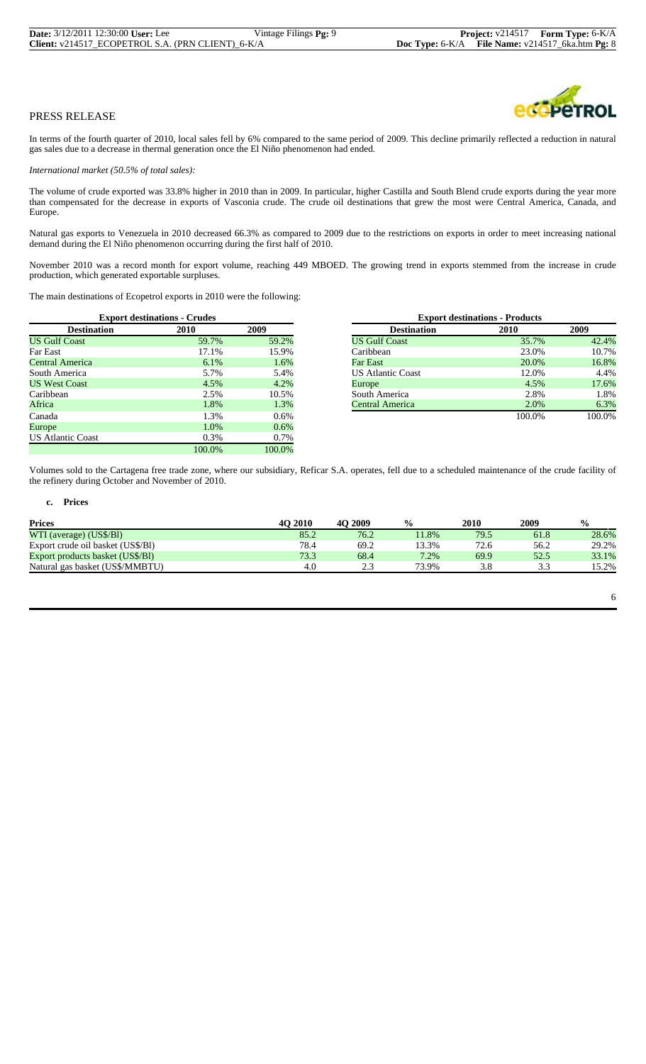PRESS RELEASE

In terms of the fourth quarter of 2010, local sales fell by 6% compared to the same period of 2009. This decline primarily reflected a reduction in natural gas sales due to a decrease in thermal generation once the El Niño phenomenon had ended.

*International market (50.5% of total sales):*

The volume of crude exported was 33.8% higher in 2010 than in 2009. In particular, higher Castilla and South Blend crude exports during the year more than compensated for the decrease in exports of Vasconia crude. The crude oil destinations that grew the most were Central America, Canada, and Europe.

Natural gas exports to Venezuela in 2010 decreased 66.3% as compared to 2009 due to the restrictions on exports in order to meet increasing national demand during the El Niño phenomenon occurring during the first half of 2010.

November 2010 was a record month for export volume, reaching 449 MBOED. The growing trend in exports stemmed from the increase in crude production, which generated exportable surpluses.

The main destinations of Ecopetrol exports in 2010 were the following:

| Export destinations - Crudes | | |
|---|---|---|
| **Destination** | **2010** | **2009** |
| US Gulf Coast | 59.7% | 59.2% |
| Far East | 17.1% | 15.9% |
| Central America | 6.1% | 1.6% |
| South America | 5.7% | 5.4% |
| US West Coast | 4.5% | 4.2% |
| Caribbean | 2.5% | 10.5% |
| Africa | 1.8% | 1.3% |
| Canada | 1.3% | 0.6% |
| Europe | 1.0% | 0.6% |
| US Atlantic Coast | 0.3% | 0.7% |
| | 100.0% | 100.0% |

| Export destinations - Products | | |
|---|---|---|
| **Destination** | **2010** | **2009** |
| US Gulf Coast | 35.7% | 42.4% |
| Caribbean | 23.0% | 10.7% |
| Far East | 20.0% | 16.8% |
| US Atlantic Coast | 12.0% | 4.4% |
| Europe | 4.5% | 17.6% |
| South America | 2.8% | 1.8% |
| Central America | 2.0% | 6.3% |
| | 100.0% | 100.0% |

Volumes sold to the Cartagena free trade zone, where our subsidiary, Reficar S.A. operates, fell due to a scheduled maintenance of the crude facility of the refinery during October and November of 2010.

**c. Prices**

| Prices | 4Q 2010 | 4Q 2009 | % | 2010 | 2009 | % |
|---|---|---|---|---|---|---|
| WTI (average) (US$/Bl) | 85.2 | 76.2 | 11.8% | 79.5 | 61.8 | 28.6% |
| Export crude oil basket (US$/Bl) | 78.4 | 69.2 | 13.3% | 72.6 | 56.2 | 29.2% |
| Export products basket (US$/Bl) | 73.3 | 68.4 | 7.2% | 69.9 | 52.5 | 33.1% |
| Natural gas basket (US$/MMBTU) | 4.0 | 2.3 | 73.9% | 3.8 | 3.3 | 15.2% |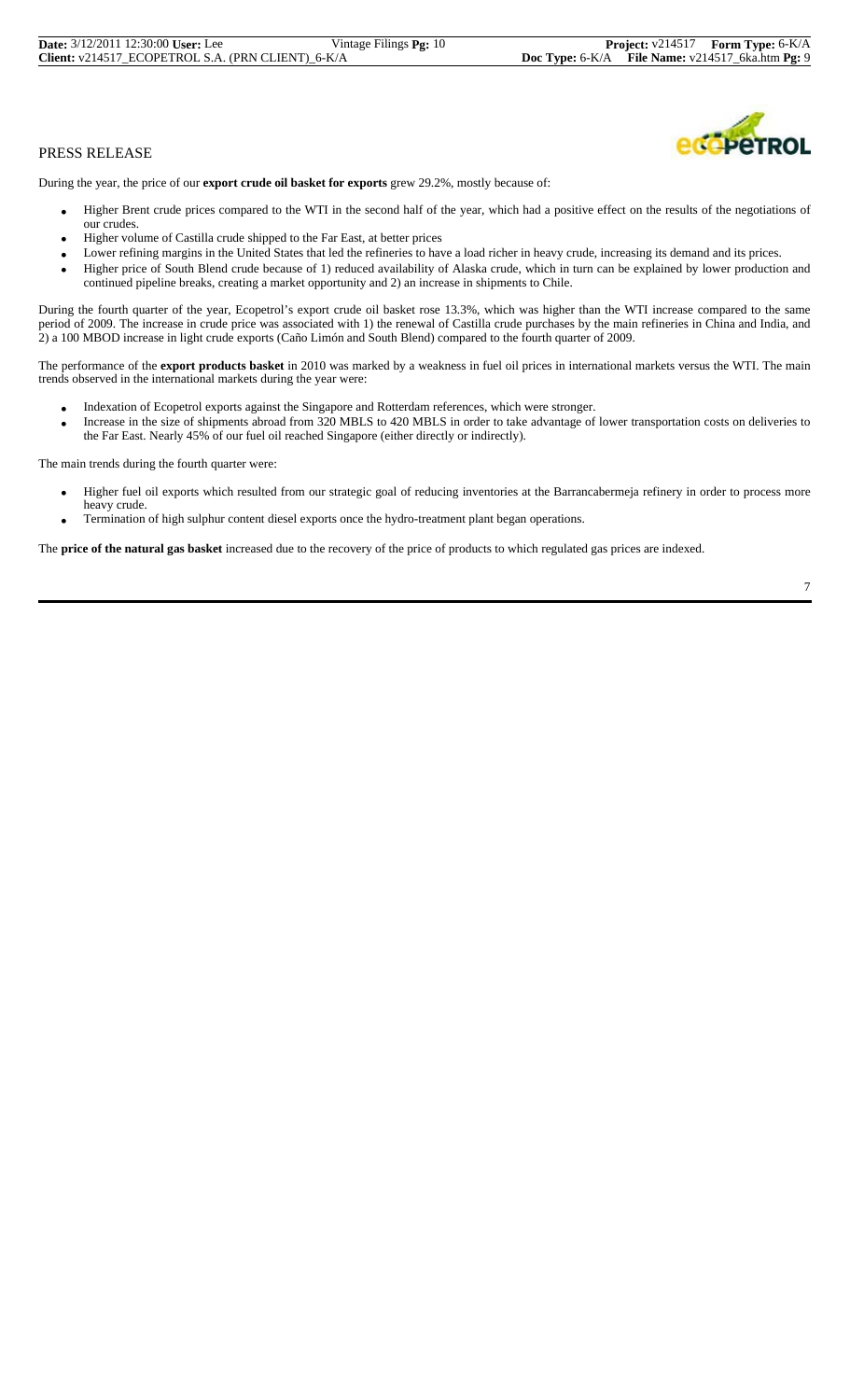PRESS RELEASE

During the year, the price of our **export crude oil basket for exports** grew 29.2%, mostly because of:

- Higher Brent crude prices compared to the WTI in the second half of the year, which had a positive effect on the results of the negotiations of our crudes.
- Higher volume of Castilla crude shipped to the Far East, at better prices
- Lower refining margins in the United States that led the refineries to have a load richer in heavy crude, increasing its demand and its prices.
- Higher price of South Blend crude because of 1) reduced availability of Alaska crude, which in turn can be explained by lower production and continued pipeline breaks, creating a market opportunity and 2) an increase in shipments to Chile.

During the fourth quarter of the year, Ecopetrol's export crude oil basket rose 13.3%, which was higher than the WTI increase compared to the same period of 2009. The increase in crude price was associated with 1) the renewal of Castilla crude purchases by the main refineries in China and India, and 2) a 100 MBOD increase in light crude exports (Caño Limón and South Blend) compared to the fourth quarter of 2009.

The performance of the **export products basket** in 2010 was marked by a weakness in fuel oil prices in international markets versus the WTI. The main trends observed in the international markets during the year were:

- Indexation of Ecopetrol exports against the Singapore and Rotterdam references, which were stronger.
- Increase in the size of shipments abroad from 320 MBLS to 420 MBLS in order to take advantage of lower transportation costs on deliveries to the Far East. Nearly 45% of our fuel oil reached Singapore (either directly or indirectly).

The main trends during the fourth quarter were:

- Higher fuel oil exports which resulted from our strategic goal of reducing inventories at the Barrancabermeja refinery in order to process more heavy crude.
- Termination of high sulphur content diesel exports once the hydro-treatment plant began operations.

The **price of the natural gas basket** increased due to the recovery of the price of products to which regulated gas prices are indexed.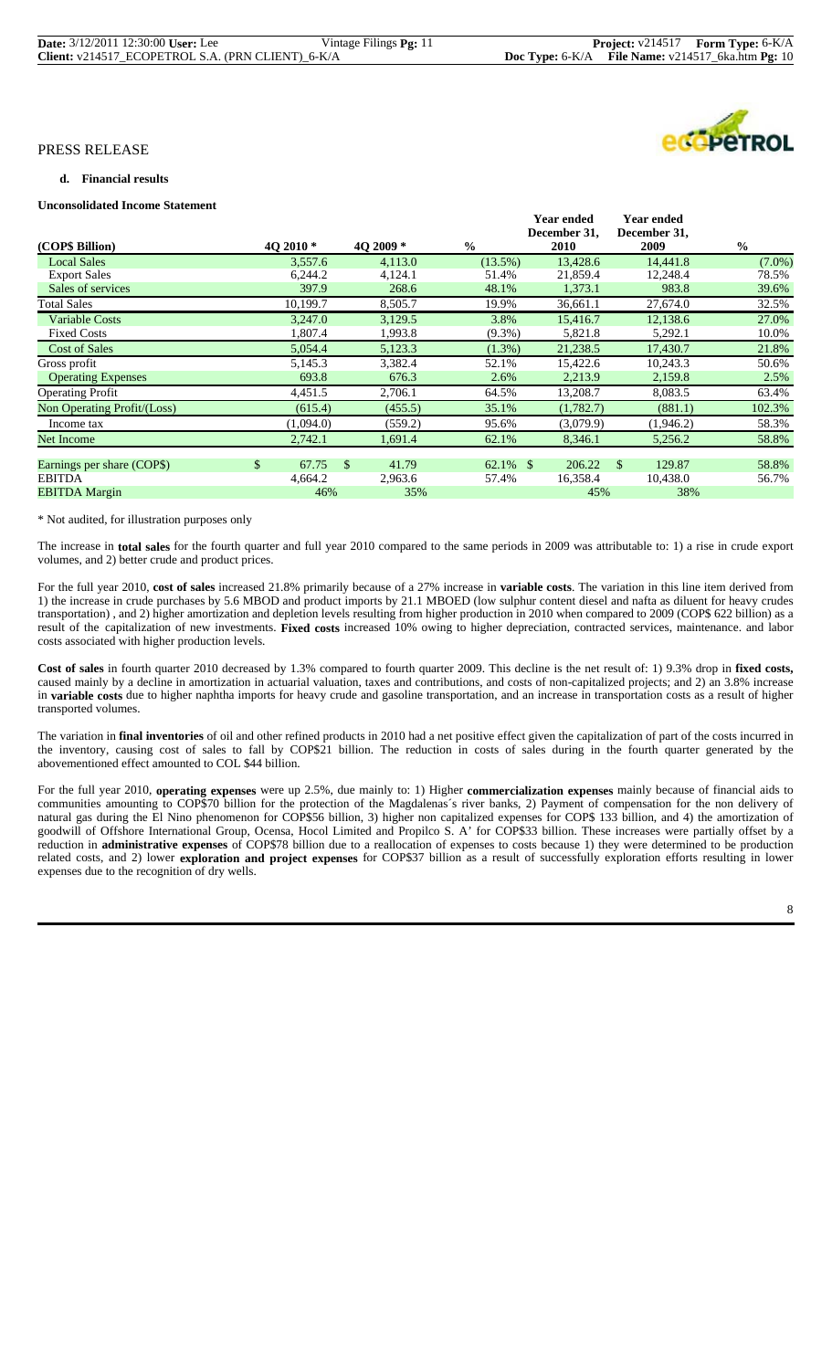PRESS RELEASE

**d. Financial results**

**Unconsolidated Income Statement**

| (COP$ Billion) | 4Q 2010 * | 4Q 2009 * | % | Year ended December 31, 2010 | Year ended December 31, 2009 | % |
|---|---|---|---|---|---|---|
| Local Sales | 3,557.6 | 4,113.0 | (13.5%) | 13,428.6 | 14,441.8 | (7.0%) |
| Export Sales | 6,244.2 | 4,124.1 | 51.4% | 21,859.4 | 12,248.4 | 78.5% |
| Sales of services | 397.9 | 268.6 | 48.1% | 1,373.1 | 983.8 | 39.6% |
| Total Sales | 10,199.7 | 8,505.7 | 19.9% | 36,661.1 | 27,674.0 | 32.5% |
| Variable Costs | 3,247.0 | 3,129.5 | 3.8% | 15,416.7 | 12,138.6 | 27.0% |
| Fixed Costs | 1,807.4 | 1,993.8 | (9.3%) | 5,821.8 | 5,292.1 | 10.0% |
| Cost of Sales | 5,054.4 | 5,123.3 | (1.3%) | 21,238.5 | 17,430.7 | 21.8% |
| Gross profit | 5,145.3 | 3,382.4 | 52.1% | 15,422.6 | 10,243.3 | 50.6% |
| Operating Expenses | 693.8 | 676.3 | 2.6% | 2,213.9 | 2,159.8 | 2.5% |
| Operating Profit | 4,451.5 | 2,706.1 | 64.5% | 13,208.7 | 8,083.5 | 63.4% |
| Non Operating Profit/(Loss) | (615.4) | (455.5) | 35.1% | (1,782.7) | (881.1) | 102.3% |
| Income tax | (1,094.0) | (559.2) | 95.6% | (3,079.9) | (1,946.2) | 58.3% |
| Net Income | 2,742.1 | 1,691.4 | 62.1% | 8,346.1 | 5,256.2 | 58.8% |
| | | | | | | |
| Earnings per share (COP$) | $ 67.75 | $ 41.79 | 62.1% | $ 206.22 | $ 129.87 | 58.8% |
| EBITDA | 4,664.2 | 2,963.6 | 57.4% | 16,358.4 | 10,438.0 | 56.7% |
| EBITDA Margin | 46% | 35% | | 45% | 38% | |

\* Not audited, for illustration purposes only

The increase in **total sales** for the fourth quarter and full year 2010 compared to the same periods in 2009 was attributable to: 1) a rise in crude export volumes, and 2) better crude and product prices.

For the full year 2010, **cost of sales** increased 21.8% primarily because of a 27% increase in **variable costs**. The variation in this line item derived from 1) the increase in crude purchases by 5.6 MBOD and product imports by 21.1 MBOED (low sulphur content diesel and nafta as diluent for heavy crudes transportation) , and 2) higher amortization and depletion levels resulting from higher production in 2010 when compared to 2009 (COP$ 622 billion) as a result of the capitalization of new investments. **Fixed costs** increased 10% owing to higher depreciation, contracted services, maintenance. and labor costs associated with higher production levels.

**Cost of sales** in fourth quarter 2010 decreased by 1.3% compared to fourth quarter 2009. This decline is the net result of: 1) 9.3% drop in **fixed costs,** caused mainly by a decline in amortization in actuarial valuation, taxes and contributions, and costs of non-capitalized projects; and 2) an 3.8% increase in **variable costs** due to higher naphtha imports for heavy crude and gasoline transportation, and an increase in transportation costs as a result of higher transported volumes.

The variation in **final inventories** of oil and other refined products in 2010 had a net positive effect given the capitalization of part of the costs incurred in the inventory, causing cost of sales to fall by COP$21 billion. The reduction in costs of sales during in the fourth quarter generated by the abovementioned effect amounted to COL $44 billion.

For the full year 2010, **operating expenses** were up 2.5%, due mainly to: 1) Higher **commercialization expenses** mainly because of financial aids to communities amounting to COP$70 billion for the protection of the Magdalenas´s river banks, 2) Payment of compensation for the non delivery of natural gas during the El Nino phenomenon for COP$56 billion, 3) higher non capitalized expenses for COP$ 133 billion, and 4) the amortization of goodwill of Offshore International Group, Ocensa, Hocol Limited and Propilco S. A' for COP$33 billion. These increases were partially offset by a reduction in **administrative expenses** of COP$78 billion due to a reallocation of expenses to costs because 1) they were determined to be production related costs, and 2) lower **exploration and project expenses** for COP$37 billion as a result of successfully exploration efforts resulting in lower expenses due to the recognition of dry wells.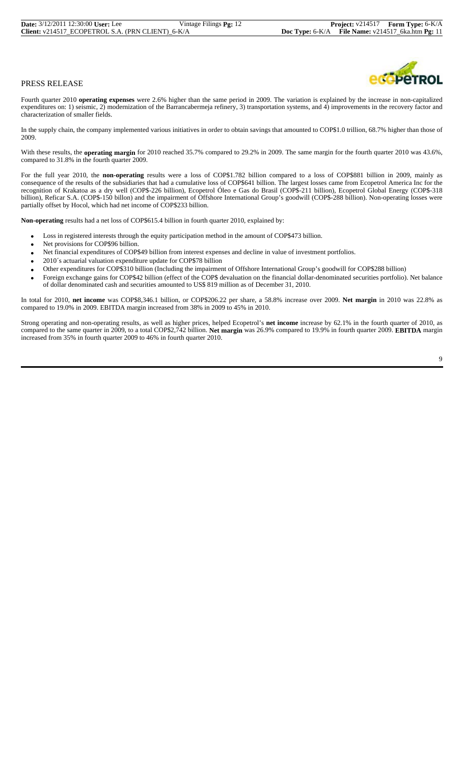PRESS RELEASE

Fourth quarter 2010 **operating expenses** were 2.6% higher than the same period in 2009. The variation is explained by the increase in non-capitalized expenditures on: 1) seismic, 2) modernization of the Barrancabermeja refinery, 3) transportation systems, and 4) improvements in the recovery factor and characterization of smaller fields.

In the supply chain, the company implemented various initiatives in order to obtain savings that amounted to COP$1.0 trillion, 68.7% higher than those of 2009.

With these results, the **operating margin** for 2010 reached 35.7% compared to 29.2% in 2009. The same margin for the fourth quarter 2010 was 43.6%, compared to 31.8% in the fourth quarter 2009.

For the full year 2010, the **non-operating** results were a loss of COP$1.782 billion compared to a loss of COP$881 billion in 2009, mainly as consequence of the results of the subsidiaries that had a cumulative loss of COP$641 billion. The largest losses came from Ecopetrol America Inc for the recognition of Krakatoa as a dry well (COP$-226 billion), Ecopetrol Óleo e Gas do Brasil (COP$-211 billion), Ecopetrol Global Energy (COP$-318 billion), Reficar S.A. (COP$-150 billon) and the impairment of Offshore International Group's goodwill (COP$-288 billion). Non-operating losses were partially offset by Hocol, which had net income of COP$233 billion.

**Non-operating** results had a net loss of COP$615.4 billion in fourth quarter 2010, explained by:

- Loss in registered interests through the equity participation method in the amount of COP$473 billion.
- Net provisions for COP$96 billion.
- Net financial expenditures of COP$49 billion from interest expenses and decline in value of investment portfolios.
- 2010´s actuarial valuation expenditure update for COP$78 billion
- Other expenditures for COP$310 billion (Including the impairment of Offshore International Group's goodwill for COP$288 billion)
- Foreign exchange gains for COP$42 billion (effect of the COP$ devaluation on the financial dollar-denominated securities portfolio). Net balance of dollar denominated cash and securities amounted to US$ 819 million as of December 31, 2010.

In total for 2010, **net income** was COP$8,346.1 billion, or COP$206.22 per share, a 58.8% increase over 2009. **Net margin** in 2010 was 22.8% as compared to 19.0% in 2009. EBITDA margin increased from 38% in 2009 to 45% in 2010.

Strong operating and non-operating results, as well as higher prices, helped Ecopetrol's **net income** increase by 62.1% in the fourth quarter of 2010, as compared to the same quarter in 2009, to a total COP$2,742 billion. **Net margin** was 26.9% compared to 19.9% in fourth quarter 2009. **EBITDA** margin increased from 35% in fourth quarter 2009 to 46% in fourth quarter 2010.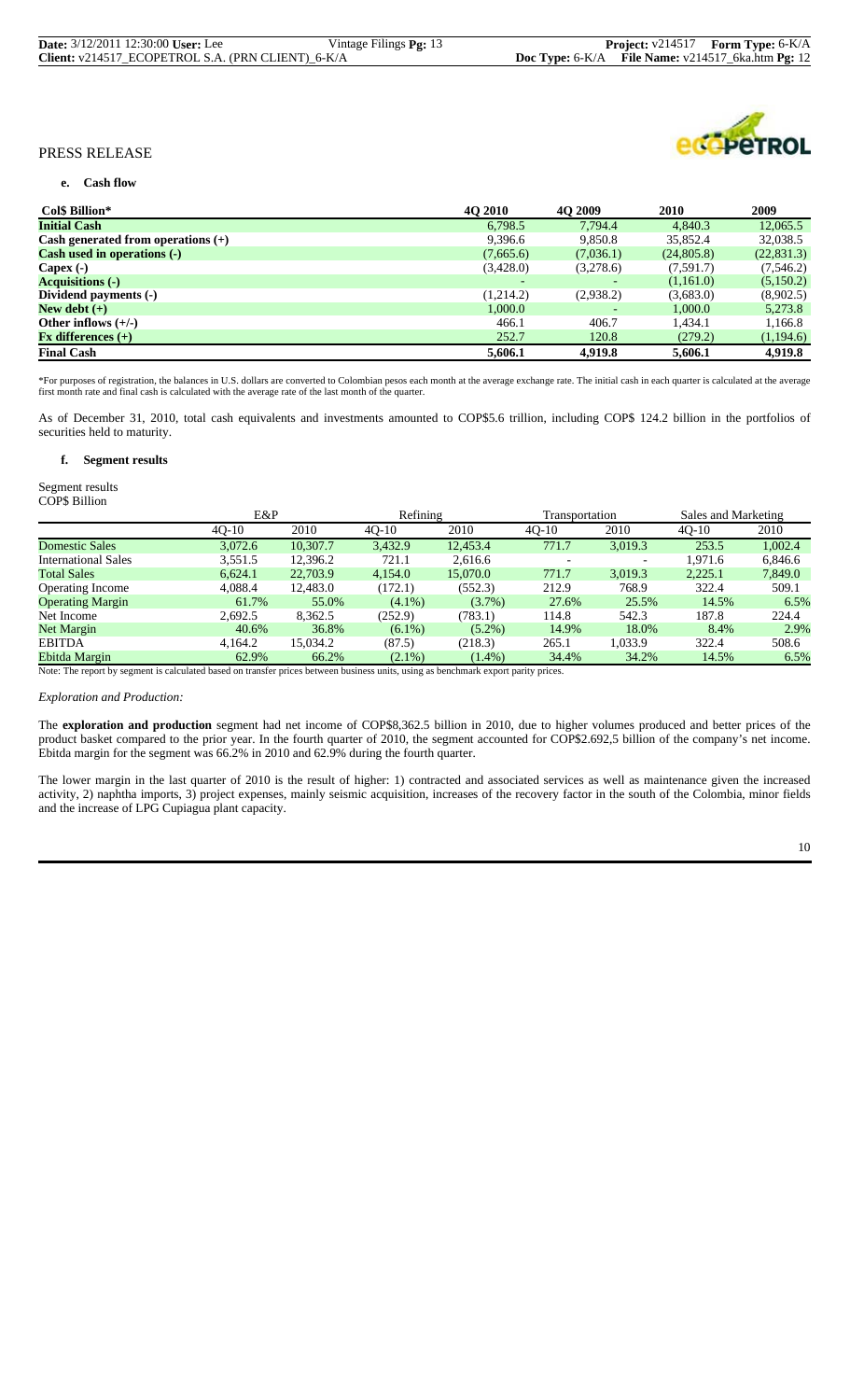PRESS RELEASE

**e. Cash flow**

| Col$ Billion* | 4Q 2010 | 4Q 2009 | 2010 | 2009 |
|---|---|---|---|---|
| **Initial Cash** | 6,798.5 | 7,794.4 | 4,840.3 | 12,065.5 |
| **Cash generated from operations (+)** | 9,396.6 | 9,850.8 | 35,852.4 | 32,038.5 |
| **Cash used in operations (-)** | (7,665.6) | (7,036.1) | (24,805.8) | (22,831.3) |
| **Capex (-)** | (3,428.0) | (3,278.6) | (7,591.7) | (7,546.2) |
| **Acquisitions (-)** | - | - | (1,161.0) | (5,150.2) |
| **Dividend payments (-)** | (1,214.2) | (2,938.2) | (3,683.0) | (8,902.5) |
| **New debt (+)** | 1,000.0 | - | 1,000.0 | 5,273.8 |
| **Other inflows (+/-)** | 466.1 | 406.7 | 1,434.1 | 1,166.8 |
| **Fx differences (+)** | 252.7 | 120.8 | (279.2) | (1,194.6) |
| **Final Cash** | **5,606.1** | **4,919.8** | **5,606.1** | **4,919.8** |

*For purposes of registration, the balances in U.S. dollars are converted to Colombian pesos each month at the average exchange rate. The initial cash in each quarter is calculated at the average first month rate and final cash is calculated with the average rate of the last month of the quarter.

As of December 31, 2010, total cash equivalents and investments amounted to COP$5.6 trillion, including COP$ 124.2 billion in the portfolios of securities held to maturity.

**f. Segment results**

Segment results
COP$ Billion

| | E&P | | Refining | | Transportation | | Sales and Marketing | |
|---|---|---|---|---|---|---|---|---|
| | 4Q-10 | 2010 | 4Q-10 | 2010 | 4Q-10 | 2010 | 4Q-10 | 2010 |
| Domestic Sales | 3,072.6 | 10,307.7 | 3,432.9 | 12,453.4 | 771.7 | 3,019.3 | 253.5 | 1,002.4 |
| International Sales | 3,551.5 | 12,396.2 | 721.1 | 2,616.6 | - | - | 1,971.6 | 6,846.6 |
| Total Sales | 6,624.1 | 22,703.9 | 4,154.0 | 15,070.0 | 771.7 | 3,019.3 | 2,225.1 | 7,849.0 |
| Operating Income | 4,088.4 | 12,483.0 | (172.1) | (552.3) | 212.9 | 768.9 | 322.4 | 509.1 |
| Operating Margin | 61.7% | 55.0% | (4.1%) | (3.7%) | 27.6% | 25.5% | 14.5% | 6.5% |
| Net Income | 2,692.5 | 8,362.5 | (252.9) | (783.1) | 114.8 | 542.3 | 187.8 | 224.4 |
| Net Margin | 40.6% | 36.8% | (6.1%) | (5.2%) | 14.9% | 18.0% | 8.4% | 2.9% |
| EBITDA | 4,164.2 | 15,034.2 | (87.5) | (218.3) | 265.1 | 1,033.9 | 322.4 | 508.6 |
| Ebitda Margin | 62.9% | 66.2% | (2.1%) | (1.4%) | 34.4% | 34.2% | 14.5% | 6.5% |

Note: The report by segment is calculated based on transfer prices between business units, using as benchmark export parity prices.

*Exploration and Production:*

The **exploration and production** segment had net income of COP$8,362.5 billion in 2010, due to higher volumes produced and better prices of the product basket compared to the prior year. In the fourth quarter of 2010, the segment accounted for COP$2.692,5 billion of the company's net income. Ebitda margin for the segment was 66.2% in 2010 and 62.9% during the fourth quarter.

The lower margin in the last quarter of 2010 is the result of higher: 1) contracted and associated services as well as maintenance given the increased activity, 2) naphtha imports, 3) project expenses, mainly seismic acquisition, increases of the recovery factor in the south of the Colombia, minor fields and the increase of LPG Cupiagua plant capacity.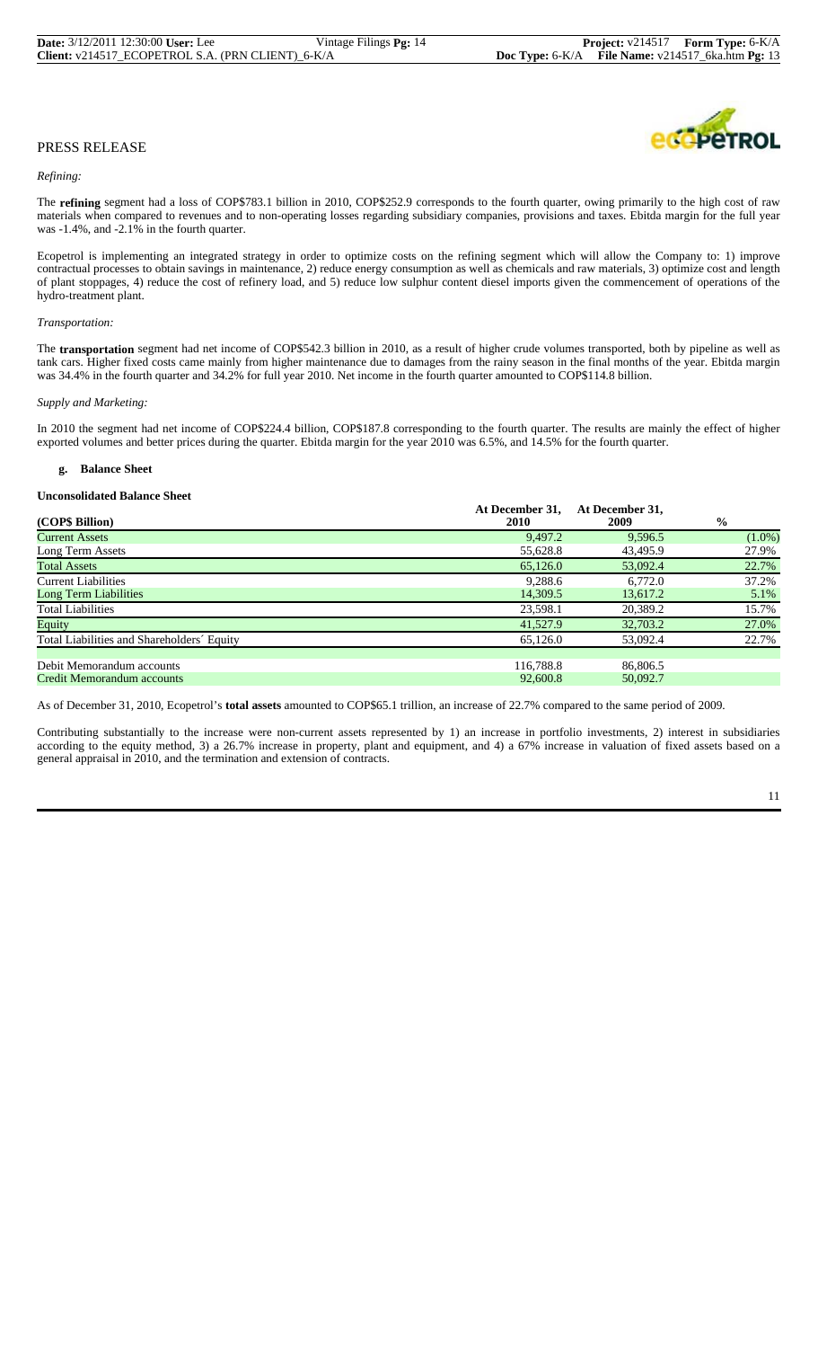PRESS RELEASE

*Refining:*

The **refining** segment had a loss of COP$783.1 billion in 2010, COP$252.9 corresponds to the fourth quarter, owing primarily to the high cost of raw materials when compared to revenues and to non-operating losses regarding subsidiary companies, provisions and taxes. Ebitda margin for the full year was -1.4%, and -2.1% in the fourth quarter.

Ecopetrol is implementing an integrated strategy in order to optimize costs on the refining segment which will allow the Company to: 1) improve contractual processes to obtain savings in maintenance, 2) reduce energy consumption as well as chemicals and raw materials, 3) optimize cost and length of plant stoppages, 4) reduce the cost of refinery load, and 5) reduce low sulphur content diesel imports given the commencement of operations of the hydro-treatment plant.

*Transportation:*

The **transportation** segment had net income of COP$542.3 billion in 2010, as a result of higher crude volumes transported, both by pipeline as well as tank cars. Higher fixed costs came mainly from higher maintenance due to damages from the rainy season in the final months of the year. Ebitda margin was 34.4% in the fourth quarter and 34.2% for full year 2010. Net income in the fourth quarter amounted to COP$114.8 billion.

*Supply and Marketing:*

In 2010 the segment had net income of COP$224.4 billion, COP$187.8 corresponding to the fourth quarter. The results are mainly the effect of higher exported volumes and better prices during the quarter. Ebitda margin for the year 2010 was 6.5%, and 14.5% for the fourth quarter.

### g. Balance Sheet

**Unconsolidated Balance Sheet**

| (COP$ Billion) | At December 31, 2010 | At December 31, 2009 | % |
|---|---|---|---|
| Current Assets | 9,497.2 | 9,596.5 | (1.0%) |
| Long Term Assets | 55,628.8 | 43,495.9 | 27.9% |
| Total Assets | 65,126.0 | 53,092.4 | 22.7% |
| Current Liabilities | 9,288.6 | 6,772.0 | 37.2% |
| Long Term Liabilities | 14,309.5 | 13,617.2 | 5.1% |
| Total Liabilities | 23,598.1 | 20,389.2 | 15.7% |
| Equity | 41,527.9 | 32,703.2 | 27.0% |
| Total Liabilities and Shareholders´ Equity | 65,126.0 | 53,092.4 | 22.7% |
| | | | |
| Debit Memorandum accounts | 116,788.8 | 86,806.5 | |
| Credit Memorandum accounts | 92,600.8 | 50,092.7 | |

As of December 31, 2010, Ecopetrol's **total assets** amounted to COP$65.1 trillion, an increase of 22.7% compared to the same period of 2009.

Contributing substantially to the increase were non-current assets represented by 1) an increase in portfolio investments, 2) interest in subsidiaries according to the equity method, 3) a 26.7% increase in property, plant and equipment, and 4) a 67% increase in valuation of fixed assets based on a general appraisal in 2010, and the termination and extension of contracts.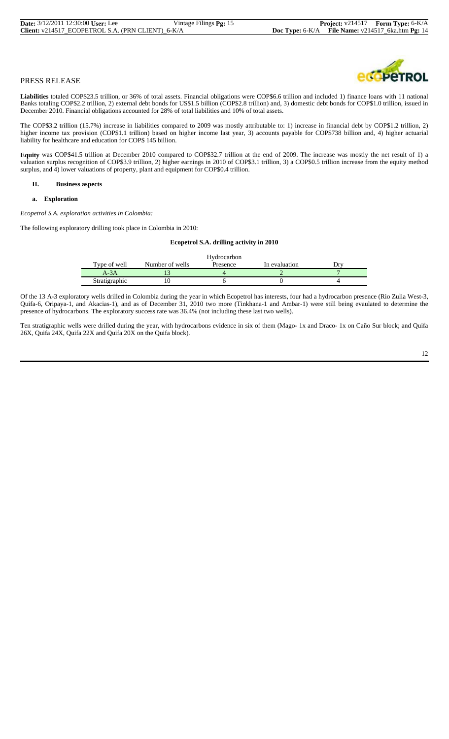PRESS RELEASE

**Liabilities** totaled COP$23.5 trillion, or 36% of total assets. Financial obligations were COP$6.6 trillion and included 1) finance loans with 11 national Banks totaling COP$2.2 trillion, 2) external debt bonds for US$1.5 billion (COP$2.8 trillion) and, 3) domestic debt bonds for COP$1.0 trillion, issued in December 2010. Financial obligations accounted for 28% of total liabilities and 10% of total assets.

The COP$3.2 trillion (15.7%) increase in liabilities compared to 2009 was mostly attributable to: 1) increase in financial debt by COP$1.2 trillion, 2) higher income tax provision (COP$1.1 trillion) based on higher income last year, 3) accounts payable for COP$738 billion and, 4) higher actuarial liability for healthcare and education for COP$ 145 billion.

**Equity** was COP$41.5 trillion at December 2010 compared to COP$32.7 trillion at the end of 2009. The increase was mostly the net result of 1) a valuation surplus recognition of COP$3.9 trillion, 2) higher earnings in 2010 of COP$3.1 trillion, 3) a COP$0.5 trillion increase from the equity method surplus, and 4) lower valuations of property, plant and equipment for COP$0.4 trillion.

## II. Business aspects

### a. Exploration

*Ecopetrol S.A. exploration activities in Colombia:*

The following exploratory drilling took place in Colombia in 2010:

**Ecopetrol S.A. drilling activity in 2010**

| Type of well | Number of wells | Hydrocarbon Presence | In evaluation | Dry |
|---|---|---|---|---|
| A-3A | 13 | 4 | 2 | 7 |
| Stratigraphic | 10 | 6 | 0 | 4 |

Of the 13 A-3 exploratory wells drilled in Colombia during the year in which Ecopetrol has interests, four had a hydrocarbon presence (Rio Zulia West-3, Quifa-6, Oripaya-1, and Akacias-1), and as of December 31, 2010 two more (Tinkhana-1 and Ambar-1) were still being evaulated to determine the presence of hydrocarbons. The exploratory success rate was 36.4% (not including these last two wells).

Ten stratigraphic wells were drilled during the year, with hydrocarbons evidence in six of them (Mago- 1x and Draco- 1x on Caño Sur block; and Quifa 26X, Quifa 24X, Quifa 22X and Quifa 20X on the Quifa block).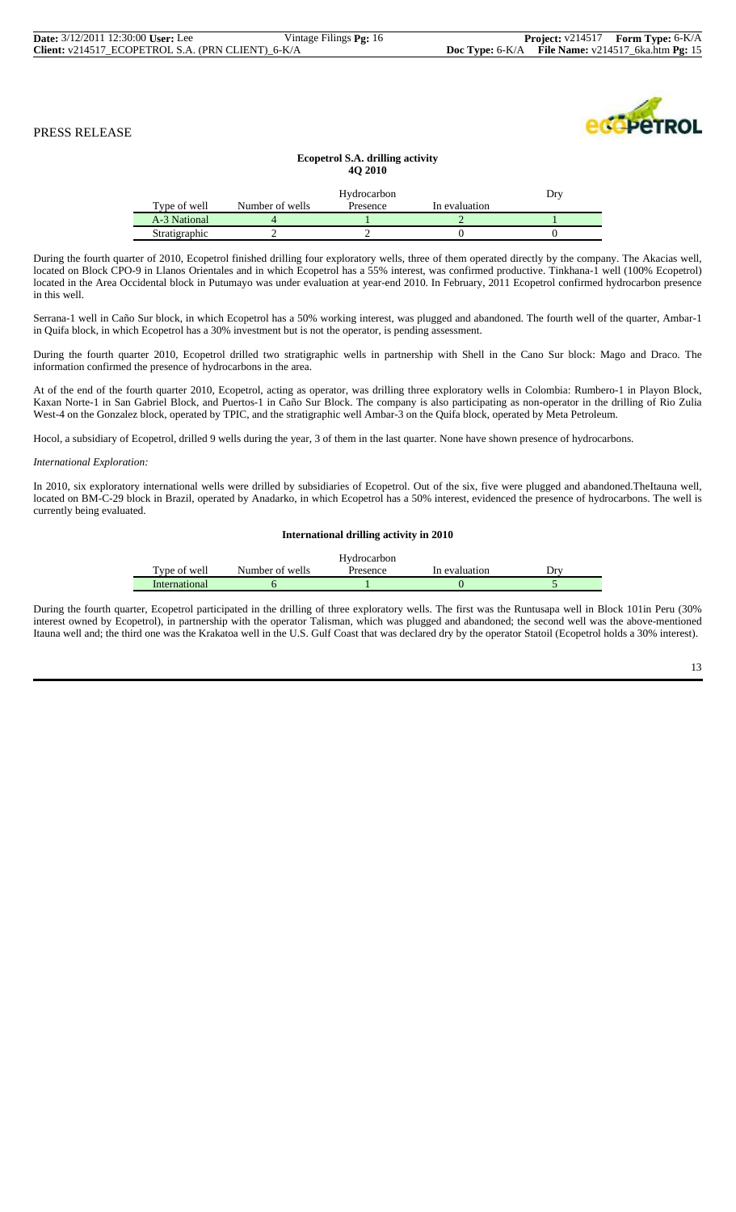PRESS RELEASE

**Ecopetrol S.A. drilling activity 4Q 2010**

| Type of well | Number of wells | Hydrocarbon Presence | In evaluation | Dry |
|---|---|---|---|---|
| A-3 National | 4 | 1 | 2 | 1 |
| Stratigraphic | 2 | 2 | 0 | 0 |

During the fourth quarter of 2010, Ecopetrol finished drilling four exploratory wells, three of them operated directly by the company. The Akacias well, located on Block CPO-9 in Llanos Orientales and in which Ecopetrol has a 55% interest, was confirmed productive. Tinkhana-1 well (100% Ecopetrol) located in the Area Occidental block in Putumayo was under evaluation at year-end 2010. In February, 2011 Ecopetrol confirmed hydrocarbon presence in this well.

Serrana-1 well in Caño Sur block, in which Ecopetrol has a 50% working interest, was plugged and abandoned. The fourth well of the quarter, Ambar-1 in Quifa block, in which Ecopetrol has a 30% investment but is not the operator, is pending assessment.

During the fourth quarter 2010, Ecopetrol drilled two stratigraphic wells in partnership with Shell in the Cano Sur block: Mago and Draco. The information confirmed the presence of hydrocarbons in the area.

At of the end of the fourth quarter 2010, Ecopetrol, acting as operator, was drilling three exploratory wells in Colombia: Rumbero-1 in Playon Block, Kaxan Norte-1 in San Gabriel Block, and Puertos-1 in Caño Sur Block. The company is also participating as non-operator in the drilling of Rio Zulia West-4 on the Gonzalez block, operated by TPIC, and the stratigraphic well Ambar-3 on the Quifa block, operated by Meta Petroleum.

Hocol, a subsidiary of Ecopetrol, drilled 9 wells during the year, 3 of them in the last quarter. None have shown presence of hydrocarbons.

*International Exploration:*

In 2010, six exploratory international wells were drilled by subsidiaries of Ecopetrol. Out of the six, five were plugged and abandoned.TheItauna well, located on BM-C-29 block in Brazil, operated by Anadarko, in which Ecopetrol has a 50% interest, evidenced the presence of hydrocarbons. The well is currently being evaluated.

**International drilling activity in 2010**

| Type of well | Number of wells | Hydrocarbon Presence | In evaluation | Dry |
|---|---|---|---|---|
| International | 6 | 1 | 0 | 5 |

During the fourth quarter, Ecopetrol participated in the drilling of three exploratory wells. The first was the Runtusapa well in Block 101in Peru (30% interest owned by Ecopetrol), in partnership with the operator Talisman, which was plugged and abandoned; the second well was the above-mentioned Itauna well and; the third one was the Krakatoa well in the U.S. Gulf Coast that was declared dry by the operator Statoil (Ecopetrol holds a 30% interest).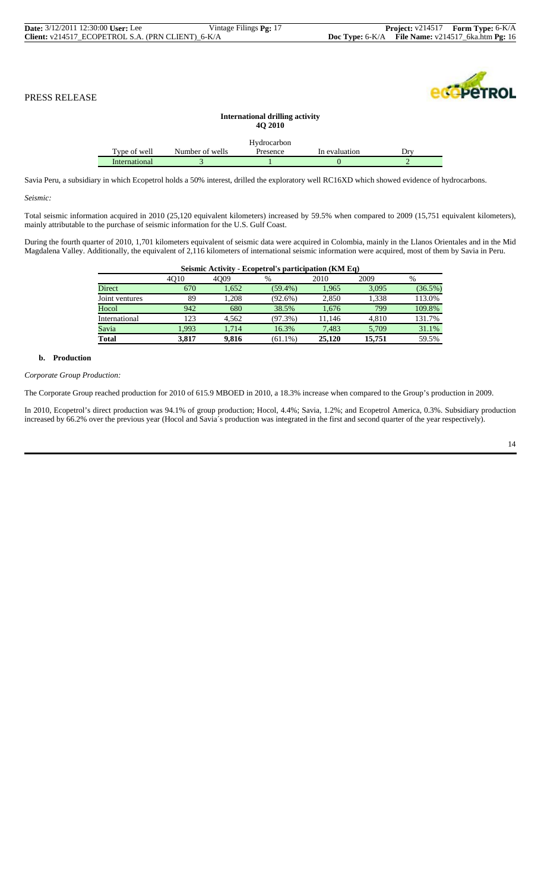PRESS RELEASE

**International drilling activity**
**4Q 2010**

| Type of well | Number of wells | Hydrocarbon Presence | In evaluation | Dry |
|---|---|---|---|---|
| International | 3 | 1 | 0 | 2 |

Savia Peru, a subsidiary in which Ecopetrol holds a 50% interest, drilled the exploratory well RC16XD which showed evidence of hydrocarbons.

*Seismic:*

Total seismic information acquired in 2010 (25,120 equivalent kilometers) increased by 59.5% when compared to 2009 (15,751 equivalent kilometers), mainly attributable to the purchase of seismic information for the U.S. Gulf Coast.

During the fourth quarter of 2010, 1,701 kilometers equivalent of seismic data were acquired in Colombia, mainly in the Llanos Orientales and in the Mid Magdalena Valley. Additionally, the equivalent of 2,116 kilometers of international seismic information were acquired, most of them by Savia in Peru.

**Seismic Activity - Ecopetrol's participation (KM Eq)**

| | 4Q10 | 4Q09 | % | 2010 | 2009 | % |
|---|---|---|---|---|---|---|
| Direct | 670 | 1,652 | (59.4%) | 1,965 | 3,095 | (36.5%) |
| Joint ventures | 89 | 1,208 | (92.6%) | 2,850 | 1,338 | 113.0% |
| Hocol | 942 | 680 | 38.5% | 1,676 | 799 | 109.8% |
| International | 123 | 4,562 | (97.3%) | 11,146 | 4,810 | 131.7% |
| Savia | 1,993 | 1,714 | 16.3% | 7,483 | 5,709 | 31.1% |
| **Total** | **3,817** | **9,816** | (61.1%) | **25,120** | **15,751** | 59.5% |

### b. Production

*Corporate Group Production:*

The Corporate Group reached production for 2010 of 615.9 MBOED in 2010, a 18.3% increase when compared to the Group's production in 2009.

In 2010, Ecopetrol's direct production was 94.1% of group production; Hocol, 4.4%; Savia, 1.2%; and Ecopetrol America, 0.3%. Subsidiary production increased by 66.2% over the previous year (Hocol and Savia´s production was integrated in the first and second quarter of the year respectively).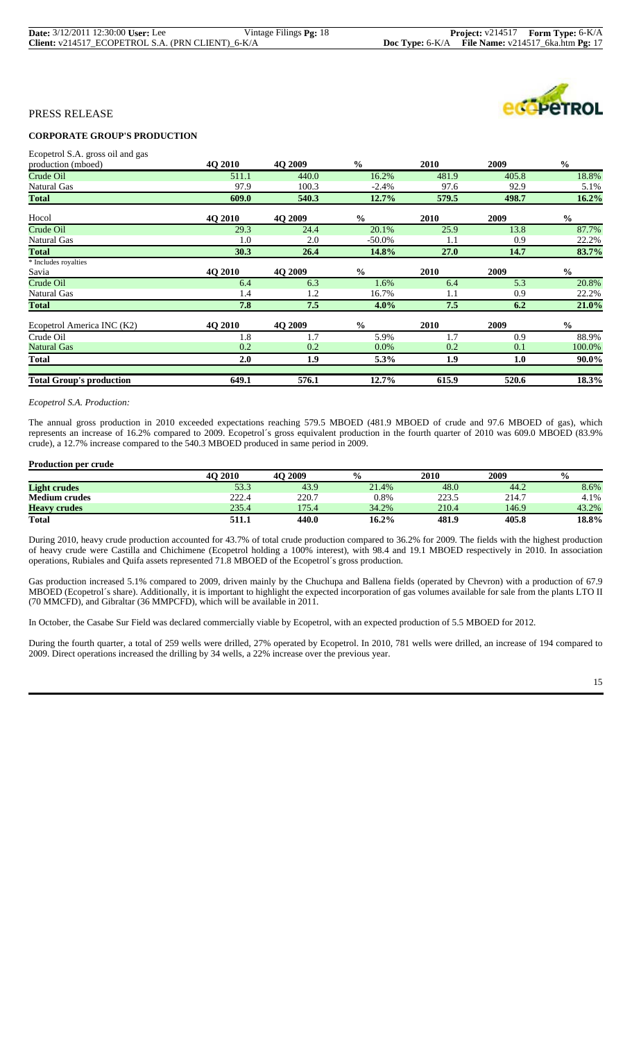PRESS RELEASE

## CORPORATE GROUP'S PRODUCTION

| Ecopetrol S.A. gross oil and gas production (mboed) | 4Q 2010 | 4Q 2009 | % | 2010 | 2009 | % |
|---|---|---|---|---|---|---|
| Crude Oil | 511.1 | 440.0 | 16.2% | 481.9 | 405.8 | 18.8% |
| Natural Gas | 97.9 | 100.3 | -2.4% | 97.6 | 92.9 | 5.1% |
| **Total** | **609.0** | **540.3** | **12.7%** | **579.5** | **498.7** | **16.2%** |
| Hocol | 4Q 2010 | 4Q 2009 | % | 2010 | 2009 | % |
| Crude Oil | 29.3 | 24.4 | 20.1% | 25.9 | 13.8 | 87.7% |
| Natural Gas | 1.0 | 2.0 | -50.0% | 1.1 | 0.9 | 22.2% |
| **Total** | **30.3** | **26.4** | **14.8%** | **27.0** | **14.7** | **83.7%** |
| * Includes royalties | | | | | | |
| Savia | 4Q 2010 | 4Q 2009 | % | 2010 | 2009 | % |
| Crude Oil | 6.4 | 6.3 | 1.6% | 6.4 | 5.3 | 20.8% |
| Natural Gas | 1.4 | 1.2 | 16.7% | 1.1 | 0.9 | 22.2% |
| **Total** | **7.8** | **7.5** | **4.0%** | **7.5** | **6.2** | **21.0%** |
| Ecopetrol America INC (K2) | 4Q 2010 | 4Q 2009 | % | 2010 | 2009 | % |
| Crude Oil | 1.8 | 1.7 | 5.9% | 1.7 | 0.9 | 88.9% |
| Natural Gas | 0.2 | 0.2 | 0.0% | 0.2 | 0.1 | 100.0% |
| **Total** | **2.0** | **1.9** | **5.3%** | **1.9** | **1.0** | **90.0%** |
| **Total Group's production** | **649.1** | **576.1** | **12.7%** | **615.9** | **520.6** | **18.3%** |

*Ecopetrol S.A. Production:*

The annual gross production in 2010 exceeded expectations reaching 579.5 MBOED (481.9 MBOED of crude and 97.6 MBOED of gas), which represents an increase of 16.2% compared to 2009. Ecopetrol´s gross equivalent production in the fourth quarter of 2010 was 609.0 MBOED (83.9% crude), a 12.7% increase compared to the 540.3 MBOED produced in same period in 2009.

**Production per crude**

| | 4Q 2010 | 4Q 2009 | % | 2010 | 2009 | % |
|---|---|---|---|---|---|---|
| **Light crudes** | 53.3 | 43.9 | 21.4% | 48.0 | 44.2 | 8.6% |
| **Medium crudes** | 222.4 | 220.7 | 0.8% | 223.5 | 214.7 | 4.1% |
| **Heavy crudes** | 235.4 | 175.4 | 34.2% | 210.4 | 146.9 | 43.2% |
| **Total** | **511.1** | **440.0** | **16.2%** | **481.9** | **405.8** | **18.8%** |

During 2010, heavy crude production accounted for 43.7% of total crude production compared to 36.2% for 2009. The fields with the highest production of heavy crude were Castilla and Chichimene (Ecopetrol holding a 100% interest), with 98.4 and 19.1 MBOED respectively in 2010. In association operations, Rubiales and Quifa assets represented 71.8 MBOED of the Ecopetrol´s gross production.

Gas production increased 5.1% compared to 2009, driven mainly by the Chuchupa and Ballena fields (operated by Chevron) with a production of 67.9 MBOED (Ecopetrol´s share). Additionally, it is important to highlight the expected incorporation of gas volumes available for sale from the plants LTO II (70 MMCFD), and Gibraltar (36 MMPCFD), which will be available in 2011.

In October, the Casabe Sur Field was declared commercially viable by Ecopetrol, with an expected production of 5.5 MBOED for 2012.

During the fourth quarter, a total of 259 wells were drilled, 27% operated by Ecopetrol. In 2010, 781 wells were drilled, an increase of 194 compared to 2009. Direct operations increased the drilling by 34 wells, a 22% increase over the previous year.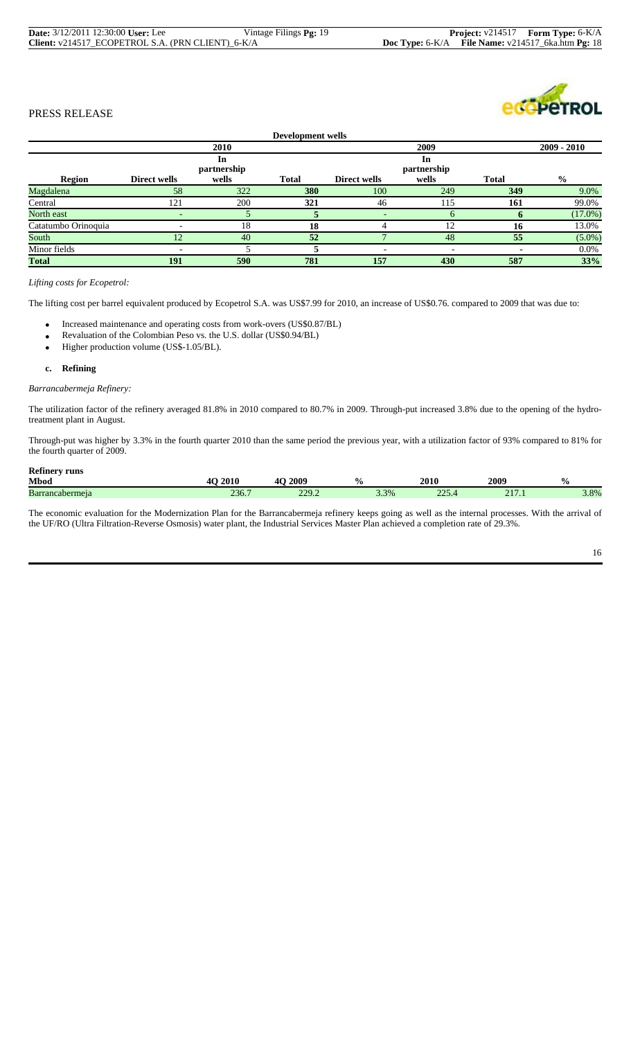PRESS RELEASE

| Development wells | | | | | | | |
|---|---|---|---|---|---|---|---|
| | 2010 | | | 2009 | | | 2009 - 2010 |
| Region | Direct wells | In partnership wells | Total | Direct wells | In partnership wells | Total | % |
| Magdalena | 58 | 322 | 380 | 100 | 249 | 349 | 9.0% |
| Central | 121 | 200 | 321 | 46 | 115 | 161 | 99.0% |
| North east | - | 5 | 5 | - | 6 | 6 | (17.0%) |
| Catatumbo Orinoquia | - | 18 | 18 | 4 | 12 | 16 | 13.0% |
| South | 12 | 40 | 52 | 7 | 48 | 55 | (5.0%) |
| Minor fields | - | 5 | 5 | - | - | - | 0.0% |
| **Total** | **191** | **590** | **781** | **157** | **430** | **587** | **33%** |

*Lifting costs for Ecopetrol:*

The lifting cost per barrel equivalent produced by Ecopetrol S.A. was US$7.99 for 2010, an increase of US$0.76. compared to 2009 that was due to:

- Increased maintenance and operating costs from work-overs (US$0.87/BL)
- Revaluation of the Colombian Peso vs. the U.S. dollar (US$0.94/BL)
- Higher production volume (US$-1.05/BL).

**c. Refining**

*Barrancabermeja Refinery:*

The utilization factor of the refinery averaged 81.8% in 2010 compared to 80.7% in 2009. Through-put increased 3.8% due to the opening of the hydro-treatment plant in August.

Through-put was higher by 3.3% in the fourth quarter 2010 than the same period the previous year, with a utilization factor of 93% compared to 81% for the fourth quarter of 2009.

**Refinery runs**

| Mbod | 4Q 2010 | 4Q 2009 | % | 2010 | 2009 | % |
|---|---|---|---|---|---|---|
| Barrancabermeja | 236.7 | 229.2 | 3.3% | 225.4 | 217.1 | 3.8% |

The economic evaluation for the Modernization Plan for the Barrancabermeja refinery keeps going as well as the internal processes. With the arrival of the UF/RO (Ultra Filtration-Reverse Osmosis) water plant, the Industrial Services Master Plan achieved a completion rate of 29.3%.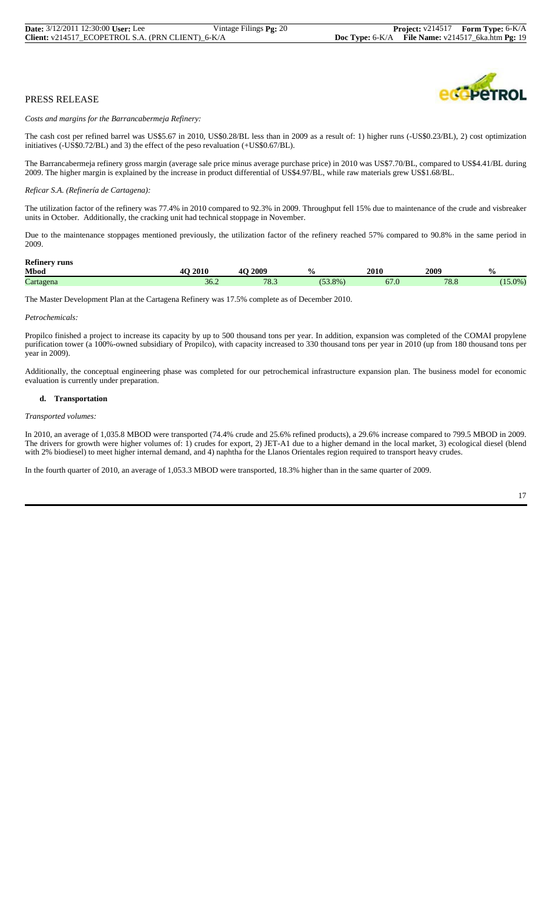PRESS RELEASE

*Costs and margins for the Barrancabermeja Refinery:*

The cash cost per refined barrel was US$5.67 in 2010, US$0.28/BL less than in 2009 as a result of: 1) higher runs (-US$0.23/BL), 2) cost optimization initiatives (-US$0.72/BL) and 3) the effect of the peso revaluation (+US$0.67/BL).

The Barrancabermeja refinery gross margin (average sale price minus average purchase price) in 2010 was US$7.70/BL, compared to US$4.41/BL during 2009. The higher margin is explained by the increase in product differential of US$4.97/BL, while raw materials grew US$1.68/BL.

*Reficar S.A. (Refinería de Cartagena):*

The utilization factor of the refinery was 77.4% in 2010 compared to 92.3% in 2009. Throughput fell 15% due to maintenance of the crude and visbreaker units in October. Additionally, the cracking unit had technical stoppage in November.

Due to the maintenance stoppages mentioned previously, the utilization factor of the refinery reached 57% compared to 90.8% in the same period in 2009.

**Refinery runs**

| Mbod | 4Q 2010 | 4Q 2009 | % | 2010 | 2009 | % |
|---|---|---|---|---|---|---|
| Cartagena | 36.2 | 78.3 | (53.8%) | 67.0 | 78.8 | (15.0%) |

The Master Development Plan at the Cartagena Refinery was 17.5% complete as of December 2010.

*Petrochemicals:*

Propilco finished a project to increase its capacity by up to 500 thousand tons per year. In addition, expansion was completed of the COMAI propylene purification tower (a 100%-owned subsidiary of Propilco), with capacity increased to 330 thousand tons per year in 2010 (up from 180 thousand tons per year in 2009).

Additionally, the conceptual engineering phase was completed for our petrochemical infrastructure expansion plan. The business model for economic evaluation is currently under preparation.

#### d. Transportation

*Transported volumes:*

In 2010, an average of 1,035.8 MBOD were transported (74.4% crude and 25.6% refined products), a 29.6% increase compared to 799.5 MBOD in 2009. The drivers for growth were higher volumes of: 1) crudes for export, 2) JET-A1 due to a higher demand in the local market, 3) ecological diesel (blend with 2% biodiesel) to meet higher internal demand, and 4) naphtha for the Llanos Orientales region required to transport heavy crudes.

In the fourth quarter of 2010, an average of 1,053.3 MBOD were transported, 18.3% higher than in the same quarter of 2009.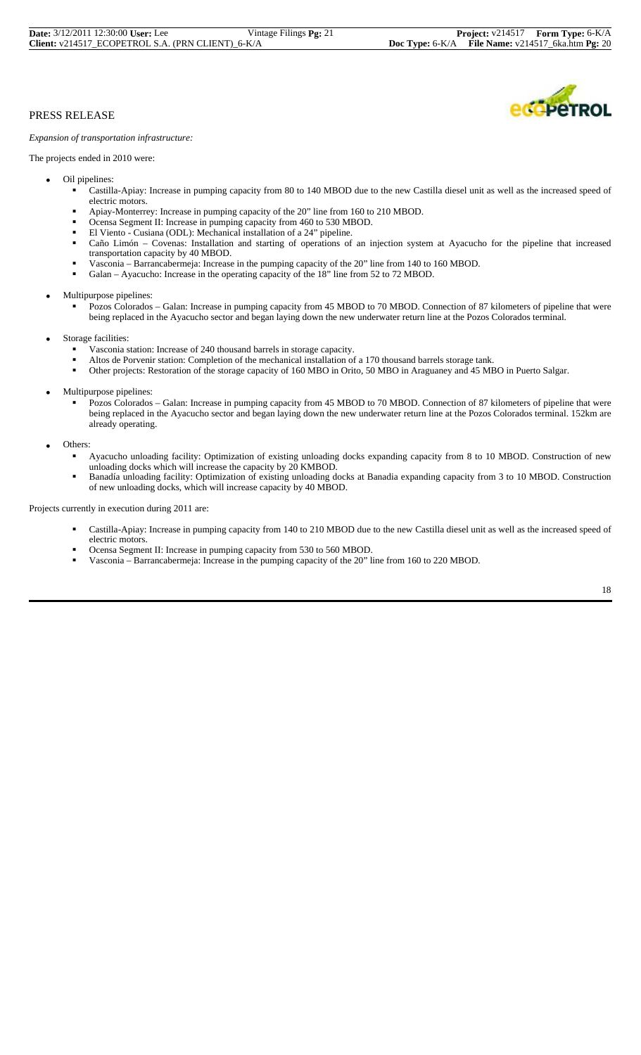PRESS RELEASE

*Expansion of transportation infrastructure:*

The projects ended in 2010 were:

- Oil pipelines:
  - Castilla-Apiay: Increase in pumping capacity from 80 to 140 MBOD due to the new Castilla diesel unit as well as the increased speed of electric motors.
  - Apiay-Monterrey: Increase in pumping capacity of the 20" line from 160 to 210 MBOD.
  - Ocensa Segment II: Increase in pumping capacity from 460 to 530 MBOD.
  - El Viento - Cusiana (ODL): Mechanical installation of a 24" pipeline.
  - Caño Limón – Covenas: Installation and starting of operations of an injection system at Ayacucho for the pipeline that increased transportation capacity by 40 MBOD.
  - Vasconia – Barrancabermeja: Increase in the pumping capacity of the 20" line from 140 to 160 MBOD.
  - Galan – Ayacucho: Increase in the operating capacity of the 18" line from 52 to 72 MBOD.
- Multipurpose pipelines:
  - Pozos Colorados – Galan: Increase in pumping capacity from 45 MBOD to 70 MBOD. Connection of 87 kilometers of pipeline that were being replaced in the Ayacucho sector and began laying down the new underwater return line at the Pozos Colorados terminal.
- Storage facilities:
  - Vasconia station: Increase of 240 thousand barrels in storage capacity.
  - Altos de Porvenir station: Completion of the mechanical installation of a 170 thousand barrels storage tank.
  - Other projects: Restoration of the storage capacity of 160 MBO in Orito, 50 MBO in Araguaney and 45 MBO in Puerto Salgar.
- Multipurpose pipelines:
  - Pozos Colorados – Galan: Increase in pumping capacity from 45 MBOD to 70 MBOD. Connection of 87 kilometers of pipeline that were being replaced in the Ayacucho sector and began laying down the new underwater return line at the Pozos Colorados terminal. 152km are already operating.
- Others:
  - Ayacucho unloading facility: Optimization of existing unloading docks expanding capacity from 8 to 10 MBOD. Construction of new unloading docks which will increase the capacity by 20 KMBOD.
  - Banadía unloading facility: Optimization of existing unloading docks at Banadia expanding capacity from 3 to 10 MBOD. Construction of new unloading docks, which will increase capacity by 40 MBOD.

Projects currently in execution during 2011 are:

- Castilla-Apiay: Increase in pumping capacity from 140 to 210 MBOD due to the new Castilla diesel unit as well as the increased speed of electric motors.
- Ocensa Segment II: Increase in pumping capacity from 530 to 560 MBOD.
- Vasconia – Barrancabermeja: Increase in the pumping capacity of the 20" line from 160 to 220 MBOD.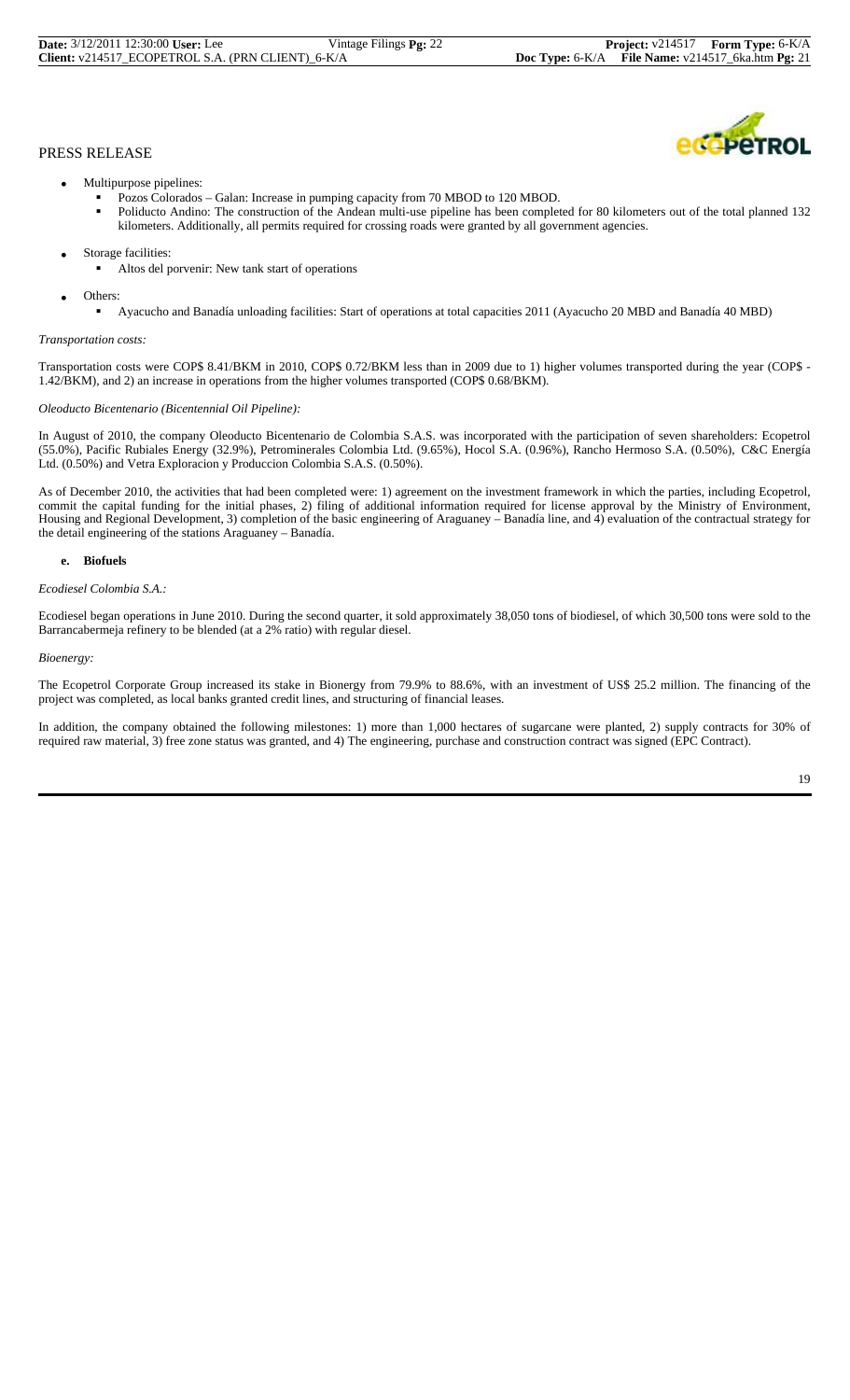PRESS RELEASE

- Multipurpose pipelines:
  - Pozos Colorados – Galan: Increase in pumping capacity from 70 MBOD to 120 MBOD.
  - Poliducto Andino: The construction of the Andean multi-use pipeline has been completed for 80 kilometers out of the total planned 132 kilometers. Additionally, all permits required for crossing roads were granted by all government agencies.
- Storage facilities:
  - Altos del porvenir: New tank start of operations
- Others:
  - Ayacucho and Banadía unloading facilities: Start of operations at total capacities 2011 (Ayacucho 20 MBD and Banadía 40 MBD)

*Transportation costs:*

Transportation costs were COP$ 8.41/BKM in 2010, COP$ 0.72/BKM less than in 2009 due to 1) higher volumes transported during the year (COP$ -1.42/BKM), and 2) an increase in operations from the higher volumes transported (COP$ 0.68/BKM).

*Oleoducto Bicentenario (Bicentennial Oil Pipeline):*

In August of 2010, the company Oleoducto Bicentenario de Colombia S.A.S. was incorporated with the participation of seven shareholders: Ecopetrol (55.0%), Pacific Rubiales Energy (32.9%), Petrominerales Colombia Ltd. (9.65%), Hocol S.A. (0.96%), Rancho Hermoso S.A. (0.50%), C&C Energía Ltd. (0.50%) and Vetra Exploracion y Produccion Colombia S.A.S. (0.50%).

As of December 2010, the activities that had been completed were: 1) agreement on the investment framework in which the parties, including Ecopetrol, commit the capital funding for the initial phases, 2) filing of additional information required for license approval by the Ministry of Environment, Housing and Regional Development, 3) completion of the basic engineering of Araguaney – Banadía line, and 4) evaluation of the contractual strategy for the detail engineering of the stations Araguaney – Banadía.

#### e. Biofuels

*Ecodiesel Colombia S.A.:*

Ecodiesel began operations in June 2010. During the second quarter, it sold approximately 38,050 tons of biodiesel, of which 30,500 tons were sold to the Barrancabermeja refinery to be blended (at a 2% ratio) with regular diesel.

*Bioenergy:*

The Ecopetrol Corporate Group increased its stake in Bionergy from 79.9% to 88.6%, with an investment of US$ 25.2 million. The financing of the project was completed, as local banks granted credit lines, and structuring of financial leases.

In addition, the company obtained the following milestones: 1) more than 1,000 hectares of sugarcane were planted, 2) supply contracts for 30% of required raw material, 3) free zone status was granted, and 4) The engineering, purchase and construction contract was signed (EPC Contract).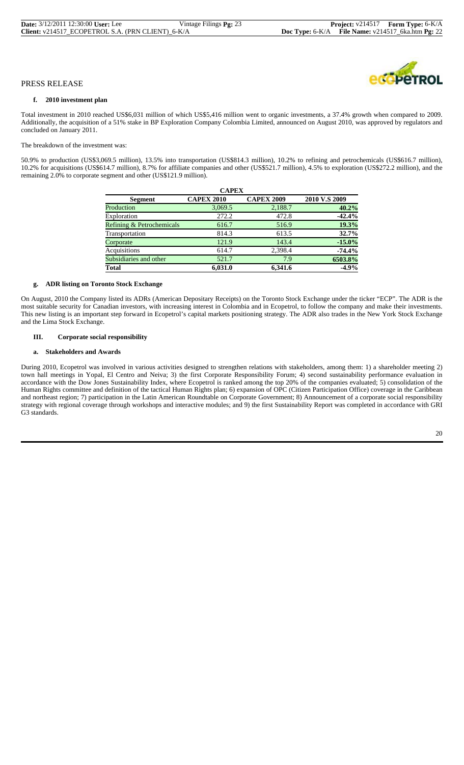PRESS RELEASE

### f. 2010 investment plan

Total investment in 2010 reached US$6,031 million of which US$5,416 million went to organic investments, a 37.4% growth when compared to 2009. Additionally, the acquisition of a 51% stake in BP Exploration Company Colombia Limited, announced on August 2010, was approved by regulators and concluded on January 2011.

The breakdown of the investment was:

50.9% to production (US$3,069.5 million), 13.5% into transportation (US$814.3 million), 10.2% to refining and petrochemicals (US$616.7 million), 10.2% for acquisitions (US$614.7 million), 8.7% for affiliate companies and other (US$521.7 million), 4.5% to exploration (US$272.2 million), and the remaining 2.0% to corporate segment and other (US$121.9 million).

**CAPEX**

| Segment | CAPEX 2010 | CAPEX 2009 | 2010 V.S 2009 |
|---|---|---|---|
| Production | 3,069.5 | 2,188.7 | **40.2%** |
| Exploration | 272.2 | 472.8 | **-42.4%** |
| Refining & Petrochemicals | 616.7 | 516.9 | **19.3%** |
| Transportation | 814.3 | 613.5 | **32.7%** |
| Corporate | 121.9 | 143.4 | **-15.0%** |
| Acquisitions | 614.7 | 2,398.4 | **-74.4%** |
| Subsidiaries and other | 521.7 | 7.9 | **6503.8%** |
| **Total** | **6,031.0** | **6,341.6** | **-4.9%** |

### g. ADR listing on Toronto Stock Exchange

On August, 2010 the Company listed its ADRs (American Depositary Receipts) on the Toronto Stock Exchange under the ticker "ECP". The ADR is the most suitable security for Canadian investors, with increasing interest in Colombia and in Ecopetrol, to follow the company and make their investments. This new listing is an important step forward in Ecopetrol's capital markets positioning strategy. The ADR also trades in the New York Stock Exchange and the Lima Stock Exchange.

## III. Corporate social responsibility

### a. Stakeholders and Awards

During 2010, Ecopetrol was involved in various activities designed to strengthen relations with stakeholders, among them: 1) a shareholder meeting 2) town hall meetings in Yopal, El Centro and Neiva; 3) the first Corporate Responsibility Forum; 4) second sustainability performance evaluation in accordance with the Dow Jones Sustainability Index, where Ecopetrol is ranked among the top 20% of the companies evaluated; 5) consolidation of the Human Rights committee and definition of the tactical Human Rights plan; 6) expansion of OPC (Citizen Participation Office) coverage in the Caribbean and northeast region; 7) participation in the Latin American Roundtable on Corporate Government; 8) Announcement of a corporate social responsibility strategy with regional coverage through workshops and interactive modules; and 9) the first Sustainability Report was completed in accordance with GRI G3 standards.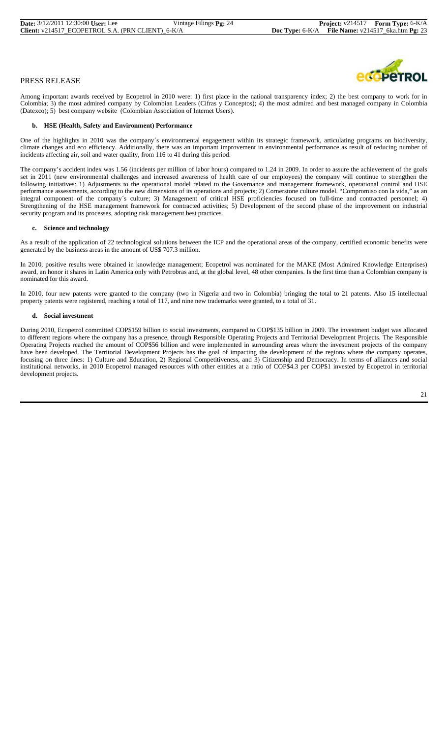PRESS RELEASE

Among important awards received by Ecopetrol in 2010 were: 1) first place in the national transparency index; 2) the best company to work for in Colombia; 3) the most admired company by Colombian Leaders (Cifras y Conceptos); 4) the most admired and best managed company in Colombia (Datexco); 5) best company website (Colombian Association of Internet Users).

#### b. HSE (Health, Safety and Environment) Performance

One of the highlights in 2010 was the company´s environmental engagement within its strategic framework, articulating programs on biodiversity, climate changes and eco efficiency. Additionally, there was an important improvement in environmental performance as result of reducing number of incidents affecting air, soil and water quality, from 116 to 41 during this period.

The company's accident index was 1.56 (incidents per million of labor hours) compared to 1.24 in 2009. In order to assure the achievement of the goals set in 2011 (new environmental challenges and increased awareness of health care of our employees) the company will continue to strengthen the following initiatives: 1) Adjustments to the operational model related to the Governance and management framework, operational control and HSE performance assessments, according to the new dimensions of its operations and projects; 2) Cornerstone culture model. "Compromiso con la vida," as an integral component of the company´s culture; 3) Management of critical HSE proficiencies focused on full-time and contracted personnel; 4) Strengthening of the HSE management framework for contracted activities; 5) Development of the second phase of the improvement on industrial security program and its processes, adopting risk management best practices.

#### c. Science and technology

As a result of the application of 22 technological solutions between the ICP and the operational areas of the company, certified economic benefits were generated by the business areas in the amount of US$ 707.3 million.

In 2010, positive results were obtained in knowledge management; Ecopetrol was nominated for the MAKE (Most Admired Knowledge Enterprises) award, an honor it shares in Latin America only with Petrobras and, at the global level, 48 other companies. Is the first time than a Colombian company is nominated for this award.

In 2010, four new patents were granted to the company (two in Nigeria and two in Colombia) bringing the total to 21 patents. Also 15 intellectual property patents were registered, reaching a total of 117, and nine new trademarks were granted, to a total of 31.

#### d. Social investment

During 2010, Ecopetrol committed COP$159 billion to social investments, compared to COP$135 billion in 2009. The investment budget was allocated to different regions where the company has a presence, through Responsible Operating Projects and Territorial Development Projects. The Responsible Operating Projects reached the amount of COP$56 billion and were implemented in surrounding areas where the investment projects of the company have been developed. The Territorial Development Projects has the goal of impacting the development of the regions where the company operates, focusing on three lines: 1) Culture and Education, 2) Regional Competitiveness, and 3) Citizenship and Democracy. In terms of alliances and social institutional networks, in 2010 Ecopetrol managed resources with other entities at a ratio of COP$4.3 per COP$1 invested by Ecopetrol in territorial development projects.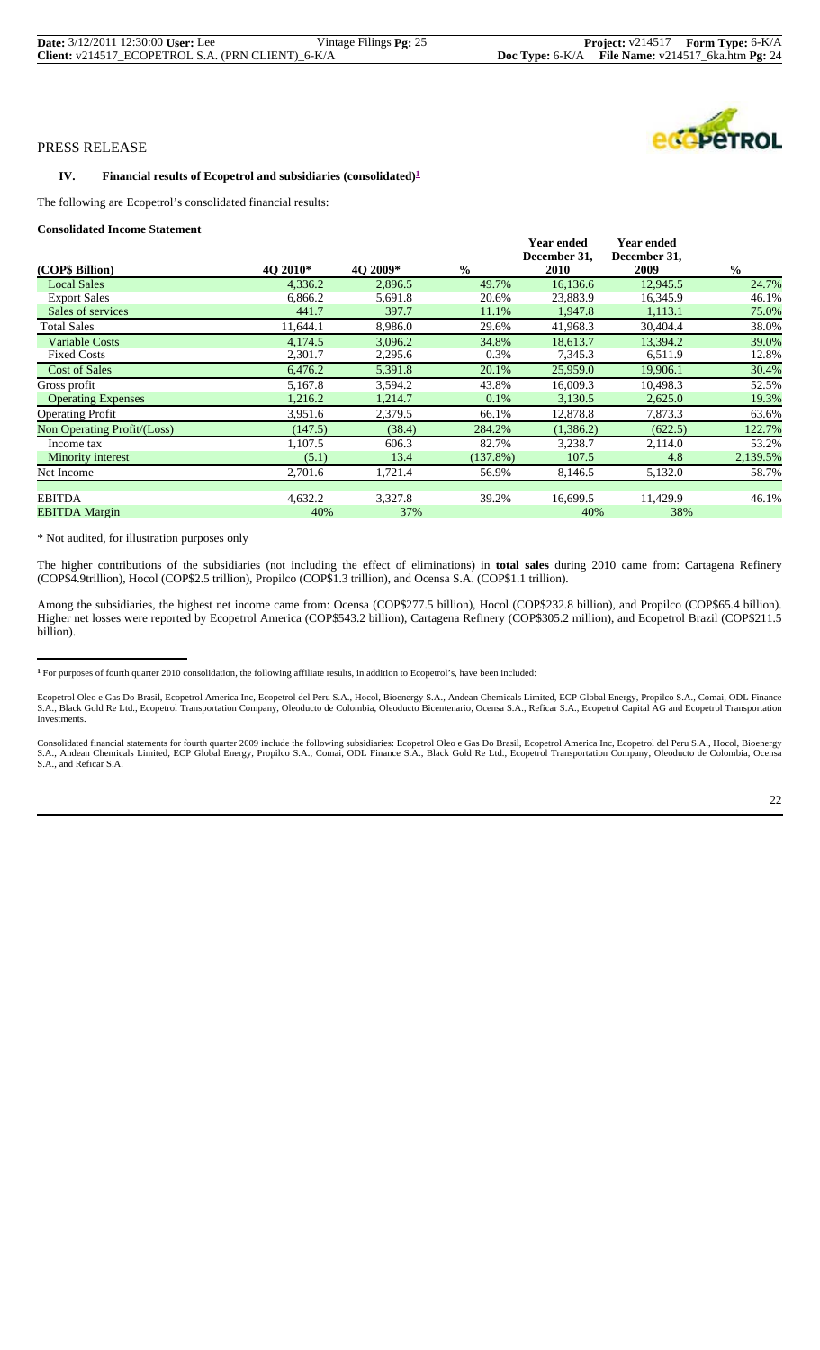PRESS RELEASE

### IV. Financial results of Ecopetrol and subsidiaries (consolidated)[1]

The following are Ecopetrol's consolidated financial results:

**Consolidated Income Statement**

| (COP$ Billion) | 4Q 2010* | 4Q 2009* | % | Year ended December 31, 2010 | Year ended December 31, 2009 | % |
|---|---|---|---|---|---|---|
| Local Sales | 4,336.2 | 2,896.5 | 49.7% | 16,136.6 | 12,945.5 | 24.7% |
| Export Sales | 6,866.2 | 5,691.8 | 20.6% | 23,883.9 | 16,345.9 | 46.1% |
| Sales of services | 441.7 | 397.7 | 11.1% | 1,947.8 | 1,113.1 | 75.0% |
| Total Sales | 11,644.1 | 8,986.0 | 29.6% | 41,968.3 | 30,404.4 | 38.0% |
| Variable Costs | 4,174.5 | 3,096.2 | 34.8% | 18,613.7 | 13,394.2 | 39.0% |
| Fixed Costs | 2,301.7 | 2,295.6 | 0.3% | 7,345.3 | 6,511.9 | 12.8% |
| Cost of Sales | 6,476.2 | 5,391.8 | 20.1% | 25,959.0 | 19,906.1 | 30.4% |
| Gross profit | 5,167.8 | 3,594.2 | 43.8% | 16,009.3 | 10,498.3 | 52.5% |
| Operating Expenses | 1,216.2 | 1,214.7 | 0.1% | 3,130.5 | 2,625.0 | 19.3% |
| Operating Profit | 3,951.6 | 2,379.5 | 66.1% | 12,878.8 | 7,873.3 | 63.6% |
| Non Operating Profit/(Loss) | (147.5) | (38.4) | 284.2% | (1,386.2) | (622.5) | 122.7% |
| Income tax | 1,107.5 | 606.3 | 82.7% | 3,238.7 | 2,114.0 | 53.2% |
| Minority interest | (5.1) | 13.4 | (137.8%) | 107.5 | 4.8 | 2,139.5% |
| Net Income | 2,701.6 | 1,721.4 | 56.9% | 8,146.5 | 5,132.0 | 58.7% |
| EBITDA | 4,632.2 | 3,327.8 | 39.2% | 16,699.5 | 11,429.9 | 46.1% |
| EBITDA Margin | 40% | 37% | | 40% | 38% | |

\* Not audited, for illustration purposes only

The higher contributions of the subsidiaries (not including the effect of eliminations) in **total sales** during 2010 came from: Cartagena Refinery (COP$4.9trillion), Hocol (COP$2.5 trillion), Propilco (COP$1.3 trillion), and Ocensa S.A. (COP$1.1 trillion).

Among the subsidiaries, the highest net income came from: Ocensa (COP$277.5 billion), Hocol (COP$232.8 billion), and Propilco (COP$65.4 billion). Higher net losses were reported by Ecopetrol America (COP$543.2 billion), Cartagena Refinery (COP$305.2 million), and Ecopetrol Brazil (COP$211.5 billion).

---

[1] For purposes of fourth quarter 2010 consolidation, the following affiliate results, in addition to Ecopetrol's, have been included:

Ecopetrol Oleo e Gas Do Brasil, Ecopetrol America Inc, Ecopetrol del Peru S.A., Hocol, Bioenergy S.A., Andean Chemicals Limited, ECP Global Energy, Propilco S.A., Comai, ODL Finance S.A., Black Gold Re Ltd., Ecopetrol Transportation Company, Oleoducto de Colombia, Oleoducto Bicentenario, Ocensa S.A., Reficar S.A., Ecopetrol Capital AG and Ecopetrol Transportation Investments.

Consolidated financial statements for fourth quarter 2009 include the following subsidiaries: Ecopetrol Oleo e Gas Do Brasil, Ecopetrol America Inc, Ecopetrol del Peru S.A., Hocol, Bioenergy S.A., Andean Chemicals Limited, ECP Global Energy, Propilco S.A., Comai, ODL Finance S.A., Black Gold Re Ltd., Ecopetrol Transportation Company, Oleoducto de Colombia, Ocensa S.A., and Reficar S.A.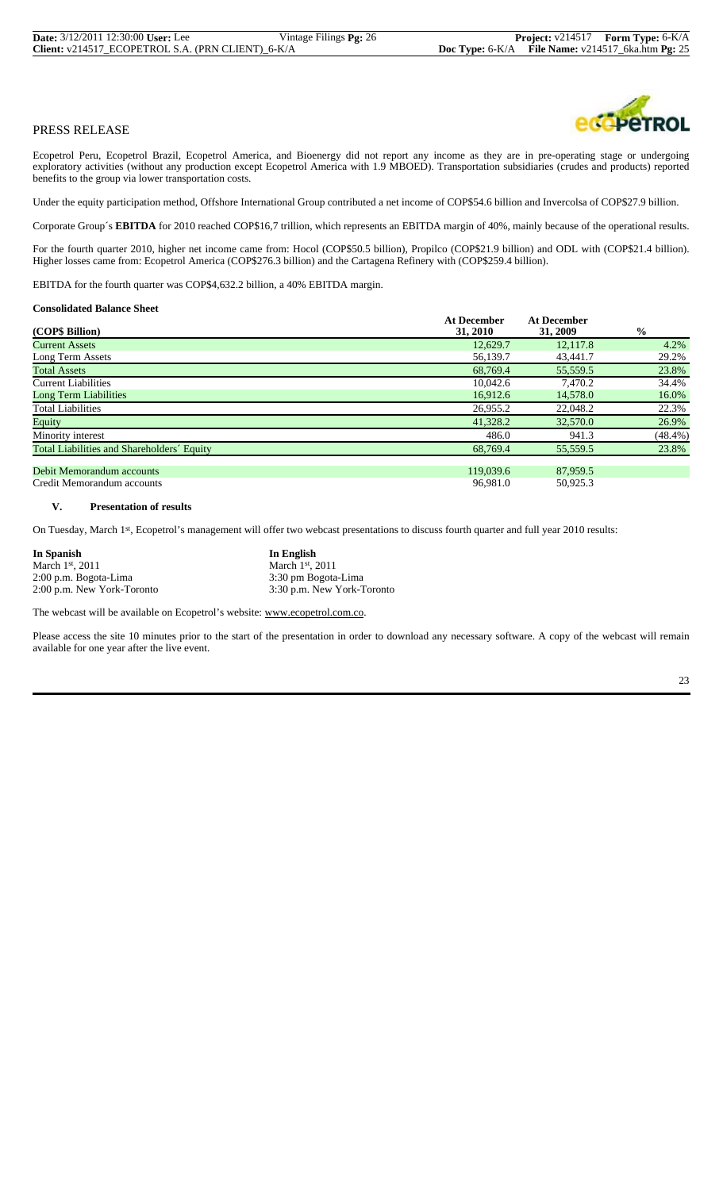PRESS RELEASE

Ecopetrol Peru, Ecopetrol Brazil, Ecopetrol America, and Bioenergy did not report any income as they are in pre-operating stage or undergoing exploratory activities (without any production except Ecopetrol America with 1.9 MBOED). Transportation subsidiaries (crudes and products) reported benefits to the group via lower transportation costs.

Under the equity participation method, Offshore International Group contributed a net income of COP$54.6 billion and Invercolsa of COP$27.9 billion.

Corporate Group´s **EBITDA** for 2010 reached COP$16,7 trillion, which represents an EBITDA margin of 40%, mainly because of the operational results.

For the fourth quarter 2010, higher net income came from: Hocol (COP$50.5 billion), Propilco (COP$21.9 billion) and ODL with (COP$21.4 billion). Higher losses came from: Ecopetrol America (COP$276.3 billion) and the Cartagena Refinery with (COP$259.4 billion).

EBITDA for the fourth quarter was COP$4,632.2 billion, a 40% EBITDA margin.

**Consolidated Balance Sheet**

| (COP$ Billion) | At December 31, 2010 | At December 31, 2009 | % |
|---|---|---|---|
| Current Assets | 12,629.7 | 12,117.8 | 4.2% |
| Long Term Assets | 56,139.7 | 43,441.7 | 29.2% |
| Total Assets | 68,769.4 | 55,559.5 | 23.8% |
| Current Liabilities | 10,042.6 | 7,470.2 | 34.4% |
| Long Term Liabilities | 16,912.6 | 14,578.0 | 16.0% |
| Total Liabilities | 26,955.2 | 22,048.2 | 22.3% |
| Equity | 41,328.2 | 32,570.0 | 26.9% |
| Minority interest | 486.0 | 941.3 | (48.4%) |
| Total Liabilities and Shareholders´ Equity | 68,769.4 | 55,559.5 | 23.8% |
| Debit Memorandum accounts | 119,039.6 | 87,959.5 | |
| Credit Memorandum accounts | 96,981.0 | 50,925.3 | |

## V. Presentation of results

On Tuesday, March 1st, Ecopetrol's management will offer two webcast presentations to discuss fourth quarter and full year 2010 results:

| In Spanish | In English |
|---|---|
| March 1st, 2011 | March 1st, 2011 |
| 2:00 p.m. Bogota-Lima | 3:30 pm Bogota-Lima |
| 2:00 p.m. New York-Toronto | 3:30 p.m. New York-Toronto |

The webcast will be available on Ecopetrol's website: www.ecopetrol.com.co.

Please access the site 10 minutes prior to the start of the presentation in order to download any necessary software. A copy of the webcast will remain available for one year after the live event.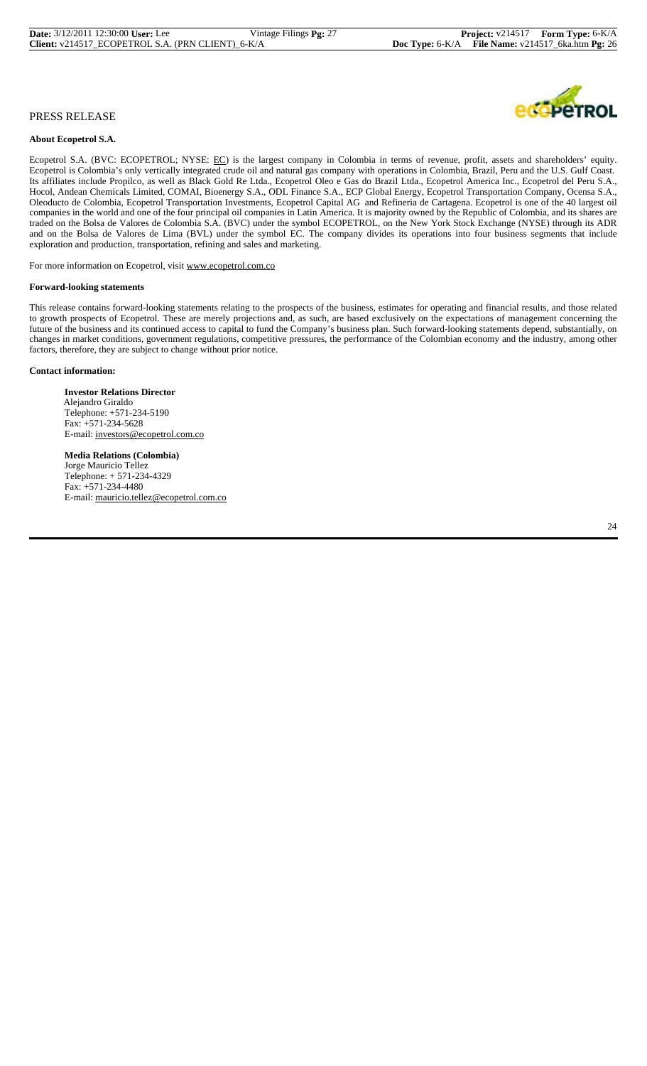PRESS RELEASE

**About Ecopetrol S.A.**

Ecopetrol S.A. (BVC: ECOPETROL; NYSE: EC) is the largest company in Colombia in terms of revenue, profit, assets and shareholders' equity. Ecopetrol is Colombia's only vertically integrated crude oil and natural gas company with operations in Colombia, Brazil, Peru and the U.S. Gulf Coast. Its affiliates include Propilco, as well as Black Gold Re Ltda., Ecopetrol Oleo e Gas do Brazil Ltda., Ecopetrol America Inc., Ecopetrol del Peru S.A., Hocol, Andean Chemicals Limited, COMAI, Bioenergy S.A., ODL Finance S.A., ECP Global Energy, Ecopetrol Transportation Company, Ocensa S.A., Oleoducto de Colombia, Ecopetrol Transportation Investments, Ecopetrol Capital AG and Refineria de Cartagena. Ecopetrol is one of the 40 largest oil companies in the world and one of the four principal oil companies in Latin America. It is majority owned by the Republic of Colombia, and its shares are traded on the Bolsa de Valores de Colombia S.A. (BVC) under the symbol ECOPETROL, on the New York Stock Exchange (NYSE) through its ADR and on the Bolsa de Valores de Lima (BVL) under the symbol EC. The company divides its operations into four business segments that include exploration and production, transportation, refining and sales and marketing.

For more information on Ecopetrol, visit www.ecopetrol.com.co

**Forward-looking statements**

This release contains forward-looking statements relating to the prospects of the business, estimates for operating and financial results, and those related to growth prospects of Ecopetrol. These are merely projections and, as such, are based exclusively on the expectations of management concerning the future of the business and its continued access to capital to fund the Company's business plan. Such forward-looking statements depend, substantially, on changes in market conditions, government regulations, competitive pressures, the performance of the Colombian economy and the industry, among other factors, therefore, they are subject to change without prior notice.

**Contact information:**

**Investor Relations Director**
Alejandro Giraldo
Telephone: +571-234-5190
Fax: +571-234-5628
E-mail: investors@ecopetrol.com.co

**Media Relations (Colombia)**
Jorge Mauricio Tellez
Telephone: + 571-234-4329
Fax: +571-234-4480
E-mail: mauricio.tellez@ecopetrol.com.co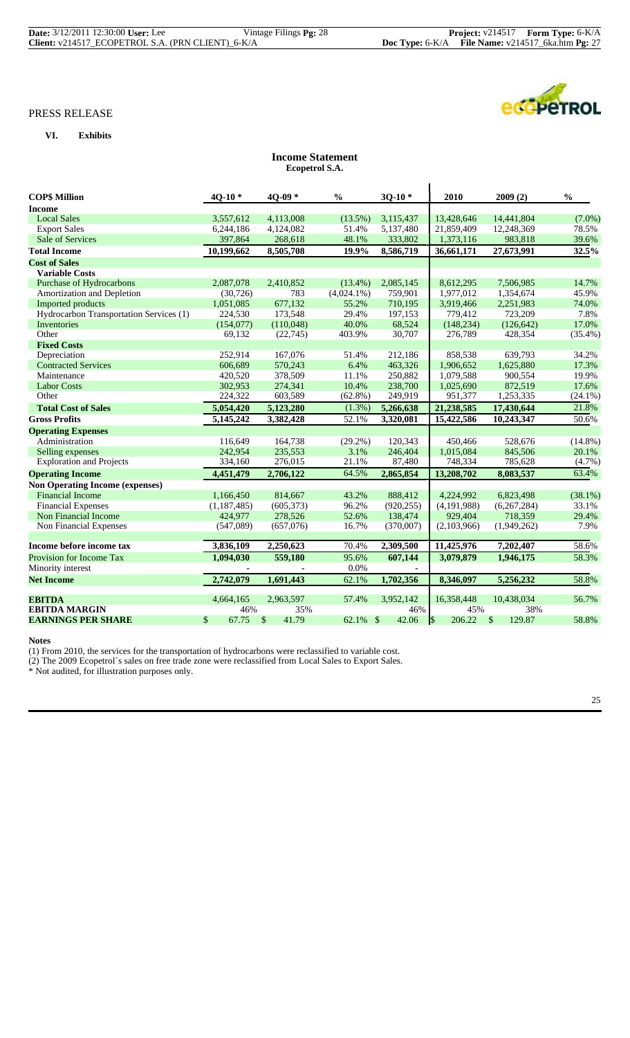PRESS RELEASE

**VI. Exhibits**

## Income Statement
**Ecopetrol S.A.**

| COP$ Million | 4Q-10 * | 4Q-09 * | % | 3Q-10 * | 2010 | 2009 (2) | % |
|---|---|---|---|---|---|---|---|
| **Income** | | | | | | | |
| Local Sales | 3,557,612 | 4,113,008 | (13.5%) | 3,115,437 | 13,428,646 | 14,441,804 | (7.0%) |
| Export Sales | 6,244,186 | 4,124,082 | 51.4% | 5,137,480 | 21,859,409 | 12,248,369 | 78.5% |
| Sale of Services | 397,864 | 268,618 | 48.1% | 333,802 | 1,373,116 | 983,818 | 39.6% |
| **Total Income** | **10,199,662** | **8,505,708** | **19.9%** | **8,586,719** | **36,661,171** | **27,673,991** | **32.5%** |
| **Cost of Sales** | | | | | | | |
| **Variable Costs** | | | | | | | |
| Purchase of Hydrocarbons | 2,087,078 | 2,410,852 | (13.4%) | 2,085,145 | 8,612,295 | 7,506,985 | 14.7% |
| Amortization and Depletion | (30,726) | 783 | (4,024.1%) | 759,901 | 1,977,012 | 1,354,674 | 45.9% |
| Imported products | 1,051,085 | 677,132 | 55.2% | 710,195 | 3,919,466 | 2,251,983 | 74.0% |
| Hydrocarbon Transportation Services (1) | 224,530 | 173,548 | 29.4% | 197,153 | 779,412 | 723,209 | 7.8% |
| Inventories | (154,077) | (110,048) | 40.0% | 68,524 | (148,234) | (126,642) | 17.0% |
| Other | 69,132 | (22,745) | 403.9% | 30,707 | 276,789 | 428,354 | (35.4%) |
| **Fixed Costs** | | | | | | | |
| Depreciation | 252,914 | 167,076 | 51.4% | 212,186 | 858,538 | 639,793 | 34.2% |
| Contracted Services | 606,689 | 570,243 | 6.4% | 463,326 | 1,906,652 | 1,625,880 | 17.3% |
| Maintenance | 420,520 | 378,509 | 11.1% | 250,882 | 1,079,588 | 900,554 | 19.9% |
| Labor Costs | 302,953 | 274,341 | 10.4% | 238,700 | 1,025,690 | 872,519 | 17.6% |
| Other | 224,322 | 603,589 | (62.8%) | 249,919 | 951,377 | 1,253,335 | (24.1%) |
| **Total Cost of Sales** | **5,054,420** | **5,123,280** | (1.3%) | **5,266,638** | **21,238,585** | **17,430,644** | 21.8% |
| **Gross Profits** | **5,145,242** | **3,382,428** | 52.1% | **3,320,081** | **15,422,586** | **10,243,347** | 50.6% |
| **Operating Expenses** | | | | | | | |
| Administration | 116,649 | 164,738 | (29.2%) | 120,343 | 450,466 | 528,676 | (14.8%) |
| Selling expenses | 242,954 | 235,553 | 3.1% | 246,404 | 1,015,084 | 845,506 | 20.1% |
| Exploration and Projects | 334,160 | 276,015 | 21.1% | 87,480 | 748,334 | 785,628 | (4.7%) |
| **Operating Income** | **4,451,479** | **2,706,122** | 64.5% | **2,865,854** | **13,208,702** | **8,083,537** | 63.4% |
| **Non Operating Income (expenses)** | | | | | | | |
| Financial Income | 1,166,450 | 814,667 | 43.2% | 888,412 | 4,224,992 | 6,823,498 | (38.1%) |
| Financial Expenses | (1,187,485) | (605,373) | 96.2% | (920,255) | (4,191,988) | (6,267,284) | 33.1% |
| Non Financial Income | 424,977 | 278,526 | 52.6% | 138,474 | 929,404 | 718,359 | 29.4% |
| Non Financial Expenses | (547,089) | (657,076) | 16.7% | (370,007) | (2,103,966) | (1,949,262) | 7.9% |
| **Income before income tax** | **3,836,109** | **2,250,623** | 70.4% | **2,309,500** | **11,425,976** | **7,202,407** | 58.6% |
| Provision for Income Tax | **1,094,030** | **559,180** | 95.6% | **607,144** | **3,079,879** | **1,946,175** | 58.3% |
| Minority interest | - | - | 0.0% | - | | | |
| **Net Income** | **2,742,079** | **1,691,443** | 62.1% | **1,702,356** | **8,346,097** | **5,256,232** | 58.8% |
| **EBITDA** | 4,664,165 | 2,963,597 | 57.4% | 3,952,142 | 16,358,448 | 10,438,034 | 56.7% |
| **EBITDA MARGIN** | 46% | 35% | | 46% | 45% | 38% | |
| **EARNINGS PER SHARE** | $ 67.75 | $ 41.79 | 62.1% | $ 42.06 | $ 206.22 | $ 129.87 | 58.8% |

**Notes**

(1) From 2010, the services for the transportation of hydrocarbons were reclassified to variable cost.

(2) The 2009 Ecopetrol´s sales on free trade zone were reclassified from Local Sales to Export Sales.

\* Not audited, for illustration purposes only.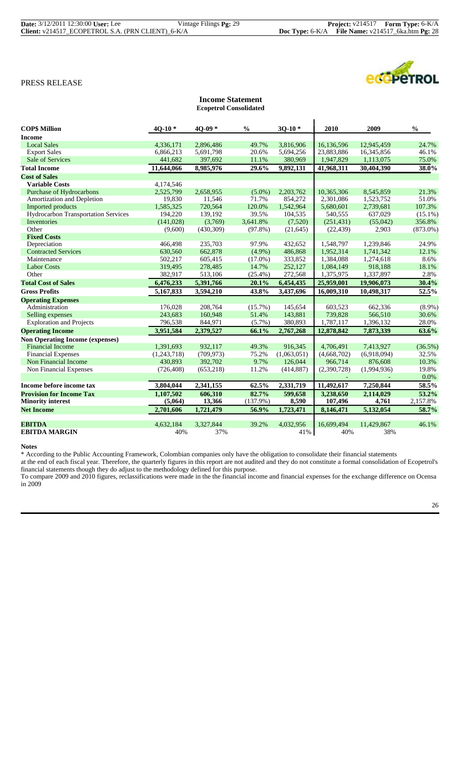PRESS RELEASE

## Income Statement

### Ecopetrol Consolidated

| COP$ Million | 4Q-10 * | 4Q-09 * | % | 3Q-10 * | 2010 | 2009 | % |
|---|---|---|---|---|---|---|---|
| **Income** | | | | | | | |
| Local Sales | 4,336,171 | 2,896,486 | 49.7% | 3,816,906 | 16,136,596 | 12,945,459 | 24.7% |
| Export Sales | 6,866,213 | 5,691,798 | 20.6% | 5,694,256 | 23,883,886 | 16,345,856 | 46.1% |
| Sale of Services | 441,682 | 397,692 | 11.1% | 380,969 | 1,947,829 | 1,113,075 | 75.0% |
| **Total Income** | **11,644,066** | **8,985,976** | **29.6%** | **9,892,131** | **41,968,311** | **30,404,390** | **38.0%** |
| **Cost of Sales** | | | | | | | |
| **Variable Costs** | 4,174,546 | | | | | | |
| Purchase of Hydrocarbons | 2,525,799 | 2,658,955 | (5.0%) | 2,203,762 | 10,365,306 | 8,545,859 | 21.3% |
| Amortization and Depletion | 19,830 | 11,546 | 71.7% | 854,272 | 2,301,086 | 1,523,752 | 51.0% |
| Imported products | 1,585,325 | 720,564 | 120.0% | 1,542,964 | 5,680,601 | 2,739,681 | 107.3% |
| Hydrocarbon Transportation Services | 194,220 | 139,192 | 39.5% | 104,535 | 540,555 | 637,029 | (15.1%) |
| Inventories | (141,028) | (3,769) | 3,641.8% | (7,520) | (251,431) | (55,042) | 356.8% |
| Other | (9,600) | (430,309) | (97.8%) | (21,645) | (22,439) | 2,903 | (873.0%) |
| **Fixed Costs** | | | | | | | |
| Depreciation | 466,498 | 235,703 | 97.9% | 432,652 | 1,548,797 | 1,239,846 | 24.9% |
| Contracted Services | 630,560 | 662,878 | (4.9%) | 486,868 | 1,952,314 | 1,741,342 | 12.1% |
| Maintenance | 502,217 | 605,415 | (17.0%) | 333,852 | 1,384,088 | 1,274,618 | 8.6% |
| Labor Costs | 319,495 | 278,485 | 14.7% | 252,127 | 1,084,149 | 918,188 | 18.1% |
| Other | 382,917 | 513,106 | (25.4%) | 272,568 | 1,375,975 | 1,337,897 | 2.8% |
| **Total Cost of Sales** | **6,476,233** | **5,391,766** | **20.1%** | **6,454,435** | **25,959,001** | **19,906,073** | **30.4%** |
| **Gross Profits** | **5,167,833** | **3,594,210** | **43.8%** | **3,437,696** | **16,009,310** | **10,498,317** | **52.5%** |
| **Operating Expenses** | | | | | | | |
| Administration | 176,028 | 208,764 | (15.7%) | 145,654 | 603,523 | 662,336 | (8.9%) |
| Selling expenses | 243,683 | 160,948 | 51.4% | 143,881 | 739,828 | 566,510 | 30.6% |
| Exploration and Projects | 796,538 | 844,971 | (5.7%) | 380,893 | 1,787,117 | 1,396,132 | 28.0% |
| **Operating Income** | **3,951,584** | **2,379,527** | **66.1%** | **2,767,268** | **12,878,842** | **7,873,339** | **63.6%** |
| **Non Operating Income (expenses)** | | | | | | | |
| Financial Income | 1,391,693 | 932,117 | 49.3% | 916,345 | 4,706,491 | 7,413,927 | (36.5%) |
| Financial Expenses | (1,243,718) | (709,973) | 75.2% | (1,063,051) | (4,668,702) | (6,918,094) | 32.5% |
| Non Financial Income | 430,893 | 392,702 | 9.7% | 126,044 | 966,714 | 876,608 | 10.3% |
| Non Financial Expenses | (726,408) | (653,218) | 11.2% | (414,887) | (2,390,728) | (1,994,936) | 19.8% |
| | | | | | - | - | 0.0% |
| **Income before income tax** | **3,804,044** | **2,341,155** | **62.5%** | **2,331,719** | **11,492,617** | **7,250,844** | **58.5%** |
| **Provision for Income Tax** | **1,107,502** | **606,310** | **82.7%** | **599,658** | **3,238,650** | **2,114,029** | **53.2%** |
| **Minority interest** | **(5,064)** | **13,366** | **(137.9%)** | **8,590** | **107,496** | **4,761** | **2,157.8%** |
| **Net Income** | **2,701,606** | **1,721,479** | **56.9%** | **1,723,471** | **8,146,471** | **5,132,054** | **58.7%** |
| | | | | | | | |
| **EBITDA** | 4,632,184 | 3,327,844 | 39.2% | 4,032,956 | 16,699,494 | 11,429,867 | 46.1% |
| **EBITDA MARGIN** | 40% | 37% | | 41% | 40% | 38% | |

**Notes**

* According to the Public Accounting Framework, Colombian companies only have the obligation to consolidate their financial statements at the end of each fiscal year. Therefore, the quarterly figures in this report are not audited and they do not constitute a formal consolidation of Ecopetrol's financial statements though they do adjust to the methodology defined for this purpose.

To compare 2009 and 2010 figures, reclassifications were made in the the financial income and financial expenses for the exchange difference on Ocensa in 2009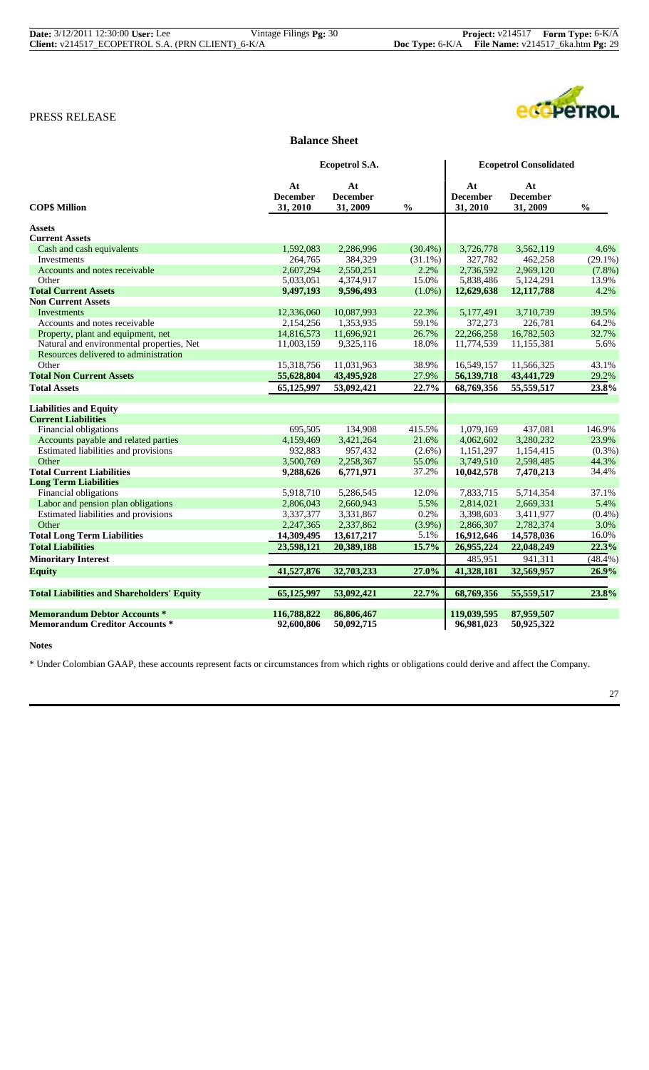PRESS RELEASE

## Balance Sheet

| COP$ Million | Ecopetrol S.A. At December 31, 2010 | Ecopetrol S.A. At December 31, 2009 | % | Ecopetrol Consolidated At December 31, 2010 | Ecopetrol Consolidated At December 31, 2009 | % |
|---|---|---|---|---|---|---|
| **Assets** | | | | | | |
| **Current Assets** | | | | | | |
| Cash and cash equivalents | 1,592,083 | 2,286,996 | (30.4%) | 3,726,778 | 3,562,119 | 4.6% |
| Investments | 264,765 | 384,329 | (31.1%) | 327,782 | 462,258 | (29.1%) |
| Accounts and notes receivable | 2,607,294 | 2,550,251 | 2.2% | 2,736,592 | 2,969,120 | (7.8%) |
| Other | 5,033,051 | 4,374,917 | 15.0% | 5,838,486 | 5,124,291 | 13.9% |
| **Total Current Assets** | **9,497,193** | **9,596,493** | (1.0%) | **12,629,638** | **12,117,788** | 4.2% |
| **Non Current Assets** | | | | | | |
| Investments | 12,336,060 | 10,087,993 | 22.3% | 5,177,491 | 3,710,739 | 39.5% |
| Accounts and notes receivable | 2,154,256 | 1,353,935 | 59.1% | 372,273 | 226,781 | 64.2% |
| Property, plant and equipment, net | 14,816,573 | 11,696,921 | 26.7% | 22,266,258 | 16,782,503 | 32.7% |
| Natural and environmental properties, Net | 11,003,159 | 9,325,116 | 18.0% | 11,774,539 | 11,155,381 | 5.6% |
| Resources delivered to administration | | | | | | |
| Other | 15,318,756 | 11,031,963 | 38.9% | 16,549,157 | 11,566,325 | 43.1% |
| **Total Non Current Assets** | **55,628,804** | **43,495,928** | 27.9% | **56,139,718** | **43,441,729** | 29.2% |
| **Total Assets** | **65,125,997** | **53,092,421** | **22.7%** | **68,769,356** | **55,559,517** | **23.8%** |
| | | | | | | |
| **Liabilities and Equity** | | | | | | |
| **Current Liabilities** | | | | | | |
| Financial obligations | 695,505 | 134,908 | 415.5% | 1,079,169 | 437,081 | 146.9% |
| Accounts payable and related parties | 4,159,469 | 3,421,264 | 21.6% | 4,062,602 | 3,280,232 | 23.9% |
| Estimated liabilities and provisions | 932,883 | 957,432 | (2.6%) | 1,151,297 | 1,154,415 | (0.3%) |
| Other | 3,500,769 | 2,258,367 | 55.0% | 3,749,510 | 2,598,485 | 44.3% |
| **Total Current Liabilities** | **9,288,626** | **6,771,971** | 37.2% | **10,042,578** | **7,470,213** | 34.4% |
| **Long Term Liabilities** | | | | | | |
| Financial obligations | 5,918,710 | 5,286,545 | 12.0% | 7,833,715 | 5,714,354 | 37.1% |
| Labor and pension plan obligations | 2,806,043 | 2,660,943 | 5.5% | 2,814,021 | 2,669,331 | 5.4% |
| Estimated liabilities and provisions | 3,337,377 | 3,331,867 | 0.2% | 3,398,603 | 3,411,977 | (0.4%) |
| Other | 2,247,365 | 2,337,862 | (3.9%) | 2,866,307 | 2,782,374 | 3.0% |
| **Total Long Term Liabilities** | **14,309,495** | **13,617,217** | 5.1% | **16,912,646** | **14,578,036** | 16.0% |
| **Total Liabilities** | **23,598,121** | **20,389,188** | **15.7%** | **26,955,224** | **22,048,249** | **22.3%** |
| **Minoritary Interest** | | | | 485,951 | 941,311 | (48.4%) |
| **Equity** | **41,527,876** | **32,703,233** | **27.0%** | **41,328,181** | **32,569,957** | **26.9%** |
| | | | | | | |
| **Total Liabilities and Shareholders' Equity** | **65,125,997** | **53,092,421** | **22.7%** | **68,769,356** | **55,559,517** | **23.8%** |
| | | | | | | |
| **Memorandum Debtor Accounts *** | **116,788,822** | **86,806,467** | | **119,039,595** | **87,959,507** | |
| **Memorandum Creditor Accounts *** | **92,600,806** | **50,092,715** | | **96,981,023** | **50,925,322** | |

**Notes**

* Under Colombian GAAP, these accounts represent facts or circumstances from which rights or obligations could derive and affect the Company.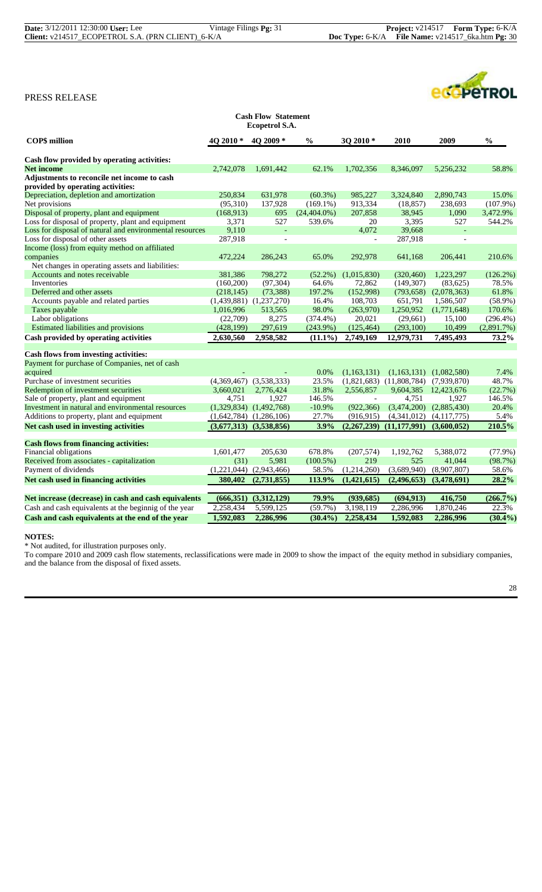PRESS RELEASE

**Cash Flow Statement**
**Ecopetrol S.A.**

| COP$ million | 4Q 2010 * | 4Q 2009 * | % | 3Q 2010 * | 2010 | 2009 | % |
|---|---|---|---|---|---|---|---|
| **Cash flow provided by operating activities:** | | | | | | | |
| **Net income** | 2,742,078 | 1,691,442 | 62.1% | 1,702,356 | 8,346,097 | 5,256,232 | 58.8% |
| **Adjustments to reconcile net income to cash provided by operating activities:** | | | | | | | |
| Depreciation, depletion and amortization | 250,834 | 631,978 | (60.3%) | 985,227 | 3,324,840 | 2,890,743 | 15.0% |
| Net provisions | (95,310) | 137,928 | (169.1%) | 913,334 | (18,857) | 238,693 | (107.9%) |
| Disposal of property, plant and equipment | (168,913) | 695 | (24,404.0%) | 207,858 | 38,945 | 1,090 | 3,472.9% |
| Loss for disposal of property, plant and equipment | 3,371 | 527 | 539.6% | 20 | 3,395 | 527 | 544.2% |
| Loss for disposal of natural and environmental resources | 9,110 | - | | 4,072 | 39,668 | - | |
| Loss for disposal of other assets | 287,918 | - | | - | 287,918 | - | |
| Income (loss) from equity method on affiliated companies | 472,224 | 286,243 | 65.0% | 292,978 | 641,168 | 206,441 | 210.6% |
| Net changes in operating assets and liabilities: | | | | | | | |
| Accounts and notes receivable | 381,386 | 798,272 | (52.2%) | (1,015,830) | (320,460) | 1,223,297 | (126.2%) |
| Inventories | (160,200) | (97,304) | 64.6% | 72,862 | (149,307) | (83,625) | 78.5% |
| Deferred and other assets | (218,145) | (73,388) | 197.2% | (152,998) | (793,658) | (2,078,363) | 61.8% |
| Accounts payable and related parties | (1,439,881) | (1,237,270) | 16.4% | 108,703 | 651,791 | 1,586,507 | (58.9%) |
| Taxes payable | 1,016,996 | 513,565 | 98.0% | (263,970) | 1,250,952 | (1,771,648) | 170.6% |
| Labor obligations | (22,709) | 8,275 | (374.4%) | 20,021 | (29,661) | 15,100 | (296.4%) |
| Estimated liabilities and provisions | (428,199) | 297,619 | (243.9%) | (125,464) | (293,100) | 10,499 | (2,891.7%) |
| **Cash provided by operating activities** | **2,630,560** | **2,958,582** | **(11.1%)** | **2,749,169** | **12,979,731** | **7,495,493** | **73.2%** |
| **Cash flows from investing activities:** | | | | | | | |
| Payment for purchase of Companies, net of cash acquired | - | - | 0.0% | (1,163,131) | (1,163,131) | (1,082,580) | 7.4% |
| Purchase of investment securities | (4,369,467) | (3,538,333) | 23.5% | (1,821,683) | (11,808,784) | (7,939,870) | 48.7% |
| Redemption of investment securities | 3,660,021 | 2,776,424 | 31.8% | 2,556,857 | 9,604,385 | 12,423,676 | (22.7%) |
| Sale of property, plant and equipment | 4,751 | 1,927 | 146.5% | - | 4,751 | 1,927 | 146.5% |
| Investment in natural and environmental resources | (1,329,834) | (1,492,768) | -10.9% | (922,366) | (3,474,200) | (2,885,430) | 20.4% |
| Additions to property, plant and equipment | (1,642,784) | (1,286,106) | 27.7% | (916,915) | (4,341,012) | (4,117,775) | 5.4% |
| **Net cash used in investing activities** | **(3,677,313)** | **(3,538,856)** | **3.9%** | **(2,267,239)** | **(11,177,991)** | **(3,600,052)** | **210.5%** |
| **Cash flows from financing activities:** | | | | | | | |
| Financial obligations | 1,601,477 | 205,630 | 678.8% | (207,574) | 1,192,762 | 5,388,072 | (77.9%) |
| Received from associates - capitalization | (31) | 5,981 | (100.5%) | 219 | 525 | 41,044 | (98.7%) |
| Payment of dividends | (1,221,044) | (2,943,466) | 58.5% | (1,214,260) | (3,689,940) | (8,907,807) | 58.6% |
| **Net cash used in financing activities** | **380,402** | **(2,731,855)** | **113.9%** | **(1,421,615)** | **(2,496,653)** | **(3,478,691)** | **28.2%** |
| **Net increase (decrease) in cash and cash equivalents** | **(666,351)** | **(3,312,129)** | **79.9%** | **(939,685)** | **(694,913)** | **416,750** | **(266.7%)** |
| Cash and cash equivalents at the beginnig of the year | 2,258,434 | 5,599,125 | (59.7%) | 3,198,119 | 2,286,996 | 1,870,246 | 22.3% |
| **Cash and cash equivalents at the end of the year** | **1,592,083** | **2,286,996** | **(30.4%)** | **2,258,434** | **1,592,083** | **2,286,996** | **(30.4%)** |

**NOTES:**

* Not audited, for illustration purposes only.

To compare 2010 and 2009 cash flow statements, reclassifications were made in 2009 to show the impact of the equity method in subsidiary companies, and the balance from the disposal of fixed assets.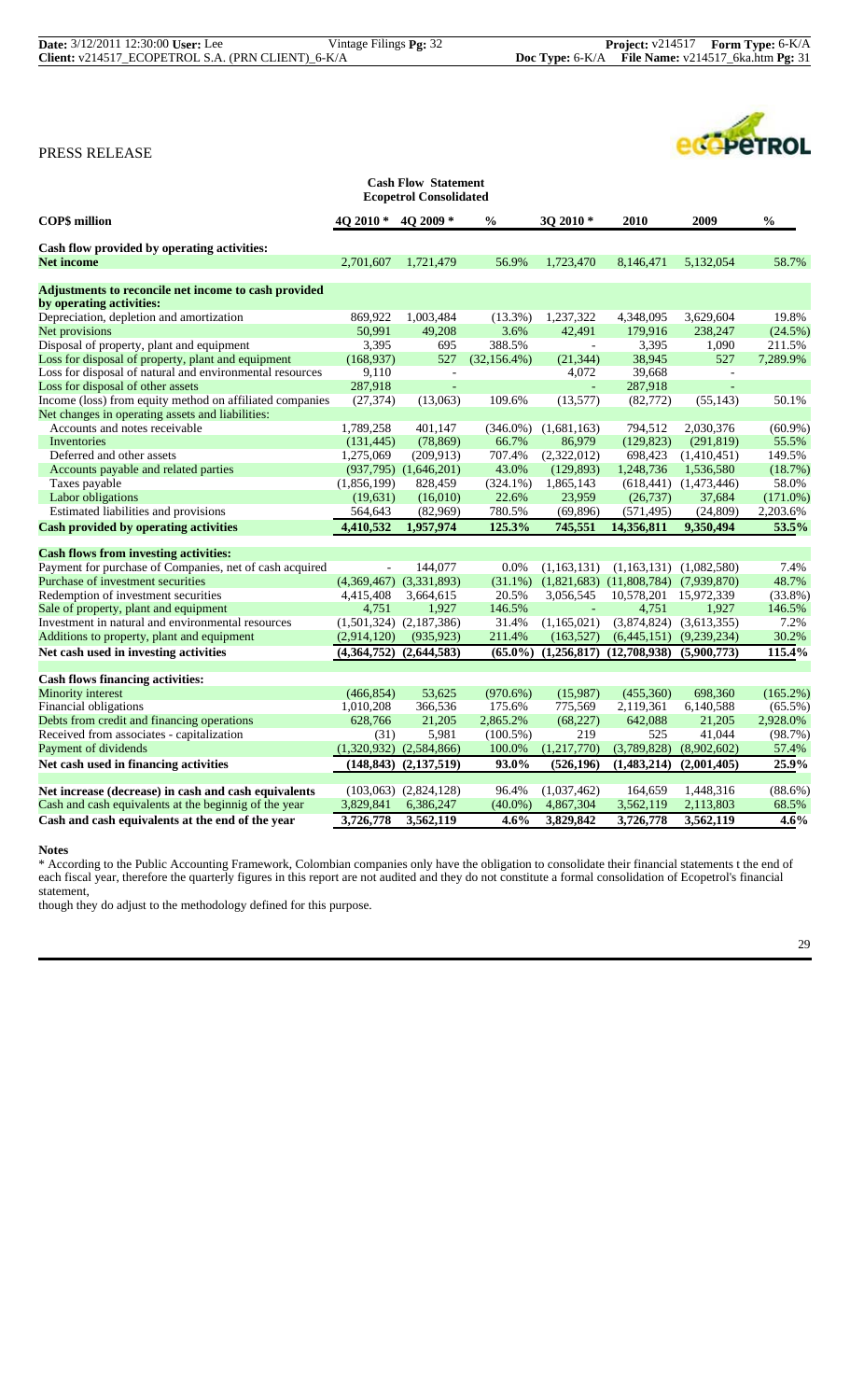PRESS RELEASE

**Cash Flow Statement**
**Ecopetrol Consolidated**

| COP$ million | 4Q 2010 * | 4Q 2009 * | % | 3Q 2010 * | 2010 | 2009 | % |
|---|---|---|---|---|---|---|---|
| **Cash flow provided by operating activities:** | | | | | | | |
| **Net income** | 2,701,607 | 1,721,479 | 56.9% | 1,723,470 | 8,146,471 | 5,132,054 | 58.7% |
| **Adjustments to reconcile net income to cash provided by operating activities:** | | | | | | | |
| Depreciation, depletion and amortization | 869,922 | 1,003,484 | (13.3%) | 1,237,322 | 4,348,095 | 3,629,604 | 19.8% |
| Net provisions | 50,991 | 49,208 | 3.6% | 42,491 | 179,916 | 238,247 | (24.5%) |
| Disposal of property, plant and equipment | 3,395 | 695 | 388.5% | - | 3,395 | 1,090 | 211.5% |
| Loss for disposal of property, plant and equipment | (168,937) | 527 | (32,156.4%) | (21,344) | 38,945 | 527 | 7,289.9% |
| Loss for disposal of natural and environmental resources | 9,110 | - | | 4,072 | 39,668 | - | |
| Loss for disposal of other assets | 287,918 | - | | - | 287,918 | - | |
| Income (loss) from equity method on affiliated companies | (27,374) | (13,063) | 109.6% | (13,577) | (82,772) | (55,143) | 50.1% |
| Net changes in operating assets and liabilities: | | | | | | | |
| Accounts and notes receivable | 1,789,258 | 401,147 | (346.0%) | (1,681,163) | 794,512 | 2,030,376 | (60.9%) |
| Inventories | (131,445) | (78,869) | 66.7% | 86,979 | (129,823) | (291,819) | 55.5% |
| Deferred and other assets | 1,275,069 | (209,913) | 707.4% | (2,322,012) | 698,423 | (1,410,451) | 149.5% |
| Accounts payable and related parties | (937,795) | (1,646,201) | 43.0% | (129,893) | 1,248,736 | 1,536,580 | (18.7%) |
| Taxes payable | (1,856,199) | 828,459 | (324.1%) | 1,865,143 | (618,441) | (1,473,446) | 58.0% |
| Labor obligations | (19,631) | (16,010) | 22.6% | 23,959 | (26,737) | 37,684 | (171.0%) |
| Estimated liabilities and provisions | 564,643 | (82,969) | 780.5% | (69,896) | (571,495) | (24,809) | 2,203.6% |
| **Cash provided by operating activities** | **4,410,532** | **1,957,974** | **125.3%** | **745,551** | **14,356,811** | **9,350,494** | **53.5%** |
| **Cash flows from investing activities:** | | | | | | | |
| Payment for purchase of Companies, net of cash acquired | - | 144,077 | 0.0% | (1,163,131) | (1,163,131) | (1,082,580) | 7.4% |
| Purchase of investment securities | (4,369,467) | (3,331,893) | (31.1%) | (1,821,683) | (11,808,784) | (7,939,870) | 48.7% |
| Redemption of investment securities | 4,415,408 | 3,664,615 | 20.5% | 3,056,545 | 10,578,201 | 15,972,339 | (33.8%) |
| Sale of property, plant and equipment | 4,751 | 1,927 | 146.5% | - | 4,751 | 1,927 | 146.5% |
| Investment in natural and environmental resources | (1,501,324) | (2,187,386) | 31.4% | (1,165,021) | (3,874,824) | (3,613,355) | 7.2% |
| Additions to property, plant and equipment | (2,914,120) | (935,923) | 211.4% | (163,527) | (6,445,151) | (9,239,234) | 30.2% |
| **Net cash used in investing activities** | **(4,364,752)** | **(2,644,583)** | **(65.0%)** | **(1,256,817)** | **(12,708,938)** | **(5,900,773)** | **115.4%** |
| **Cash flows financing activities:** | | | | | | | |
| Minority interest | (466,854) | 53,625 | (970.6%) | (15,987) | (455,360) | 698,360 | (165.2%) |
| Financial obligations | 1,010,208 | 366,536 | 175.6% | 775,569 | 2,119,361 | 6,140,588 | (65.5%) |
| Debts from credit and financing operations | 628,766 | 21,205 | 2,865.2% | (68,227) | 642,088 | 21,205 | 2,928.0% |
| Received from associates - capitalization | (31) | 5,981 | (100.5%) | 219 | 525 | 41,044 | (98.7%) |
| Payment of dividends | (1,320,932) | (2,584,866) | 100.0% | (1,217,770) | (3,789,828) | (8,902,602) | 57.4% |
| **Net cash used in financing activities** | **(148,843)** | **(2,137,519)** | **93.0%** | **(526,196)** | **(1,483,214)** | **(2,001,405)** | **25.9%** |
| **Net increase (decrease) in cash and cash equivalents** | (103,063) | (2,824,128) | 96.4% | (1,037,462) | 164,659 | 1,448,316 | (88.6%) |
| Cash and cash equivalents at the beginnig of the year | 3,829,841 | 6,386,247 | (40.0%) | 4,867,304 | 3,562,119 | 2,113,803 | 68.5% |
| **Cash and cash equivalents at the end of the year** | **3,726,778** | **3,562,119** | **4.6%** | **3,829,842** | **3,726,778** | **3,562,119** | **4.6%** |

**Notes**

* According to the Public Accounting Framework, Colombian companies only have the obligation to consolidate their financial statements t the end of each fiscal year, therefore the quarterly figures in this report are not audited and they do not constitute a formal consolidation of Ecopetrol's financial statement,

though they do adjust to the methodology defined for this purpose.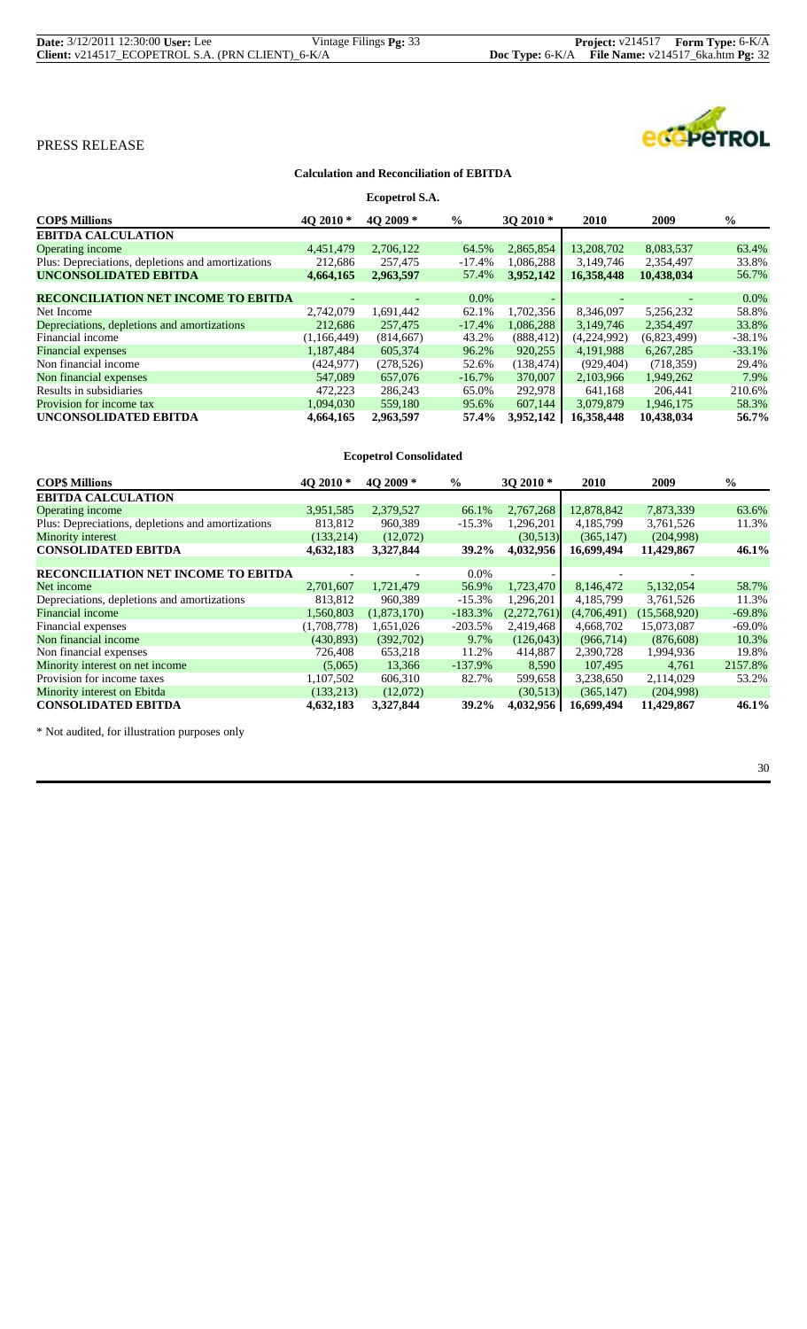PRESS RELEASE

## Calculation and Reconciliation of EBITDA

### Ecopetrol S.A.

| COP$ Millions | 4Q 2010 * | 4Q 2009 * | % | 3Q 2010 * | 2010 | 2009 | % |
|---|---|---|---|---|---|---|---|
| **EBITDA CALCULATION** | | | | | | | |
| Operating income | 4,451,479 | 2,706,122 | 64.5% | 2,865,854 | 13,208,702 | 8,083,537 | 63.4% |
| Plus: Depreciations, depletions and amortizations | 212,686 | 257,475 | -17.4% | 1,086,288 | 3,149,746 | 2,354,497 | 33.8% |
| **UNCONSOLIDATED EBITDA** | **4,664,165** | **2,963,597** | **57.4%** | **3,952,142** | **16,358,448** | **10,438,034** | **56.7%** |
| | | | | | | | |
| **RECONCILIATION NET INCOME TO EBITDA** | - | - | 0.0% | - | - | - | 0.0% |
| Net Income | 2,742,079 | 1,691,442 | 62.1% | 1,702,356 | 8,346,097 | 5,256,232 | 58.8% |
| Depreciations, depletions and amortizations | 212,686 | 257,475 | -17.4% | 1,086,288 | 3,149,746 | 2,354,497 | 33.8% |
| Financial income | (1,166,449) | (814,667) | 43.2% | (888,412) | (4,224,992) | (6,823,499) | -38.1% |
| Financial expenses | 1,187,484 | 605,374 | 96.2% | 920,255 | 4,191,988 | 6,267,285 | -33.1% |
| Non financial income | (424,977) | (278,526) | 52.6% | (138,474) | (929,404) | (718,359) | 29.4% |
| Non financial expenses | 547,089 | 657,076 | -16.7% | 370,007 | 2,103,966 | 1,949,262 | 7.9% |
| Results in subsidiaries | 472,223 | 286,243 | 65.0% | 292,978 | 641,168 | 206,441 | 210.6% |
| Provision for income tax | 1,094,030 | 559,180 | 95.6% | 607,144 | 3,079,879 | 1,946,175 | 58.3% |
| **UNCONSOLIDATED EBITDA** | **4,664,165** | **2,963,597** | **57.4%** | **3,952,142** | **16,358,448** | **10,438,034** | **56.7%** |

### Ecopetrol Consolidated

| COP$ Millions | 4Q 2010 * | 4Q 2009 * | % | 3Q 2010 * | 2010 | 2009 | % |
|---|---|---|---|---|---|---|---|
| **EBITDA CALCULATION** | | | | | | | |
| Operating income | 3,951,585 | 2,379,527 | 66.1% | 2,767,268 | 12,878,842 | 7,873,339 | 63.6% |
| Plus: Depreciations, depletions and amortizations | 813,812 | 960,389 | -15.3% | 1,296,201 | 4,185,799 | 3,761,526 | 11.3% |
| Minority interest | (133,214) | (12,072) | | (30,513) | (365,147) | (204,998) | |
| **CONSOLIDATED EBITDA** | **4,632,183** | **3,327,844** | **39.2%** | **4,032,956** | **16,699,494** | **11,429,867** | **46.1%** |
| | | | | | | | |
| **RECONCILIATION NET INCOME TO EBITDA** | - | - | 0.0% | - | - | - | |
| Net income | 2,701,607 | 1,721,479 | 56.9% | 1,723,470 | 8,146,472 | 5,132,054 | 58.7% |
| Depreciations, depletions and amortizations | 813,812 | 960,389 | -15.3% | 1,296,201 | 4,185,799 | 3,761,526 | 11.3% |
| Financial income | 1,560,803 | (1,873,170) | -183.3% | (2,272,761) | (4,706,491) | (15,568,920) | -69.8% |
| Financial expenses | (1,708,778) | 1,651,026 | -203.5% | 2,419,468 | 4,668,702 | 15,073,087 | -69.0% |
| Non financial income | (430,893) | (392,702) | 9.7% | (126,043) | (966,714) | (876,608) | 10.3% |
| Non financial expenses | 726,408 | 653,218 | 11.2% | 414,887 | 2,390,728 | 1,994,936 | 19.8% |
| Minority interest on net income | (5,065) | 13,366 | -137.9% | 8,590 | 107,495 | 4,761 | 2157.8% |
| Provision for income taxes | 1,107,502 | 606,310 | 82.7% | 599,658 | 3,238,650 | 2,114,029 | 53.2% |
| Minority interest on Ebitda | (133,213) | (12,072) | | (30,513) | (365,147) | (204,998) | |
| **CONSOLIDATED EBITDA** | **4,632,183** | **3,327,844** | **39.2%** | **4,032,956** | **16,699,494** | **11,429,867** | **46.1%** |

* Not audited, for illustration purposes only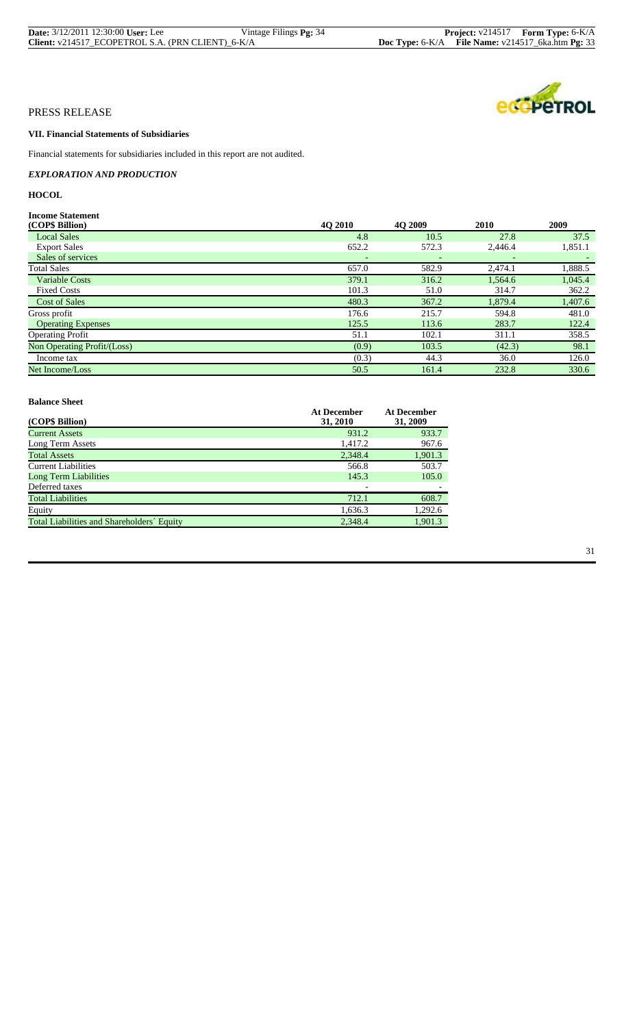PRESS RELEASE

### VII. Financial Statements of Subsidiaries

Financial statements for subsidiaries included in this report are not audited.

***EXPLORATION AND PRODUCTION***

**HOCOL**

**Income Statement**

| (COP$ Billion) | 4Q 2010 | 4Q 2009 | 2010 | 2009 |
|---|---|---|---|---|
| Local Sales | 4.8 | 10.5 | 27.8 | 37.5 |
| Export Sales | 652.2 | 572.3 | 2,446.4 | 1,851.1 |
| Sales of services | - | - | - | - |
| Total Sales | 657.0 | 582.9 | 2,474.1 | 1,888.5 |
| Variable Costs | 379.1 | 316.2 | 1,564.6 | 1,045.4 |
| Fixed Costs | 101.3 | 51.0 | 314.7 | 362.2 |
| Cost of Sales | 480.3 | 367.2 | 1,879.4 | 1,407.6 |
| Gross profit | 176.6 | 215.7 | 594.8 | 481.0 |
| Operating Expenses | 125.5 | 113.6 | 283.7 | 122.4 |
| Operating Profit | 51.1 | 102.1 | 311.1 | 358.5 |
| Non Operating Profit/(Loss) | (0.9) | 103.5 | (42.3) | 98.1 |
| Income tax | (0.3) | 44.3 | 36.0 | 126.0 |
| Net Income/Loss | 50.5 | 161.4 | 232.8 | 330.6 |

**Balance Sheet**

| (COP$ Billion) | At December 31, 2010 | At December 31, 2009 |
|---|---|---|
| Current Assets | 931.2 | 933.7 |
| Long Term Assets | 1,417.2 | 967.6 |
| Total Assets | 2,348.4 | 1,901.3 |
| Current Liabilities | 566.8 | 503.7 |
| Long Term Liabilities | 145.3 | 105.0 |
| Deferred taxes | - | - |
| Total Liabilities | 712.1 | 608.7 |
| Equity | 1,636.3 | 1,292.6 |
| Total Liabilities and Shareholders´ Equity | 2,348.4 | 1,901.3 |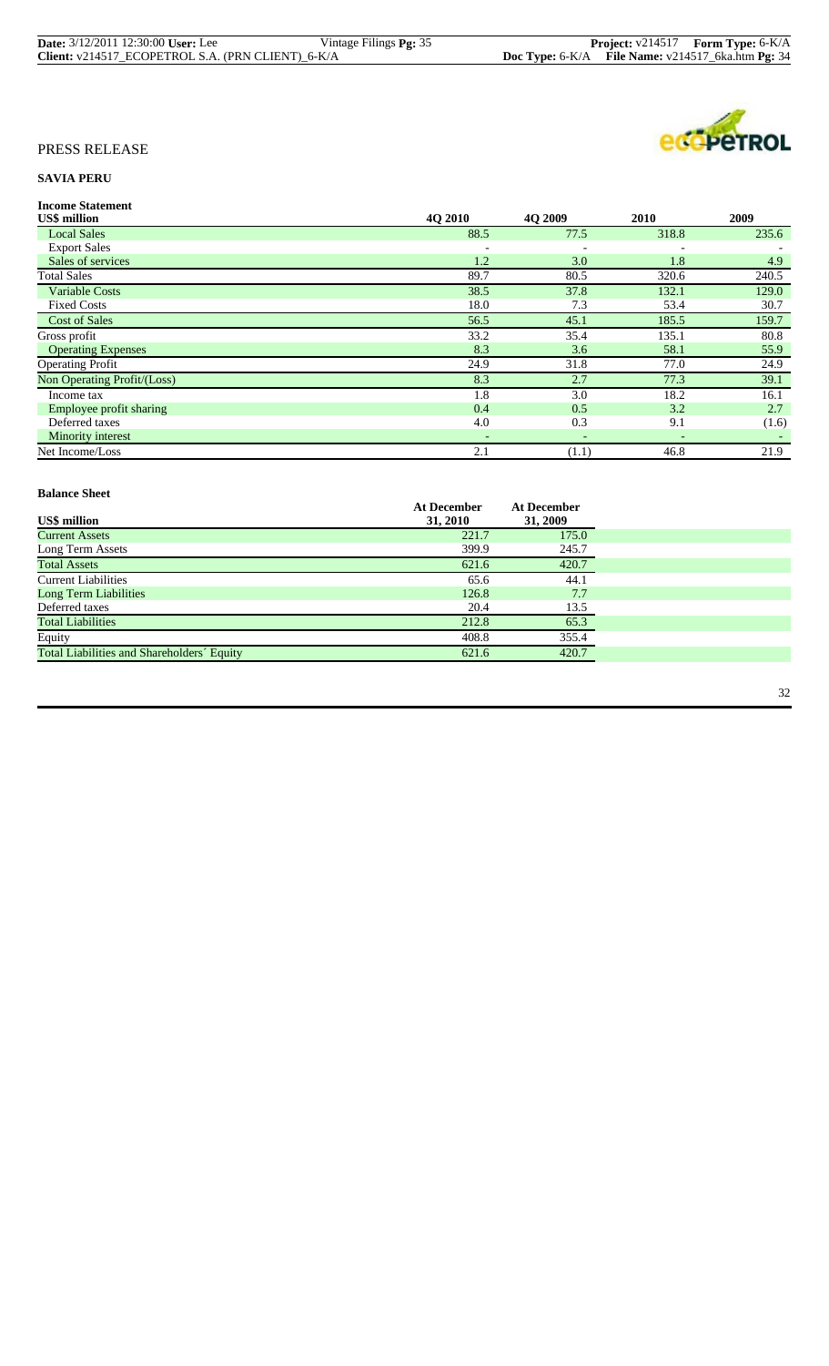PRESS RELEASE

**SAVIA PERU**

**Income Statement**

| **US$ million** | **4Q 2010** | **4Q 2009** | **2010** | **2009** |
|---|---|---|---|---|
| Local Sales | 88.5 | 77.5 | 318.8 | 235.6 |
| Export Sales | - | - | - | - |
| Sales of services | 1.2 | 3.0 | 1.8 | 4.9 |
| Total Sales | 89.7 | 80.5 | 320.6 | 240.5 |
| Variable Costs | 38.5 | 37.8 | 132.1 | 129.0 |
| Fixed Costs | 18.0 | 7.3 | 53.4 | 30.7 |
| Cost of Sales | 56.5 | 45.1 | 185.5 | 159.7 |
| Gross profit | 33.2 | 35.4 | 135.1 | 80.8 |
| Operating Expenses | 8.3 | 3.6 | 58.1 | 55.9 |
| Operating Profit | 24.9 | 31.8 | 77.0 | 24.9 |
| Non Operating Profit/(Loss) | 8.3 | 2.7 | 77.3 | 39.1 |
| Income tax | 1.8 | 3.0 | 18.2 | 16.1 |
| Employee profit sharing | 0.4 | 0.5 | 3.2 | 2.7 |
| Deferred taxes | 4.0 | 0.3 | 9.1 | (1.6) |
| Minority interest | - | - | - | - |
| Net Income/Loss | 2.1 | (1.1) | 46.8 | 21.9 |

**Balance Sheet**

| **US$ million** | **At December 31, 2010** | **At December 31, 2009** |
|---|---|---|
| Current Assets | 221.7 | 175.0 |
| Long Term Assets | 399.9 | 245.7 |
| Total Assets | 621.6 | 420.7 |
| Current Liabilities | 65.6 | 44.1 |
| Long Term Liabilities | 126.8 | 7.7 |
| Deferred taxes | 20.4 | 13.5 |
| Total Liabilities | 212.8 | 65.3 |
| Equity | 408.8 | 355.4 |
| Total Liabilities and Shareholders´ Equity | 621.6 | 420.7 |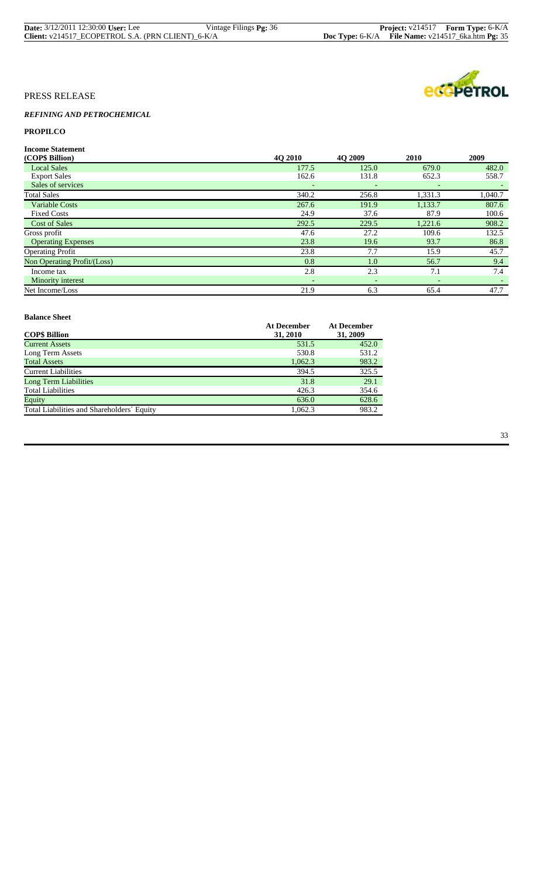PRESS RELEASE

### *REFINING AND PETROCHEMICAL*

### PROPILCO

**Income Statement**

| (COP$ Billion) | 4Q 2010 | 4Q 2009 | 2010 | 2009 |
|---|---|---|---|---|
| Local Sales | 177.5 | 125.0 | 679.0 | 482.0 |
| Export Sales | 162.6 | 131.8 | 652.3 | 558.7 |
| Sales of services | - | - | - | - |
| Total Sales | 340.2 | 256.8 | 1,331.3 | 1,040.7 |
| Variable Costs | 267.6 | 191.9 | 1,133.7 | 807.6 |
| Fixed Costs | 24.9 | 37.6 | 87.9 | 100.6 |
| Cost of Sales | 292.5 | 229.5 | 1,221.6 | 908.2 |
| Gross profit | 47.6 | 27.2 | 109.6 | 132.5 |
| Operating Expenses | 23.8 | 19.6 | 93.7 | 86.8 |
| Operating Profit | 23.8 | 7.7 | 15.9 | 45.7 |
| Non Operating Profit/(Loss) | 0.8 | 1.0 | 56.7 | 9.4 |
| Income tax | 2.8 | 2.3 | 7.1 | 7.4 |
| Minority interest | - | - | - | - |
| Net Income/Loss | 21.9 | 6.3 | 65.4 | 47.7 |

**Balance Sheet**

| COP$ Billion | At December 31, 2010 | At December 31, 2009 |
|---|---|---|
| Current Assets | 531.5 | 452.0 |
| Long Term Assets | 530.8 | 531.2 |
| Total Assets | 1,062.3 | 983.2 |
| Current Liabilities | 394.5 | 325.5 |
| Long Term Liabilities | 31.8 | 29.1 |
| Total Liabilities | 426.3 | 354.6 |
| Equity | 636.0 | 628.6 |
| Total Liabilities and Shareholders´ Equity | 1,062.3 | 983.2 |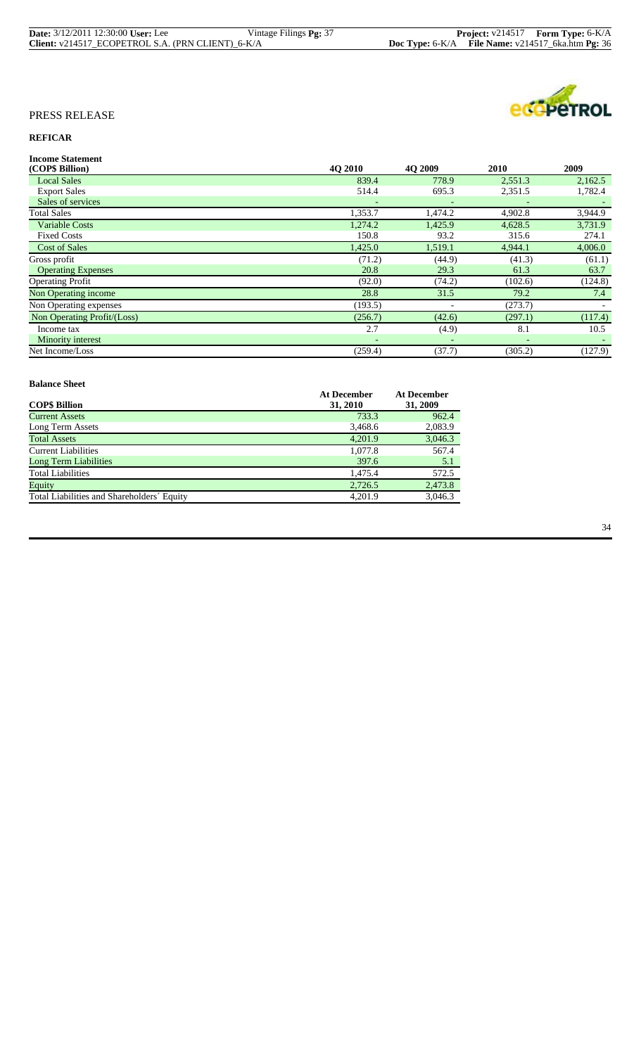PRESS RELEASE

## REFICAR

**Income Statement**

| (COP$ Billion) | 4Q 2010 | 4Q 2009 | 2010 | 2009 |
|---|---|---|---|---|
| Local Sales | 839.4 | 778.9 | 2,551.3 | 2,162.5 |
| Export Sales | 514.4 | 695.3 | 2,351.5 | 1,782.4 |
| Sales of services | - | - | - | - |
| Total Sales | 1,353.7 | 1,474.2 | 4,902.8 | 3,944.9 |
| Variable Costs | 1,274.2 | 1,425.9 | 4,628.5 | 3,731.9 |
| Fixed Costs | 150.8 | 93.2 | 315.6 | 274.1 |
| Cost of Sales | 1,425.0 | 1,519.1 | 4,944.1 | 4,006.0 |
| Gross profit | (71.2) | (44.9) | (41.3) | (61.1) |
| Operating Expenses | 20.8 | 29.3 | 61.3 | 63.7 |
| Operating Profit | (92.0) | (74.2) | (102.6) | (124.8) |
| Non Operating income | 28.8 | 31.5 | 79.2 | 7.4 |
| Non Operating expenses | (193.5) | - | (273.7) | - |
| Non Operating Profit/(Loss) | (256.7) | (42.6) | (297.1) | (117.4) |
| Income tax | 2.7 | (4.9) | 8.1 | 10.5 |
| Minority interest | - | - | - | - |
| Net Income/Loss | (259.4) | (37.7) | (305.2) | (127.9) |

**Balance Sheet**

| COP$ Billion | At December 31, 2010 | At December 31, 2009 |
|---|---|---|
| Current Assets | 733.3 | 962.4 |
| Long Term Assets | 3,468.6 | 2,083.9 |
| Total Assets | 4,201.9 | 3,046.3 |
| Current Liabilities | 1,077.8 | 567.4 |
| Long Term Liabilities | 397.6 | 5.1 |
| Total Liabilities | 1,475.4 | 572.5 |
| Equity | 2,726.5 | 2,473.8 |
| Total Liabilities and Shareholders´ Equity | 4,201.9 | 3,046.3 |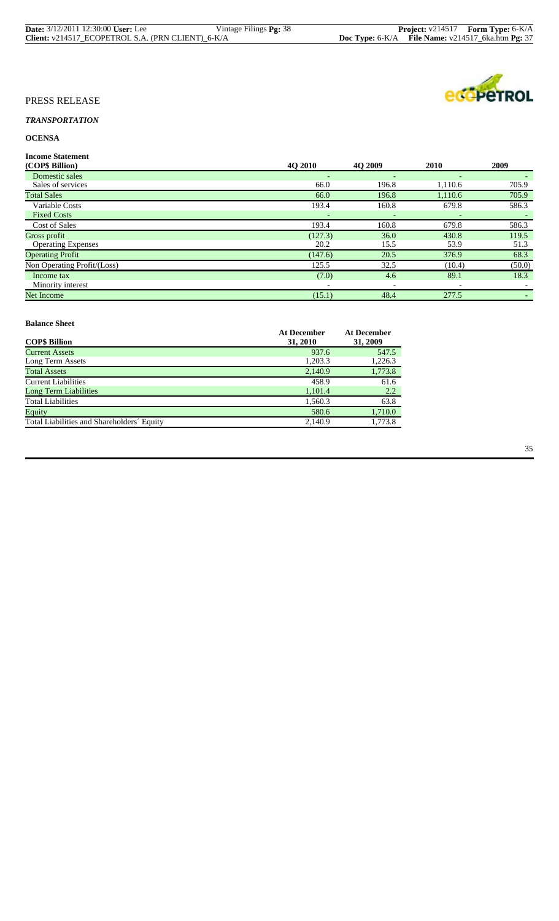PRESS RELEASE

***TRANSPORTATION***

**OCENSA**

**Income Statement**

| (COP$ Billion) | 4Q 2010 | 4Q 2009 | 2010 | 2009 |
|---|---|---|---|---|
| Domestic sales | - | - | - | - |
| Sales of services | 66.0 | 196.8 | 1,110.6 | 705.9 |
| Total Sales | 66.0 | 196.8 | 1,110.6 | 705.9 |
| Variable Costs | 193.4 | 160.8 | 679.8 | 586.3 |
| Fixed Costs | - | - | - | - |
| Cost of Sales | 193.4 | 160.8 | 679.8 | 586.3 |
| Gross profit | (127.3) | 36.0 | 430.8 | 119.5 |
| Operating Expenses | 20.2 | 15.5 | 53.9 | 51.3 |
| Operating Profit | (147.6) | 20.5 | 376.9 | 68.3 |
| Non Operating Profit/(Loss) | 125.5 | 32.5 | (10.4) | (50.0) |
| Income tax | (7.0) | 4.6 | 89.1 | 18.3 |
| Minority interest | - | - | - | - |
| Net Income | (15.1) | 48.4 | 277.5 | - |

**Balance Sheet**

| COP$ Billion | At December 31, 2010 | At December 31, 2009 |
|---|---|---|
| Current Assets | 937.6 | 547.5 |
| Long Term Assets | 1,203.3 | 1,226.3 |
| Total Assets | 2,140.9 | 1,773.8 |
| Current Liabilities | 458.9 | 61.6 |
| Long Term Liabilities | 1,101.4 | 2.2 |
| Total Liabilities | 1,560.3 | 63.8 |
| Equity | 580.6 | 1,710.0 |
| Total Liabilities and Shareholders´ Equity | 2,140.9 | 1,773.8 |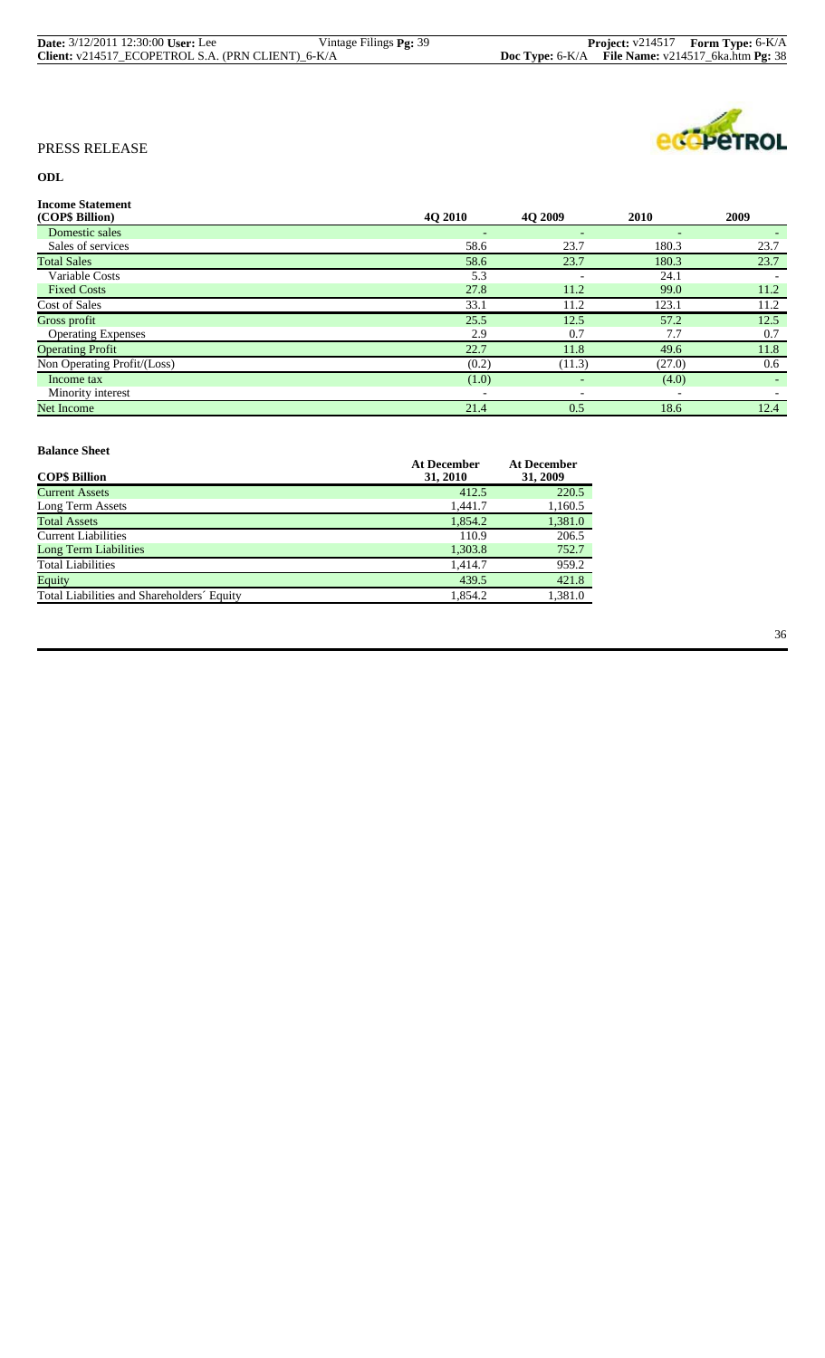PRESS RELEASE

**ODL**

**Income Statement**

| (COP$ Billion) | 4Q 2010 | 4Q 2009 | 2010 | 2009 |
|---|---|---|---|---|
| Domestic sales | - | - | - | - |
| Sales of services | 58.6 | 23.7 | 180.3 | 23.7 |
| Total Sales | 58.6 | 23.7 | 180.3 | 23.7 |
| Variable Costs | 5.3 | - | 24.1 | - |
| Fixed Costs | 27.8 | 11.2 | 99.0 | 11.2 |
| Cost of Sales | 33.1 | 11.2 | 123.1 | 11.2 |
| Gross profit | 25.5 | 12.5 | 57.2 | 12.5 |
| Operating Expenses | 2.9 | 0.7 | 7.7 | 0.7 |
| Operating Profit | 22.7 | 11.8 | 49.6 | 11.8 |
| Non Operating Profit/(Loss) | (0.2) | (11.3) | (27.0) | 0.6 |
| Income tax | (1.0) | - | (4.0) | - |
| Minority interest | - | - | - | - |
| Net Income | 21.4 | 0.5 | 18.6 | 12.4 |

**Balance Sheet**

| COP$ Billion | At December 31, 2010 | At December 31, 2009 |
|---|---|---|
| Current Assets | 412.5 | 220.5 |
| Long Term Assets | 1,441.7 | 1,160.5 |
| Total Assets | 1,854.2 | 1,381.0 |
| Current Liabilities | 110.9 | 206.5 |
| Long Term Liabilities | 1,303.8 | 752.7 |
| Total Liabilities | 1,414.7 | 959.2 |
| Equity | 439.5 | 421.8 |
| Total Liabilities and Shareholders´ Equity | 1,854.2 | 1,381.0 |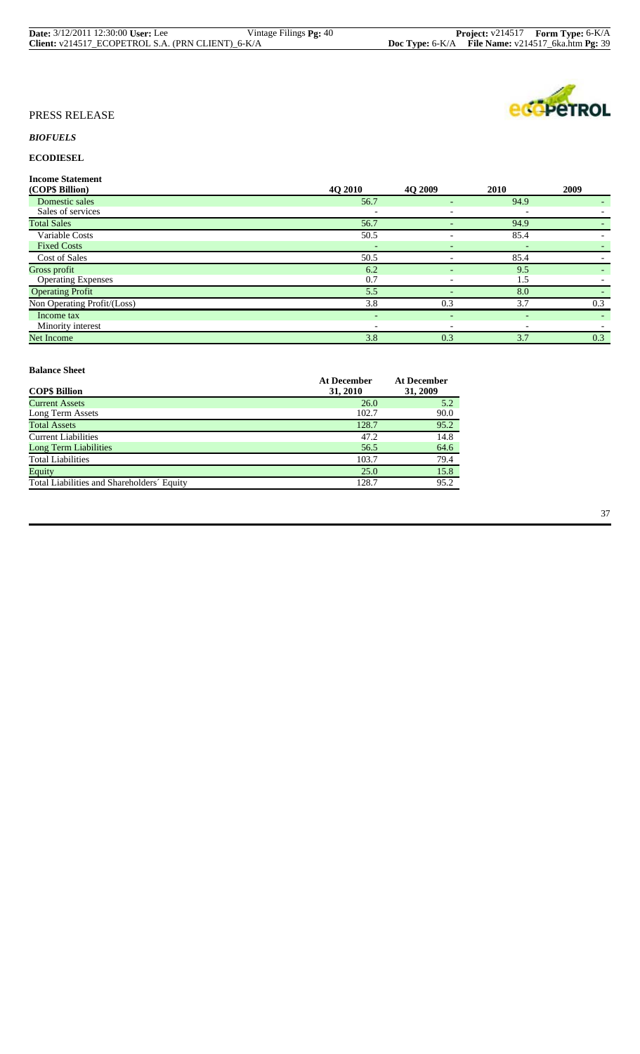PRESS RELEASE

*BIOFUELS*

**ECODIESEL**

**Income Statement**

| (COP$ Billion) | 4Q 2010 | 4Q 2009 | 2010 | 2009 |
|---|---|---|---|---|
| Domestic sales | 56.7 | - | 94.9 | - |
| Sales of services | - | - | - | - |
| Total Sales | 56.7 | - | 94.9 | - |
| Variable Costs | 50.5 | - | 85.4 | - |
| Fixed Costs | - | - | - | - |
| Cost of Sales | 50.5 | - | 85.4 | - |
| Gross profit | 6.2 | - | 9.5 | - |
| Operating Expenses | 0.7 | - | 1.5 | - |
| Operating Profit | 5.5 | - | 8.0 | - |
| Non Operating Profit/(Loss) | 3.8 | 0.3 | 3.7 | 0.3 |
| Income tax | - | - | - | - |
| Minority interest | - | - | - | - |
| Net Income | 3.8 | 0.3 | 3.7 | 0.3 |

**Balance Sheet**

| COP$ Billion | At December 31, 2010 | At December 31, 2009 |
|---|---|---|
| Current Assets | 26.0 | 5.2 |
| Long Term Assets | 102.7 | 90.0 |
| Total Assets | 128.7 | 95.2 |
| Current Liabilities | 47.2 | 14.8 |
| Long Term Liabilities | 56.5 | 64.6 |
| Total Liabilities | 103.7 | 79.4 |
| Equity | 25.0 | 15.8 |
| Total Liabilities and Shareholders´ Equity | 128.7 | 95.2 |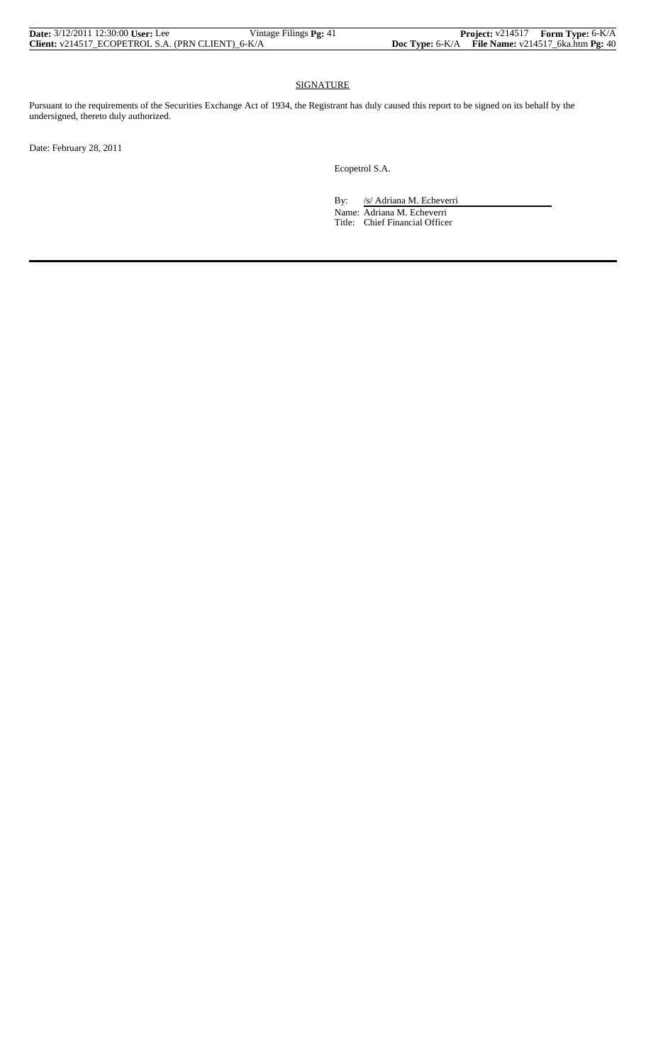## SIGNATURE

Pursuant to the requirements of the Securities Exchange Act of 1934, the Registrant has duly caused this report to be signed on its behalf by the undersigned, thereto duly authorized.

Date: February 28, 2011

Ecopetrol S.A.

By: /s/ Adriana M. Echeverri

Name: Adriana M. Echeverri

Title: Chief Financial Officer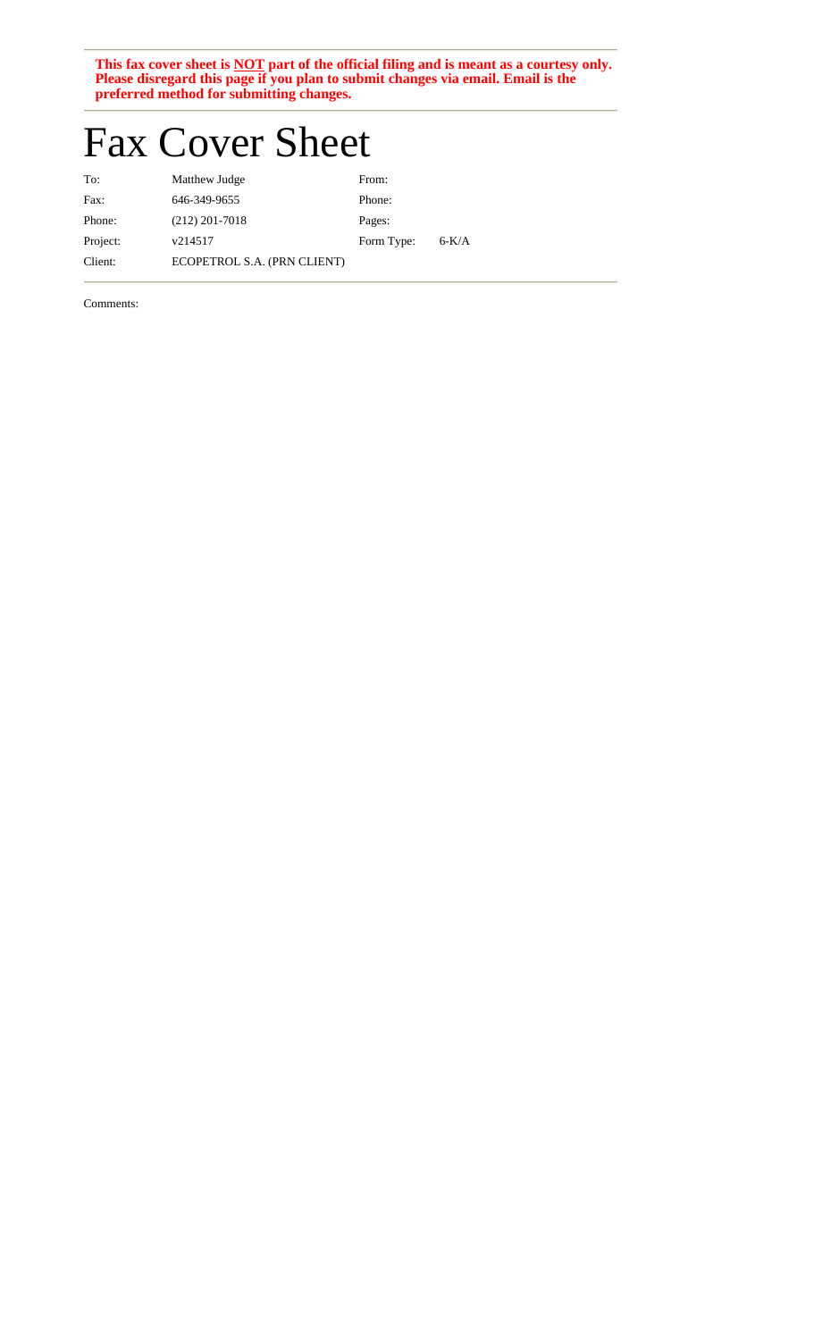**This fax cover sheet is NOT part of the official filing and is meant as a courtesy only. Please disregard this page if you plan to submit changes via email. Email is the preferred method for submitting changes.**

# Fax Cover Sheet

| | | | |
|---|---|---|---|
| To: | Matthew Judge | From: | |
| Fax: | 646-349-9655 | Phone: | |
| Phone: | (212) 201-7018 | Pages: | |
| Project: | v214517 | Form Type: | 6-K/A |
| Client: | ECOPETROL S.A. (PRN CLIENT) | | |

Comments: